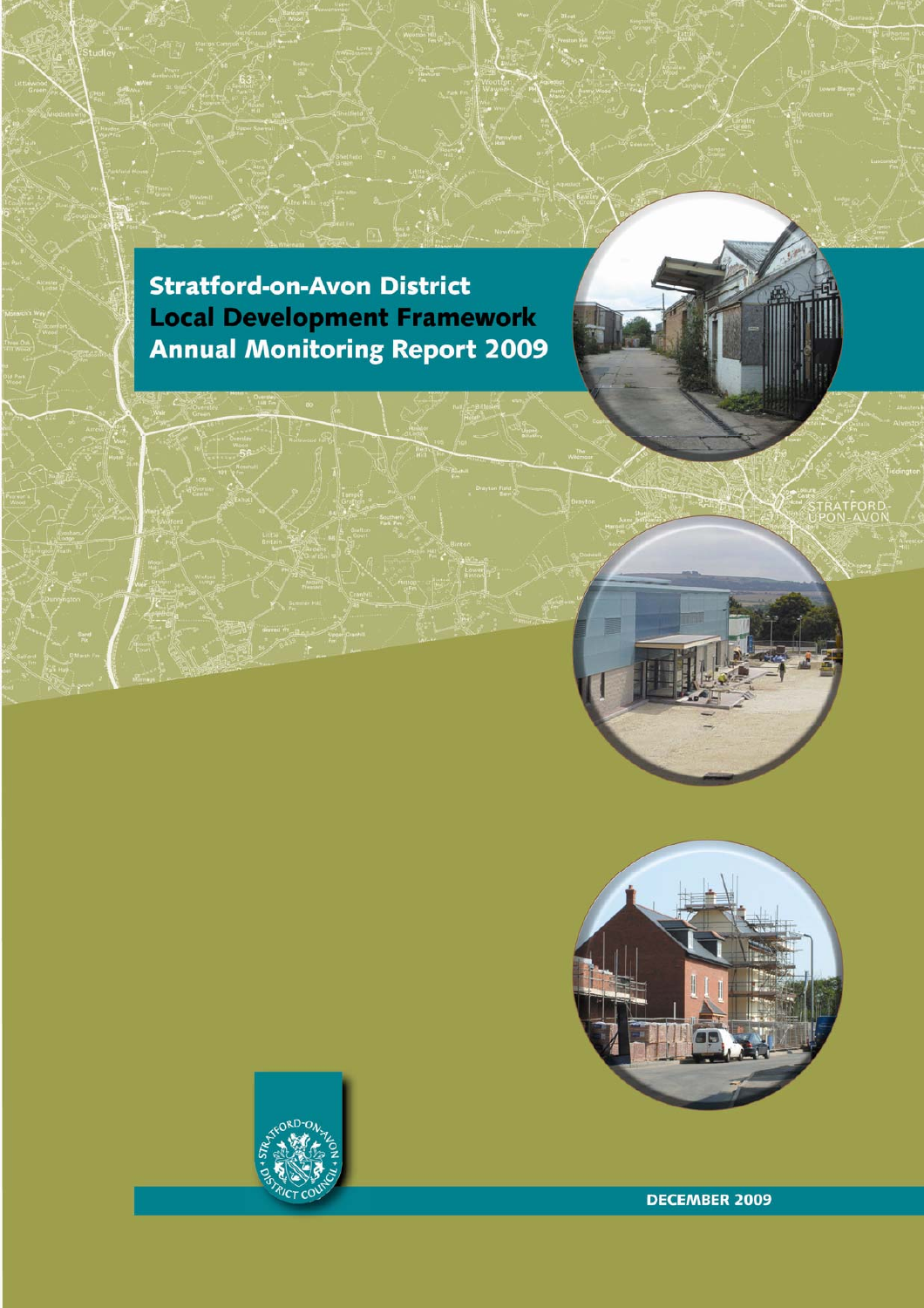# Stratford-on-Avon District Local Development Framework Annual Monitoring Report 2009

DECEMBER 2009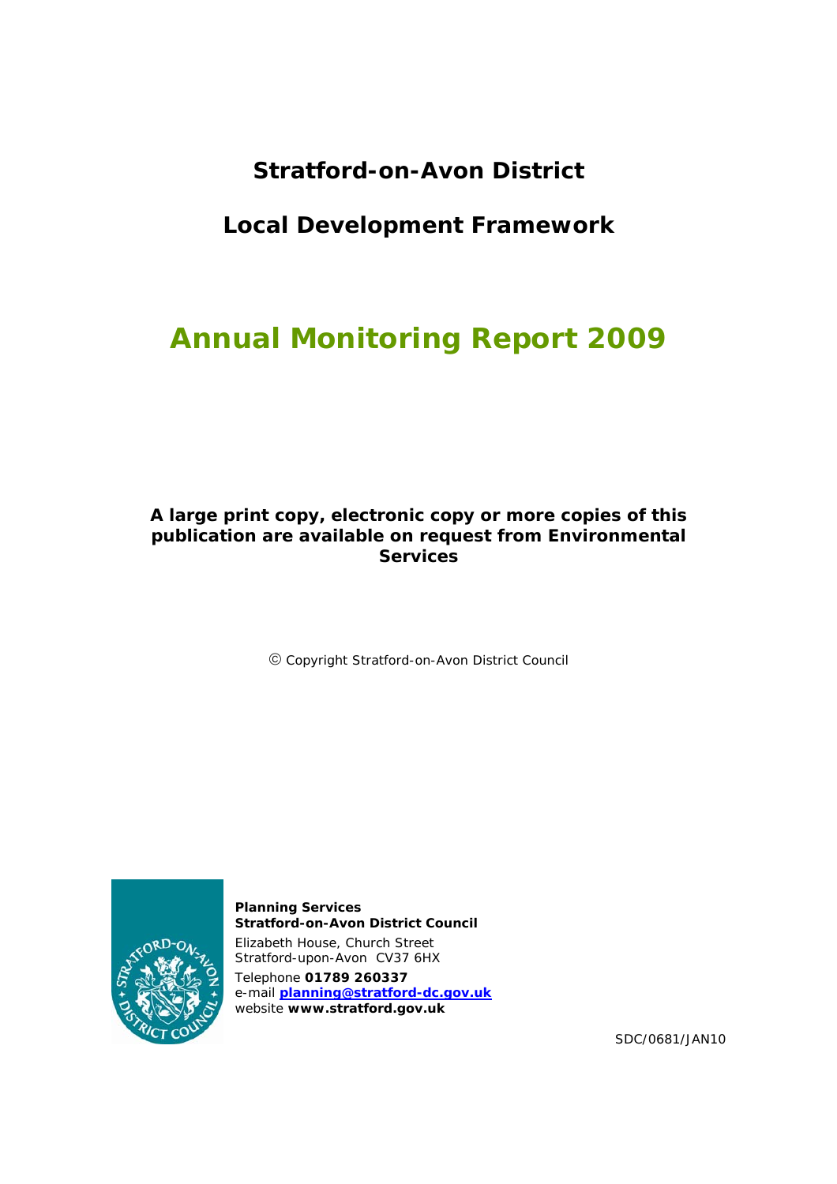# Stratford-on-Avon District

# Local Development Framework

# Annual Monitoring Report 2009

**A large print copy, electronic copy or more copies of this publication are available on request from Environmental Services**

© Copyright Stratford-on-Avon District Council

**Planning Services**
**Stratford-on-Avon District Council**
Elizabeth House, Church Street
Stratford-upon-Avon CV37 6HX
Telephone **01789 260337**
e-mail **planning@stratford-dc.gov.uk**
website **www.stratford.gov.uk**

SDC/0681/JAN10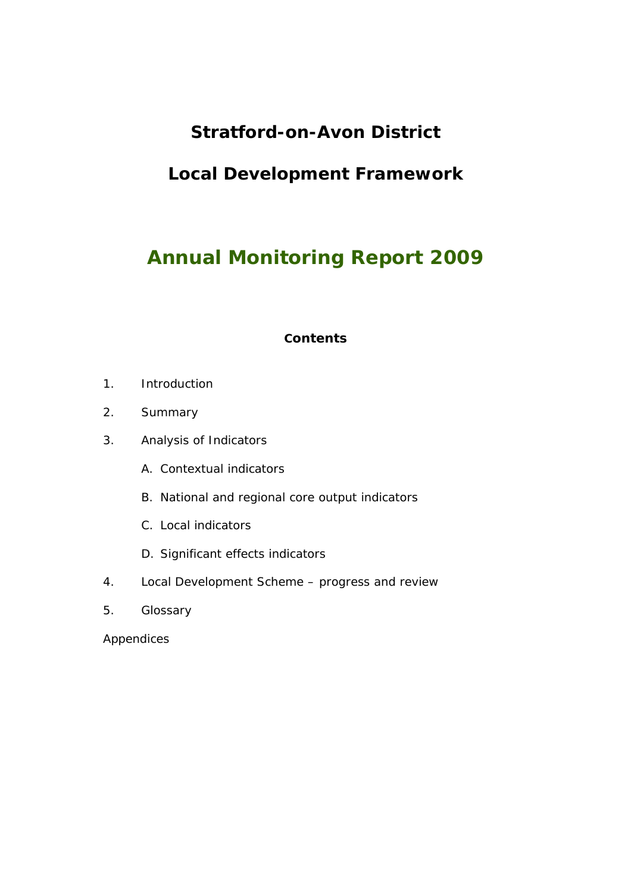# Stratford-on-Avon District

# Local Development Framework

## Annual Monitoring Report 2009

**Contents**

1. Introduction
2. Summary
3. Analysis of Indicators
   - A. Contextual indicators
   - B. National and regional core output indicators
   - C. Local indicators
   - D. Significant effects indicators
4. Local Development Scheme – progress and review
5. Glossary

Appendices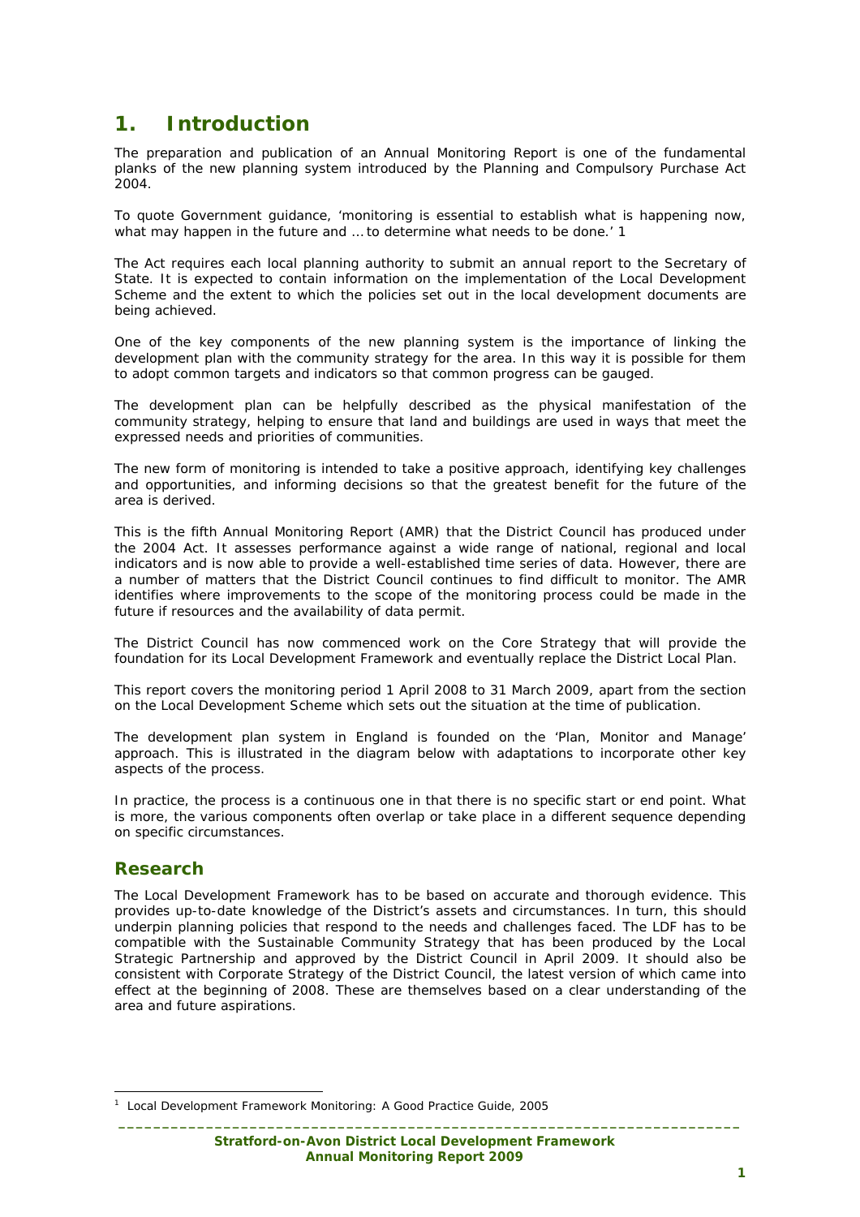# 1. Introduction

The preparation and publication of an Annual Monitoring Report is one of the fundamental planks of the new planning system introduced by the Planning and Compulsory Purchase Act 2004.

To quote Government guidance, 'monitoring is essential to establish what is happening now, what may happen in the future and … to determine what needs to be done.' 1

The Act requires each local planning authority to submit an annual report to the Secretary of State. It is expected to contain information on the implementation of the Local Development Scheme and the extent to which the policies set out in the local development documents are being achieved.

One of the key components of the new planning system is the importance of linking the development plan with the community strategy for the area. In this way it is possible for them to adopt common targets and indicators so that common progress can be gauged.

The development plan can be helpfully described as the physical manifestation of the community strategy, helping to ensure that land and buildings are used in ways that meet the expressed needs and priorities of communities.

The new form of monitoring is intended to take a positive approach, identifying key challenges and opportunities, and informing decisions so that the greatest benefit for the future of the area is derived.

This is the fifth Annual Monitoring Report (AMR) that the District Council has produced under the 2004 Act. It assesses performance against a wide range of national, regional and local indicators and is now able to provide a well-established time series of data. However, there are a number of matters that the District Council continues to find difficult to monitor. The AMR identifies where improvements to the scope of the monitoring process could be made in the future if resources and the availability of data permit.

The District Council has now commenced work on the Core Strategy that will provide the foundation for its Local Development Framework and eventually replace the District Local Plan.

This report covers the monitoring period 1 April 2008 to 31 March 2009, apart from the section on the Local Development Scheme which sets out the situation at the time of publication.

The development plan system in England is founded on the 'Plan, Monitor and Manage' approach. This is illustrated in the diagram below with adaptations to incorporate other key aspects of the process.

In practice, the process is a continuous one in that there is no specific start or end point. What is more, the various components often overlap or take place in a different sequence depending on specific circumstances.

## Research

The Local Development Framework has to be based on accurate and thorough evidence. This provides up-to-date knowledge of the District's assets and circumstances. In turn, this should underpin planning policies that respond to the needs and challenges faced. The LDF has to be compatible with the Sustainable Community Strategy that has been produced by the Local Strategic Partnership and approved by the District Council in April 2009. It should also be consistent with Corporate Strategy of the District Council, the latest version of which came into effect at the beginning of 2008. These are themselves based on a clear understanding of the area and future aspirations.

[1] Local Development Framework Monitoring: A Good Practice Guide, 2005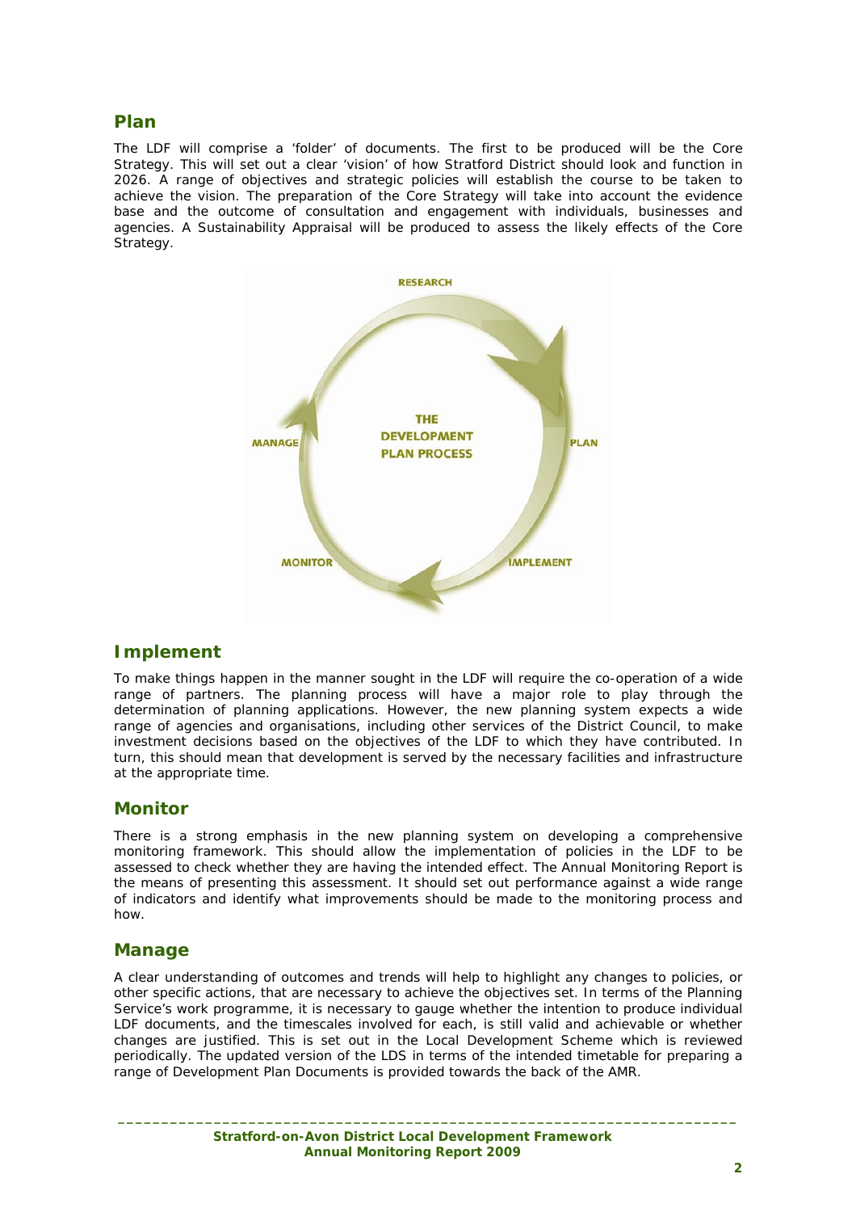## Plan

The LDF will comprise a 'folder' of documents. The first to be produced will be the Core Strategy. This will set out a clear 'vision' of how Stratford District should look and function in 2026. A range of objectives and strategic policies will establish the course to be taken to achieve the vision. The preparation of the Core Strategy will take into account the evidence base and the outcome of consultation and engagement with individuals, businesses and agencies. A Sustainability Appraisal will be produced to assess the likely effects of the Core Strategy.

RESEARCH

MANAGE

THE DEVELOPMENT PLAN PROCESS

PLAN

MONITOR

IMPLEMENT

## Implement

To make things happen in the manner sought in the LDF will require the co-operation of a wide range of partners. The planning process will have a major role to play through the determination of planning applications. However, the new planning system expects a wide range of agencies and organisations, including other services of the District Council, to make investment decisions based on the objectives of the LDF to which they have contributed. In turn, this should mean that development is served by the necessary facilities and infrastructure at the appropriate time.

## Monitor

There is a strong emphasis in the new planning system on developing a comprehensive monitoring framework. This should allow the implementation of policies in the LDF to be assessed to check whether they are having the intended effect. The Annual Monitoring Report is the means of presenting this assessment. It should set out performance against a wide range of indicators and identify what improvements should be made to the monitoring process and how.

## Manage

A clear understanding of outcomes and trends will help to highlight any changes to policies, or other specific actions, that are necessary to achieve the objectives set. In terms of the Planning Service's work programme, it is necessary to gauge whether the intention to produce individual LDF documents, and the timescales involved for each, is still valid and achievable or whether changes are justified. This is set out in the Local Development Scheme which is reviewed periodically. The updated version of the LDS in terms of the intended timetable for preparing a range of Development Plan Documents is provided towards the back of the AMR.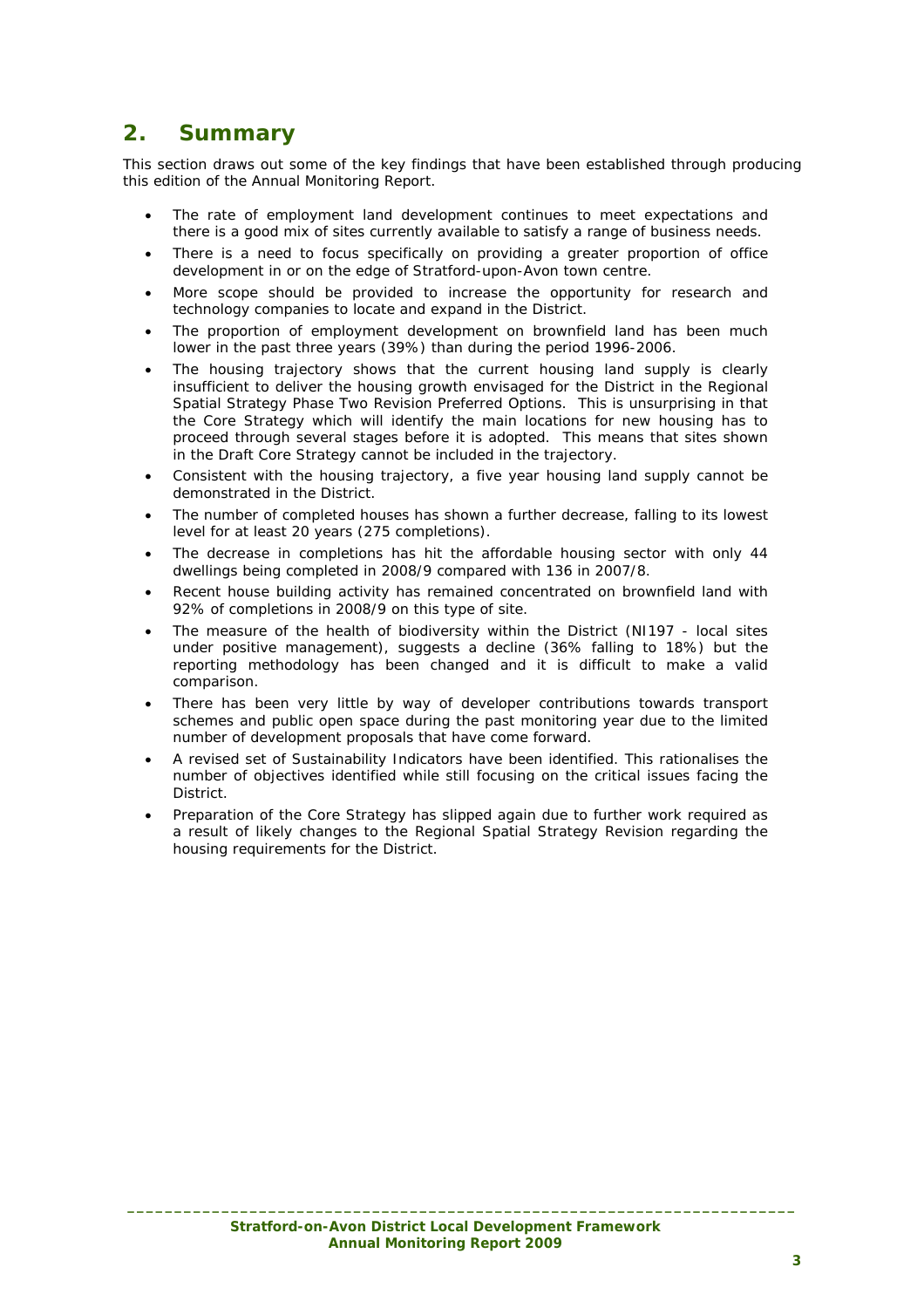## 2. Summary

This section draws out some of the key findings that have been established through producing this edition of the Annual Monitoring Report.

- The rate of employment land development continues to meet expectations and there is a good mix of sites currently available to satisfy a range of business needs.
- There is a need to focus specifically on providing a greater proportion of office development in or on the edge of Stratford-upon-Avon town centre.
- More scope should be provided to increase the opportunity for research and technology companies to locate and expand in the District.
- The proportion of employment development on brownfield land has been much lower in the past three years (39%) than during the period 1996-2006.
- The housing trajectory shows that the current housing land supply is clearly insufficient to deliver the housing growth envisaged for the District in the Regional Spatial Strategy Phase Two Revision Preferred Options. This is unsurprising in that the Core Strategy which will identify the main locations for new housing has to proceed through several stages before it is adopted. This means that sites shown in the Draft Core Strategy cannot be included in the trajectory.
- Consistent with the housing trajectory, a five year housing land supply cannot be demonstrated in the District.
- The number of completed houses has shown a further decrease, falling to its lowest level for at least 20 years (275 completions).
- The decrease in completions has hit the affordable housing sector with only 44 dwellings being completed in 2008/9 compared with 136 in 2007/8.
- Recent house building activity has remained concentrated on brownfield land with 92% of completions in 2008/9 on this type of site.
- The measure of the health of biodiversity within the District (NI197 - local sites under positive management), suggests a decline (36% falling to 18%) but the reporting methodology has been changed and it is difficult to make a valid comparison.
- There has been very little by way of developer contributions towards transport schemes and public open space during the past monitoring year due to the limited number of development proposals that have come forward.
- A revised set of Sustainability Indicators have been identified. This rationalises the number of objectives identified while still focusing on the critical issues facing the District.
- Preparation of the Core Strategy has slipped again due to further work required as a result of likely changes to the Regional Spatial Strategy Revision regarding the housing requirements for the District.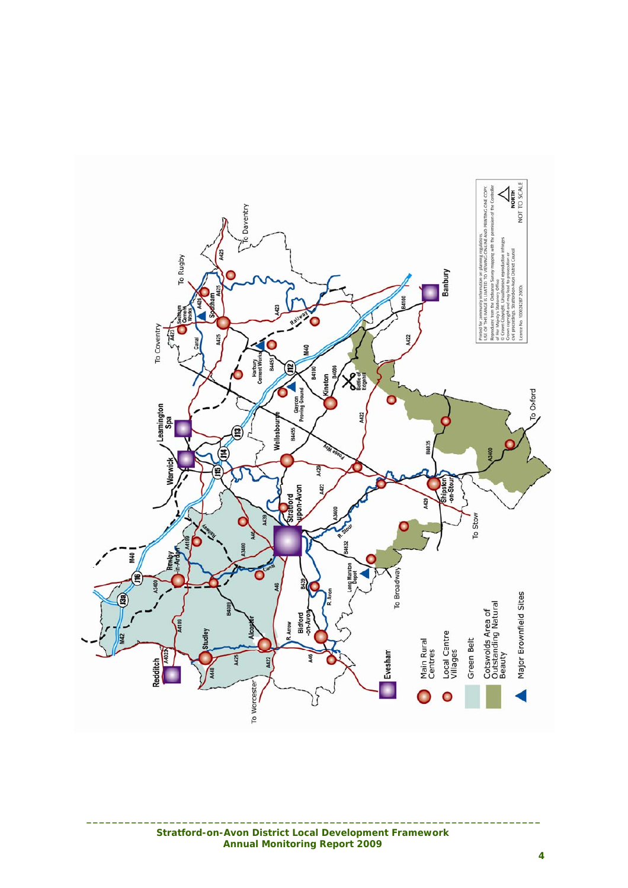- Main Rural Centres
- Local Centre Villages
- Green Belt
- Cotswolds Area of Outstanding Natural Beauty
- Major Brownfield Sites

Printed for community information on planning regulations.
USE OF THIS IMAGE IS LIMITED TO VIEWING ONLINE AND PRINTING ONE COPY.
Reproduced from the Ordnance Survey mapping with the permission of the Controller of Her Majesty's Stationery Office.
© Crown Copyright. Unauthorised reproduction infringes Crown copyright and may lead to prosecution or civil proceedings. Stratford-on-Avon District Council
Licence No 100024287 2005

NORTH

NOT TO SCALE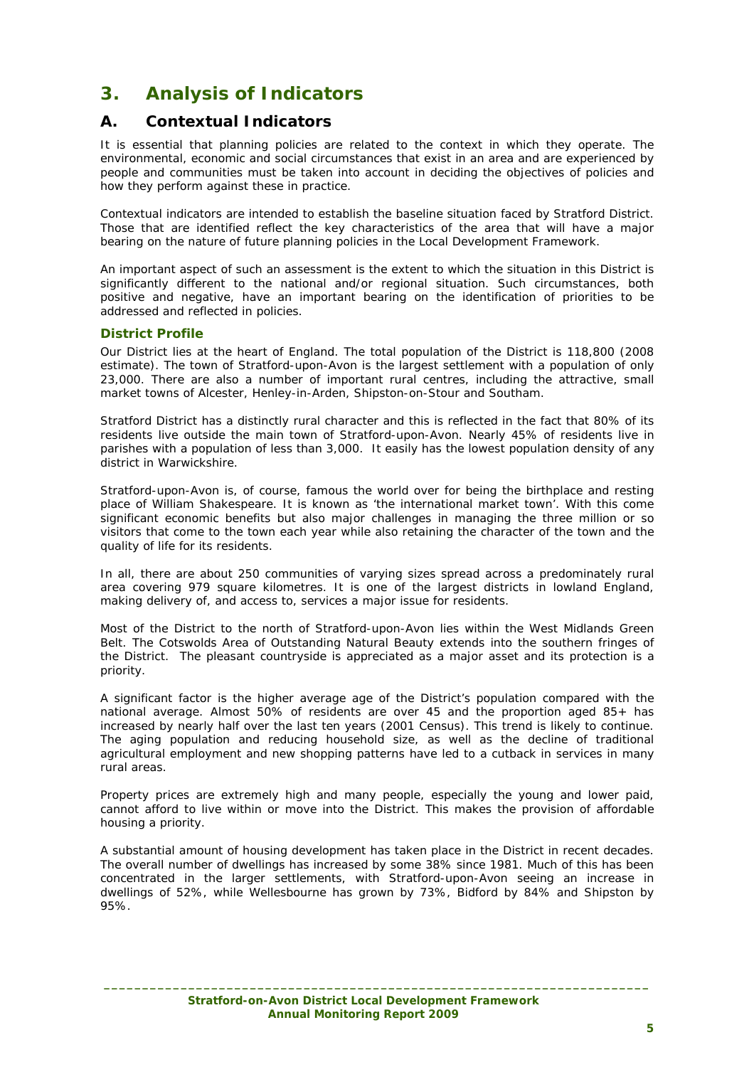# 3. Analysis of Indicators

## A. Contextual Indicators

It is essential that planning policies are related to the context in which they operate. The environmental, economic and social circumstances that exist in an area and are experienced by people and communities must be taken into account in deciding the objectives of policies and how they perform against these in practice.

Contextual indicators are intended to establish the baseline situation faced by Stratford District. Those that are identified reflect the key characteristics of the area that will have a major bearing on the nature of future planning policies in the Local Development Framework.

An important aspect of such an assessment is the extent to which the situation in this District is significantly different to the national and/or regional situation. Such circumstances, both positive and negative, have an important bearing on the identification of priorities to be addressed and reflected in policies.

### District Profile

Our District lies at the heart of England. The total population of the District is 118,800 (2008 estimate). The town of Stratford-upon-Avon is the largest settlement with a population of only 23,000. There are also a number of important rural centres, including the attractive, small market towns of Alcester, Henley-in-Arden, Shipston-on-Stour and Southam.

Stratford District has a distinctly rural character and this is reflected in the fact that 80% of its residents live outside the main town of Stratford-upon-Avon. Nearly 45% of residents live in parishes with a population of less than 3,000. It easily has the lowest population density of any district in Warwickshire.

Stratford-upon-Avon is, of course, famous the world over for being the birthplace and resting place of William Shakespeare. It is known as 'the international market town'. With this come significant economic benefits but also major challenges in managing the three million or so visitors that come to the town each year while also retaining the character of the town and the quality of life for its residents.

In all, there are about 250 communities of varying sizes spread across a predominately rural area covering 979 square kilometres. It is one of the largest districts in lowland England, making delivery of, and access to, services a major issue for residents.

Most of the District to the north of Stratford-upon-Avon lies within the West Midlands Green Belt. The Cotswolds Area of Outstanding Natural Beauty extends into the southern fringes of the District. The pleasant countryside is appreciated as a major asset and its protection is a priority.

A significant factor is the higher average age of the District's population compared with the national average. Almost 50% of residents are over 45 and the proportion aged 85+ has increased by nearly half over the last ten years (2001 Census). This trend is likely to continue. The aging population and reducing household size, as well as the decline of traditional agricultural employment and new shopping patterns have led to a cutback in services in many rural areas.

Property prices are extremely high and many people, especially the young and lower paid, cannot afford to live within or move into the District. This makes the provision of affordable housing a priority.

A substantial amount of housing development has taken place in the District in recent decades. The overall number of dwellings has increased by some 38% since 1981. Much of this has been concentrated in the larger settlements, with Stratford-upon-Avon seeing an increase in dwellings of 52%, while Wellesbourne has grown by 73%, Bidford by 84% and Shipston by 95%.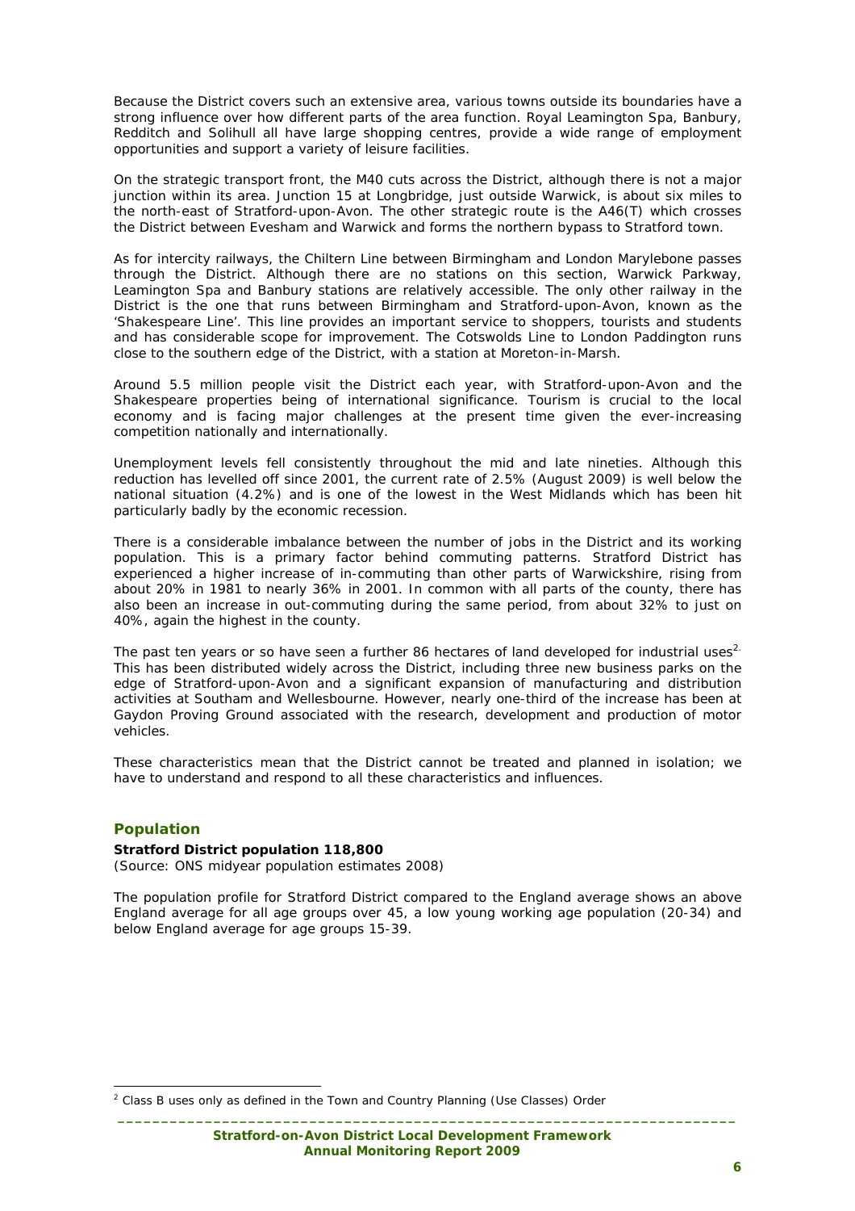Because the District covers such an extensive area, various towns outside its boundaries have a strong influence over how different parts of the area function. Royal Leamington Spa, Banbury, Redditch and Solihull all have large shopping centres, provide a wide range of employment opportunities and support a variety of leisure facilities.

On the strategic transport front, the M40 cuts across the District, although there is not a major junction within its area. Junction 15 at Longbridge, just outside Warwick, is about six miles to the north-east of Stratford-upon-Avon. The other strategic route is the A46(T) which crosses the District between Evesham and Warwick and forms the northern bypass to Stratford town.

As for intercity railways, the Chiltern Line between Birmingham and London Marylebone passes through the District. Although there are no stations on this section, Warwick Parkway, Leamington Spa and Banbury stations are relatively accessible. The only other railway in the District is the one that runs between Birmingham and Stratford-upon-Avon, known as the 'Shakespeare Line'. This line provides an important service to shoppers, tourists and students and has considerable scope for improvement. The Cotswolds Line to London Paddington runs close to the southern edge of the District, with a station at Moreton-in-Marsh.

Around 5.5 million people visit the District each year, with Stratford-upon-Avon and the Shakespeare properties being of international significance. Tourism is crucial to the local economy and is facing major challenges at the present time given the ever-increasing competition nationally and internationally.

Unemployment levels fell consistently throughout the mid and late nineties. Although this reduction has levelled off since 2001, the current rate of 2.5% (August 2009) is well below the national situation (4.2%) and is one of the lowest in the West Midlands which has been hit particularly badly by the economic recession.

There is a considerable imbalance between the number of jobs in the District and its working population. This is a primary factor behind commuting patterns. Stratford District has experienced a higher increase of in-commuting than other parts of Warwickshire, rising from about 20% in 1981 to nearly 36% in 2001. In common with all parts of the county, there has also been an increase in out-commuting during the same period, from about 32% to just on 40%, again the highest in the county.

The past ten years or so have seen a further 86 hectares of land developed for industrial uses[2]. This has been distributed widely across the District, including three new business parks on the edge of Stratford-upon-Avon and a significant expansion of manufacturing and distribution activities at Southam and Wellesbourne. However, nearly one-third of the increase has been at Gaydon Proving Ground associated with the research, development and production of motor vehicles.

These characteristics mean that the District cannot be treated and planned in isolation; we have to understand and respond to all these characteristics and influences.

## Population

**Stratford District population 118,800**
(Source: ONS midyear population estimates 2008)

The population profile for Stratford District compared to the England average shows an above England average for all age groups over 45, a low young working age population (20-34) and below England average for age groups 15-39.

[2] Class B uses only as defined in the Town and Country Planning (Use Classes) Order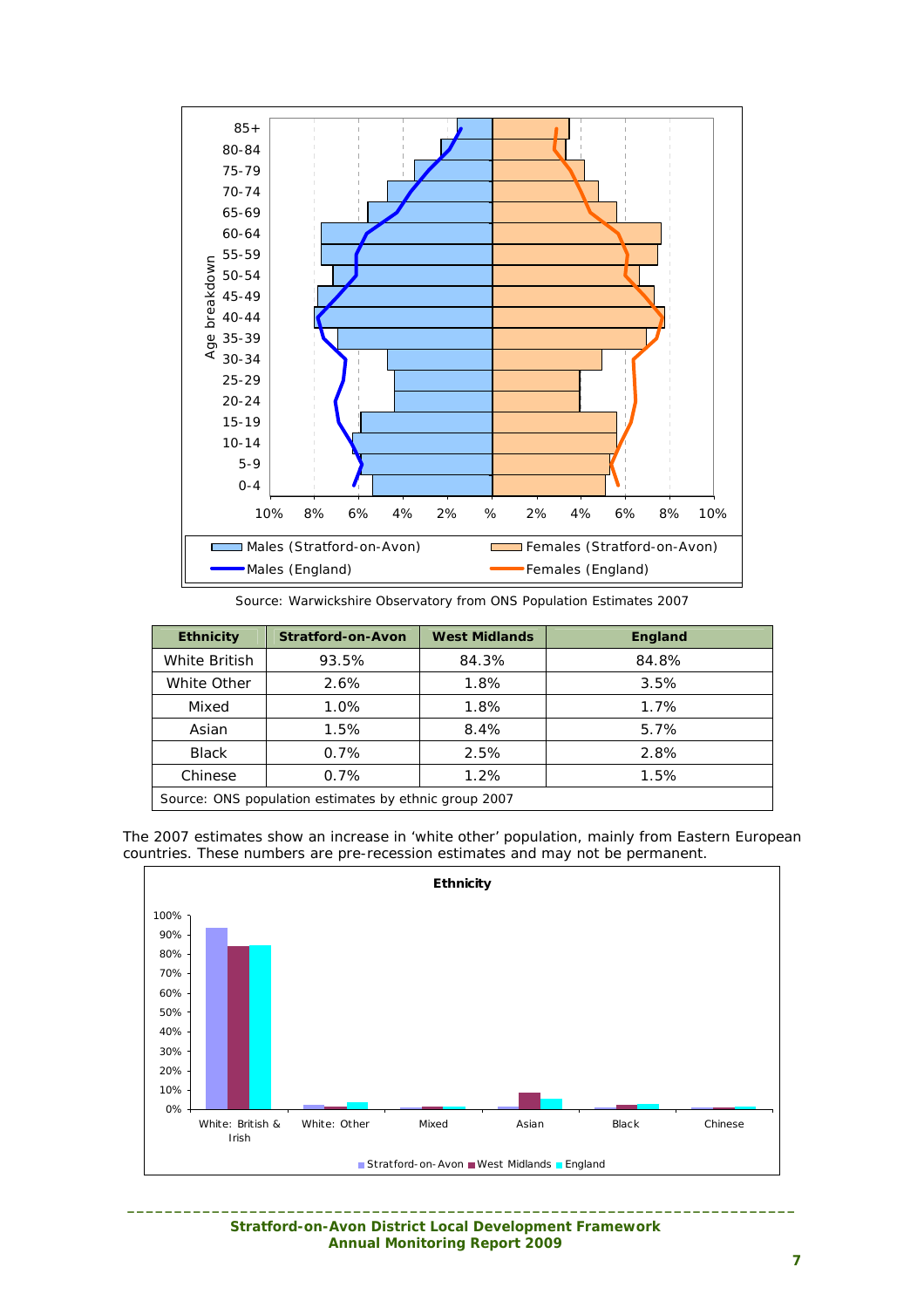Source: Warwickshire Observatory from ONS Population Estimates 2007

| Ethnicity | Stratford-on-Avon | West Midlands | England |
|---|---|---|---|
| White British | 93.5% | 84.3% | 84.8% |
| White Other | 2.6% | 1.8% | 3.5% |
| Mixed | 1.0% | 1.8% | 1.7% |
| Asian | 1.5% | 8.4% | 5.7% |
| Black | 0.7% | 2.5% | 2.8% |
| Chinese | 0.7% | 1.2% | 1.5% |

Source: ONS population estimates by ethnic group 2007

The 2007 estimates show an increase in 'white other' population, mainly from Eastern European countries. These numbers are pre-recession estimates and may not be permanent.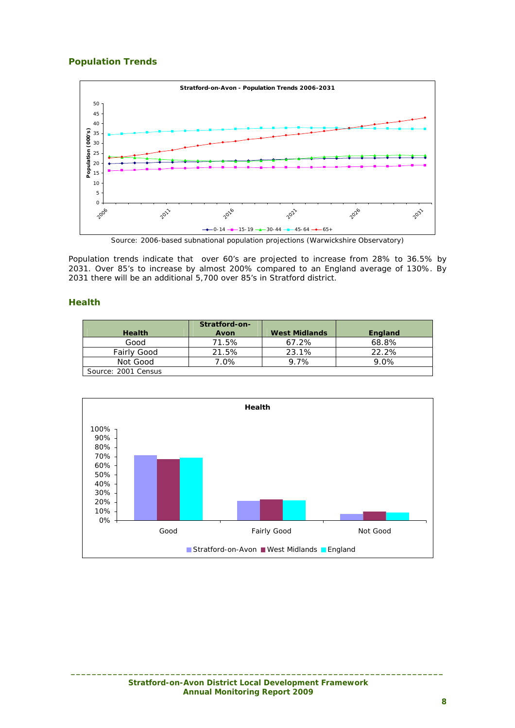## Population Trends

Source: 2006-based subnational population projections (Warwickshire Observatory)

Population trends indicate that over 60's are projected to increase from 28% to 36.5% by 2031. Over 85's to increase by almost 200% compared to an England average of 130%. By 2031 there will be an additional 5,700 over 85's in Stratford district.

## Health

| Health | Stratford-on-Avon | West Midlands | England |
|---|---|---|---|
| Good | 71.5% | 67.2% | 68.8% |
| Fairly Good | 21.5% | 23.1% | 22.2% |
| Not Good | 7.0% | 9.7% | 9.0% |
| Source: 2001 Census | | | |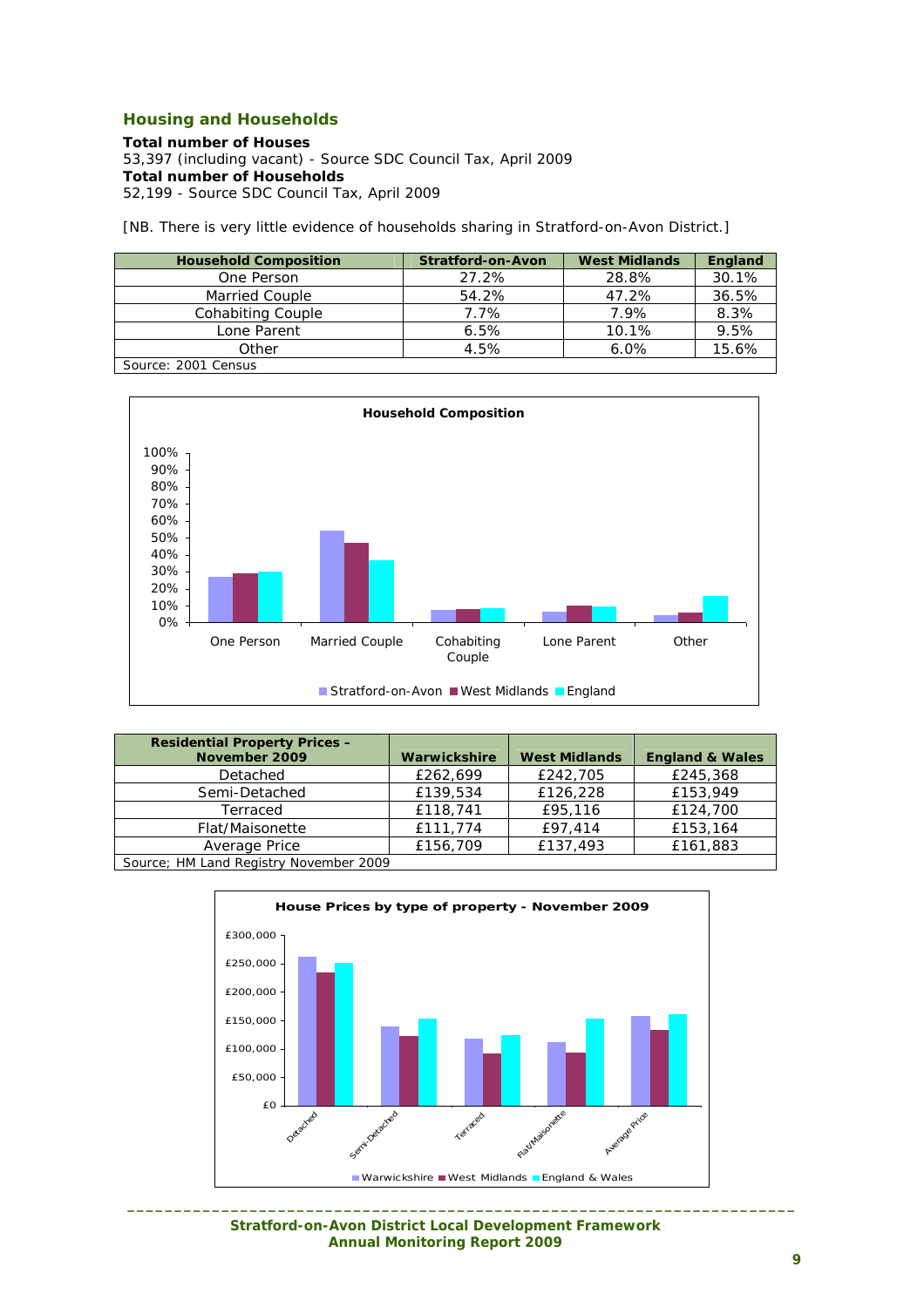## Housing and Households

**Total number of Houses**
53,397 (including vacant) - Source SDC Council Tax, April 2009
**Total number of Households**
52,199 - Source SDC Council Tax, April 2009

[NB. There is very little evidence of households sharing in Stratford-on-Avon District.]

| Household Composition | Stratford-on-Avon | West Midlands | England |
|---|---|---|---|
| One Person | 27.2% | 28.8% | 30.1% |
| Married Couple | 54.2% | 47.2% | 36.5% |
| Cohabiting Couple | 7.7% | 7.9% | 8.3% |
| Lone Parent | 6.5% | 10.1% | 9.5% |
| Other | 4.5% | 6.0% | 15.6% |

Source: 2001 Census

**Household Composition**

| Residential Property Prices – November 2009 | Warwickshire | West Midlands | England & Wales |
|---|---|---|---|
| Detached | £262,699 | £242,705 | £245,368 |
| Semi-Detached | £139,534 | £126,228 | £153,949 |
| Terraced | £118,741 | £95,116 | £124,700 |
| Flat/Maisonette | £111,774 | £97,414 | £153,164 |
| Average Price | £156,709 | £137,493 | £161,883 |

Source; HM Land Registry November 2009

**House Prices by type of property - November 2009**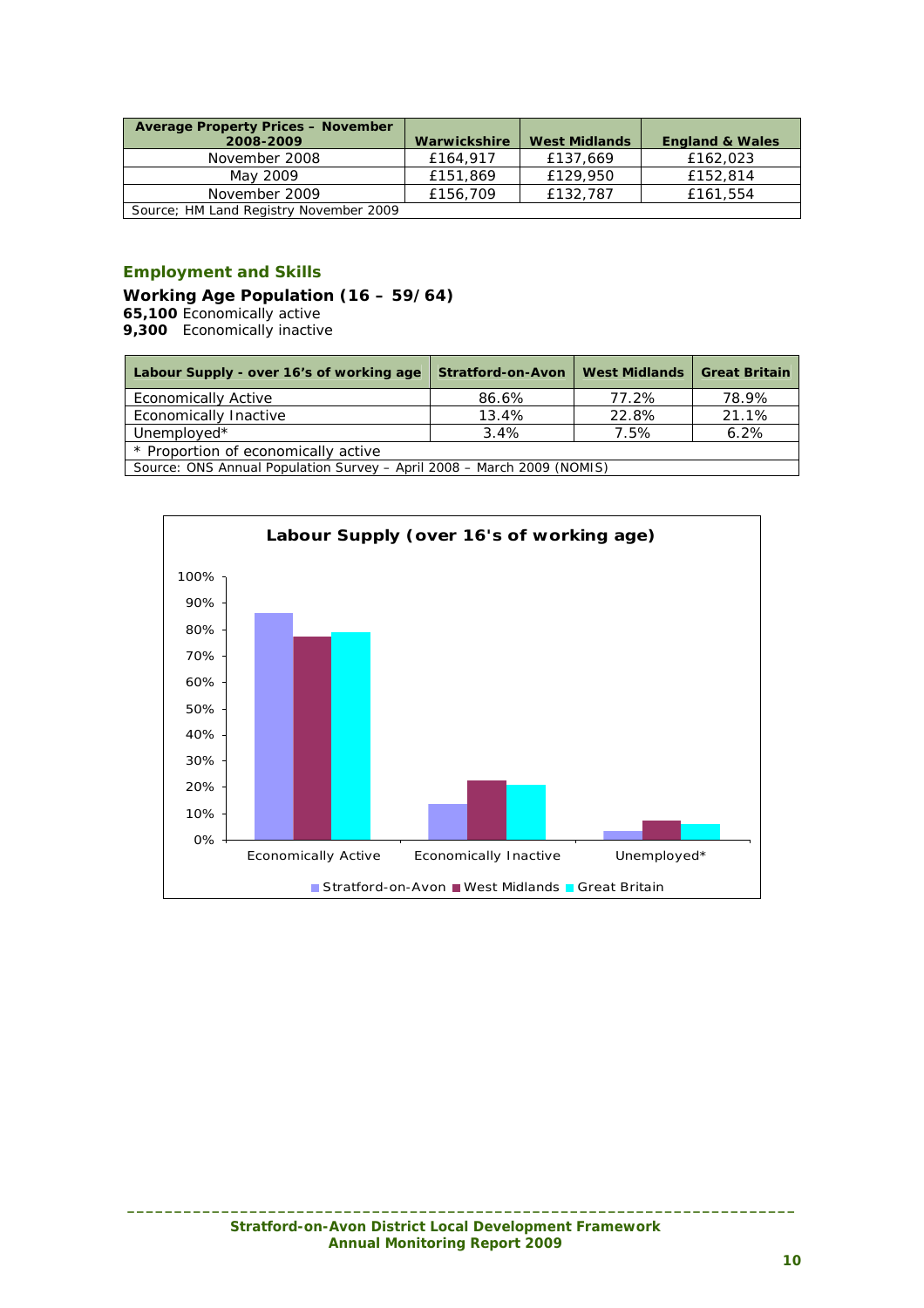| Average Property Prices – November 2008-2009 | Warwickshire | West Midlands | England & Wales |
|---|---|---|---|
| November 2008 | £164,917 | £137,669 | £162,023 |
| May 2009 | £151,869 | £129,950 | £152,814 |
| November 2009 | £156,709 | £132,787 | £161,554 |
| Source; HM Land Registry November 2009 | | | |

## Employment and Skills

### Working Age Population (16 – 59/64)

**65,100** Economically active
**9,300** Economically inactive

| Labour Supply - over 16's of working age | Stratford-on-Avon | West Midlands | Great Britain |
|---|---|---|---|
| Economically Active | 86.6% | 77.2% | 78.9% |
| Economically Inactive | 13.4% | 22.8% | 21.1% |
| Unemployed* | 3.4% | 7.5% | 6.2% |
| * Proportion of economically active | | | |
| Source: ONS Annual Population Survey – April 2008 – March 2009 (NOMIS) | | | |

**Labour Supply (over 16's of working age)**

| | Stratford-on-Avon | West Midlands | Great Britain |
|---|---|---|---|
| Economically Active | 86.6% | 77.2% | 78.9% |
| Economically Inactive | 13.4% | 22.8% | 21.1% |
| Unemployed* | 3.4% | 7.5% | 6.2% |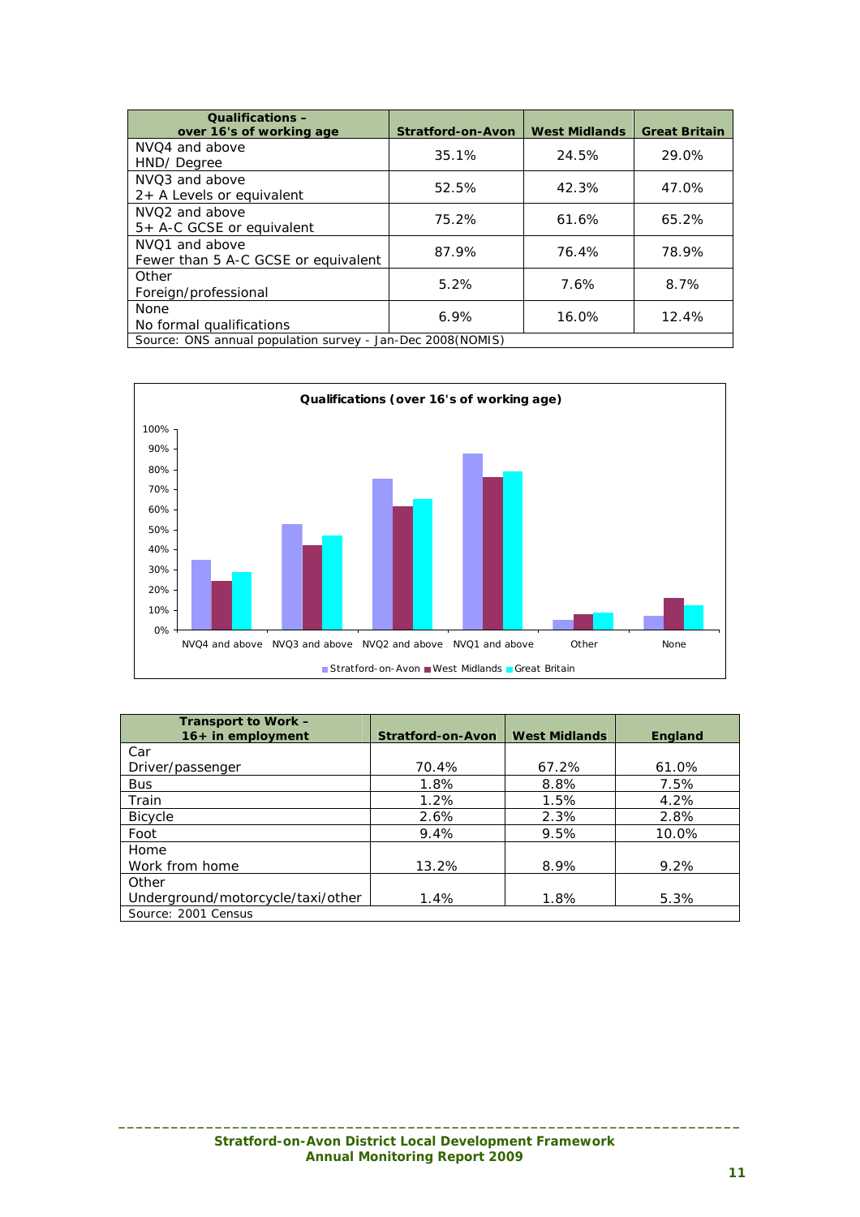| Qualifications – over 16's of working age | Stratford-on-Avon | West Midlands | Great Britain |
|---|---|---|---|
| NVQ4 and above HND/ Degree | 35.1% | 24.5% | 29.0% |
| NVQ3 and above 2+ A Levels or equivalent | 52.5% | 42.3% | 47.0% |
| NVQ2 and above 5+ A-C GCSE or equivalent | 75.2% | 61.6% | 65.2% |
| NVQ1 and above Fewer than 5 A-C GCSE or equivalent | 87.9% | 76.4% | 78.9% |
| Other Foreign/professional | 5.2% | 7.6% | 8.7% |
| None No formal qualifications | 6.9% | 16.0% | 12.4% |
| Source: ONS annual population survey - Jan-Dec 2008(NOMIS) | | | |

**Qualifications (over 16's of working age)**

| | Stratford-on-Avon | West Midlands | Great Britain |
|---|---|---|---|
| NVQ4 and above | 35.1% | 24.5% | 29.0% |
| NVQ3 and above | 52.5% | 42.3% | 47.0% |
| NVQ2 and above | 75.2% | 61.6% | 65.2% |
| NVQ1 and above | 87.9% | 76.4% | 78.9% |
| Other | 5.2% | 7.6% | 8.7% |
| None | 6.9% | 16.0% | 12.4% |

| Transport to Work – 16+ in employment | Stratford-on-Avon | West Midlands | England |
|---|---|---|---|
| Car Driver/passenger | 70.4% | 67.2% | 61.0% |
| Bus | 1.8% | 8.8% | 7.5% |
| Train | 1.2% | 1.5% | 4.2% |
| Bicycle | 2.6% | 2.3% | 2.8% |
| Foot | 9.4% | 9.5% | 10.0% |
| Home Work from home | 13.2% | 8.9% | 9.2% |
| Other Underground/motorcycle/taxi/other | 1.4% | 1.8% | 5.3% |
| Source: 2001 Census | | | |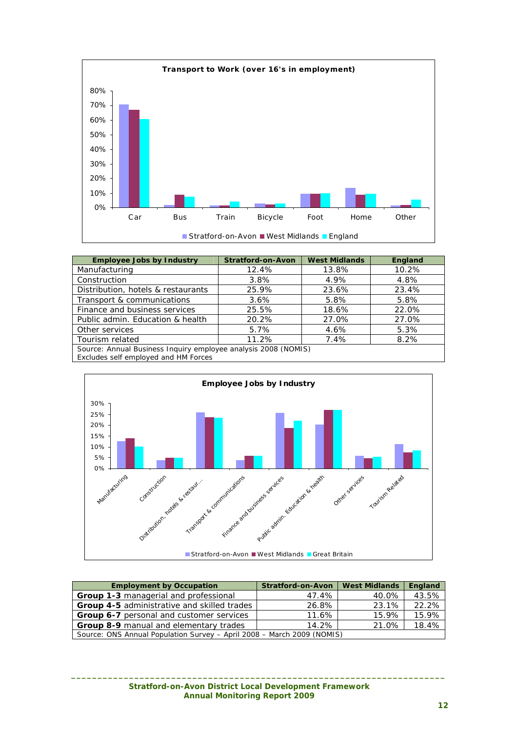**Transport to Work (over 16's in employment)**

| Employee Jobs by Industry | Stratford-on-Avon | West Midlands | England |
|---|---|---|---|
| Manufacturing | 12.4% | 13.8% | 10.2% |
| Construction | 3.8% | 4.9% | 4.8% |
| Distribution, hotels & restaurants | 25.9% | 23.6% | 23.4% |
| Transport & communications | 3.6% | 5.8% | 5.8% |
| Finance and business services | 25.5% | 18.6% | 22.0% |
| Public admin. Education & health | 20.2% | 27.0% | 27.0% |
| Other services | 5.7% | 4.6% | 5.3% |
| Tourism related | 11.2% | 7.4% | 8.2% |
| Source: Annual Business Inquiry employee analysis 2008 (NOMIS) Excludes self employed and HM Forces | | | |

**Employee Jobs by Industry**

| Employment by Occupation | Stratford-on-Avon | West Midlands | England |
|---|---|---|---|
| **Group 1-3** managerial and professional | 47.4% | 40.0% | 43.5% |
| **Group 4-5** administrative and skilled trades | 26.8% | 23.1% | 22.2% |
| **Group 6-7** personal and customer services | 11.6% | 15.9% | 15.9% |
| **Group 8-9** manual and elementary trades | 14.2% | 21.0% | 18.4% |
| Source: ONS Annual Population Survey – April 2008 – March 2009 (NOMIS) | | | |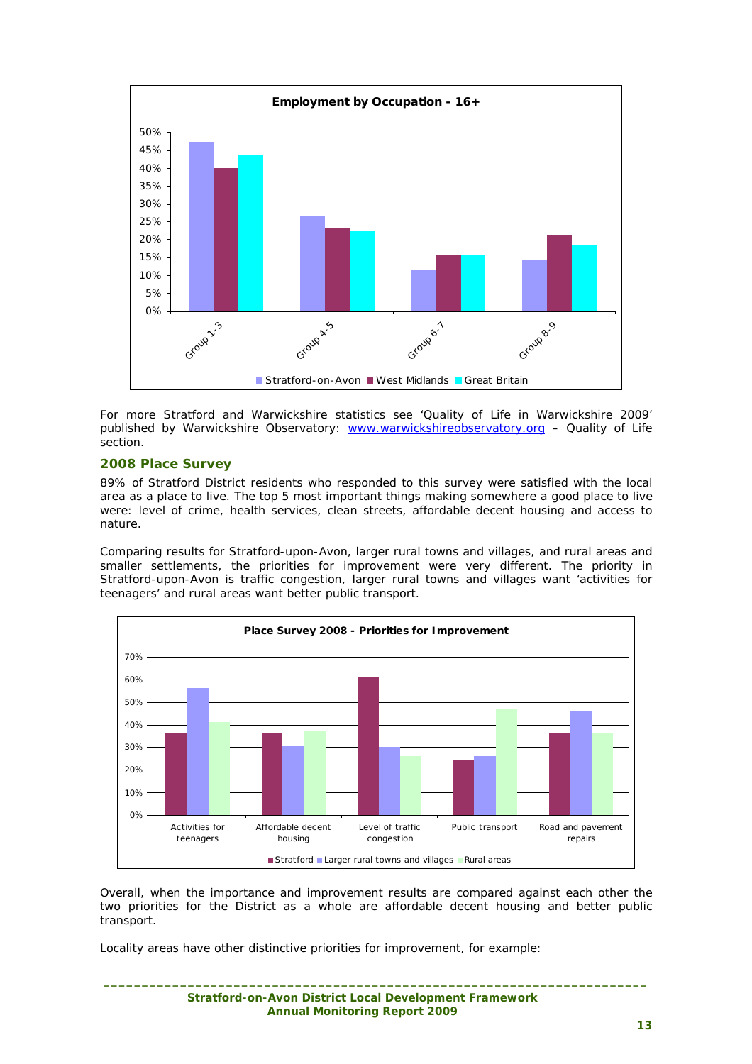**Employment by Occupation - 16+**

| | Stratford-on-Avon | West Midlands | Great Britain |
|---|---|---|---|
| Group 1-3 | 47% | 40% | 43.5% |
| Group 4-5 | 26.5% | 23% | 22.5% |
| Group 6-7 | 11.5% | 15.5% | 15.5% |
| Group 8-9 | 14% | 21% | 18.5% |

For more Stratford and Warwickshire statistics see 'Quality of Life in Warwickshire 2009' published by Warwickshire Observatory: www.warwickshireobservatory.org – Quality of Life section.

## 2008 Place Survey

89% of Stratford District residents who responded to this survey were satisfied with the local area as a place to live. The top 5 most important things making somewhere a good place to live were: level of crime, health services, clean streets, affordable decent housing and access to nature.

Comparing results for Stratford-upon-Avon, larger rural towns and villages, and rural areas and smaller settlements, the priorities for improvement were very different. The priority in Stratford-upon-Avon is traffic congestion, larger rural towns and villages want 'activities for teenagers' and rural areas want better public transport.

**Place Survey 2008 - Priorities for Improvement**

| | Stratford | Larger rural towns and villages | Rural areas |
|---|---|---|---|
| Activities for teenagers | 36% | 56% | 41% |
| Affordable decent housing | 36% | 31% | 37% |
| Level of traffic congestion | 61% | 30% | 26% |
| Public transport | 24% | 26% | 47% |
| Road and pavement repairs | 36% | 46% | 36% |

Overall, when the importance and improvement results are compared against each other the two priorities for the District as a whole are affordable decent housing and better public transport.

Locality areas have other distinctive priorities for improvement, for example: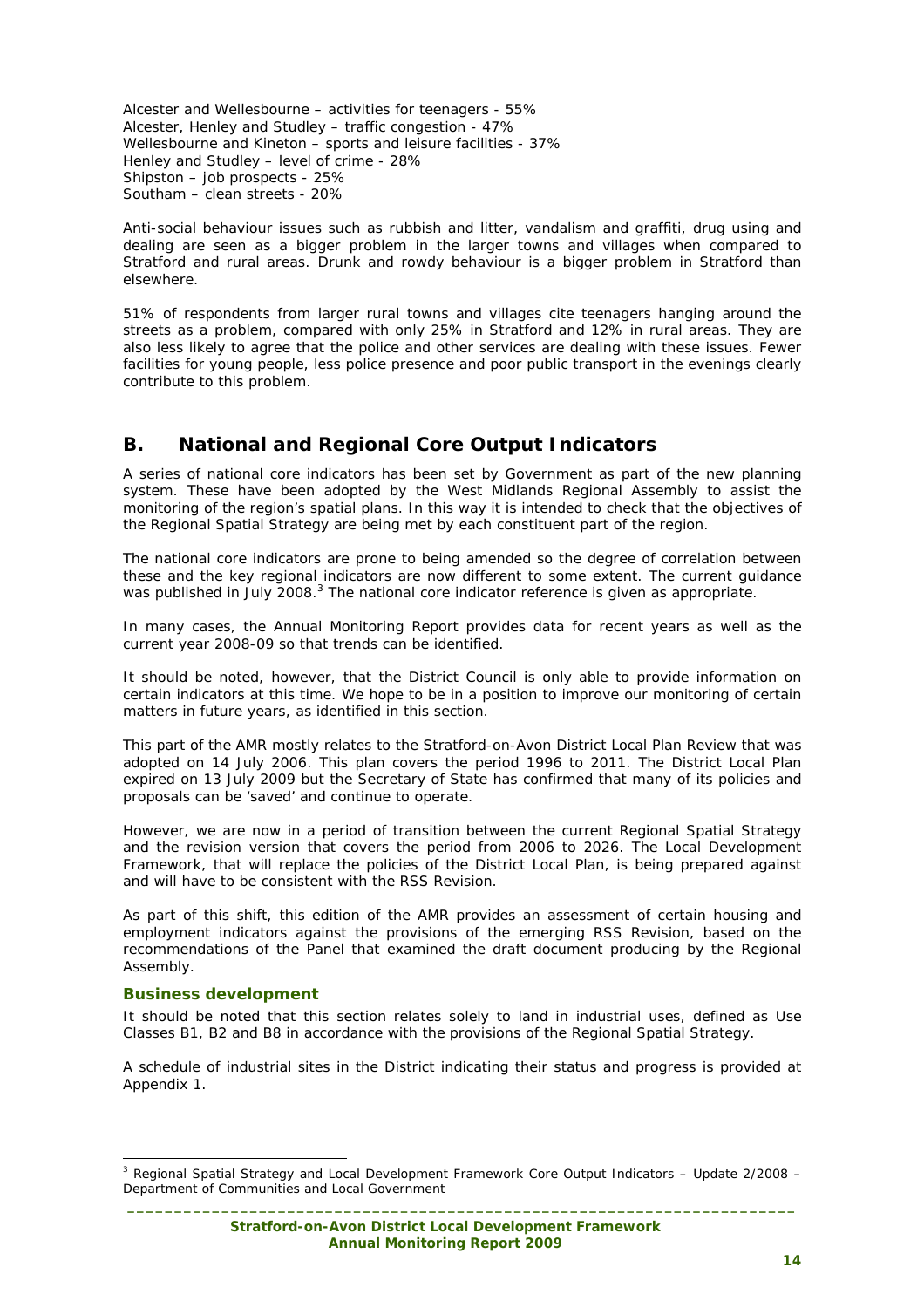Alcester and Wellesbourne – activities for teenagers - 55%
Alcester, Henley and Studley – traffic congestion - 47%
Wellesbourne and Kineton – sports and leisure facilities - 37%
Henley and Studley – level of crime - 28%
Shipston – job prospects - 25%
Southam – clean streets - 20%

Anti-social behaviour issues such as rubbish and litter, vandalism and graffiti, drug using and dealing are seen as a bigger problem in the larger towns and villages when compared to Stratford and rural areas. Drunk and rowdy behaviour is a bigger problem in Stratford than elsewhere.

51% of respondents from larger rural towns and villages cite teenagers hanging around the streets as a problem, compared with only 25% in Stratford and 12% in rural areas. They are also less likely to agree that the police and other services are dealing with these issues. Fewer facilities for young people, less police presence and poor public transport in the evenings clearly contribute to this problem.

## B. National and Regional Core Output Indicators

A series of national core indicators has been set by Government as part of the new planning system. These have been adopted by the West Midlands Regional Assembly to assist the monitoring of the region's spatial plans. In this way it is intended to check that the objectives of the Regional Spatial Strategy are being met by each constituent part of the region.

The national core indicators are prone to being amended so the degree of correlation between these and the key regional indicators are now different to some extent. The current guidance was published in July 2008.[3] The national core indicator reference is given as appropriate.

In many cases, the Annual Monitoring Report provides data for recent years as well as the current year 2008-09 so that trends can be identified.

It should be noted, however, that the District Council is only able to provide information on certain indicators at this time. We hope to be in a position to improve our monitoring of certain matters in future years, as identified in this section.

This part of the AMR mostly relates to the Stratford-on-Avon District Local Plan Review that was adopted on 14 July 2006. This plan covers the period 1996 to 2011. The District Local Plan expired on 13 July 2009 but the Secretary of State has confirmed that many of its policies and proposals can be 'saved' and continue to operate.

However, we are now in a period of transition between the current Regional Spatial Strategy and the revision version that covers the period from 2006 to 2026. The Local Development Framework, that will replace the policies of the District Local Plan, is being prepared against and will have to be consistent with the RSS Revision.

As part of this shift, this edition of the AMR provides an assessment of certain housing and employment indicators against the provisions of the emerging RSS Revision, based on the recommendations of the Panel that examined the draft document producing by the Regional Assembly.

### Business development

It should be noted that this section relates solely to land in industrial uses, defined as Use Classes B1, B2 and B8 in accordance with the provisions of the Regional Spatial Strategy.

A schedule of industrial sites in the District indicating their status and progress is provided at Appendix 1.

[3] Regional Spatial Strategy and Local Development Framework Core Output Indicators – Update 2/2008 – Department of Communities and Local Government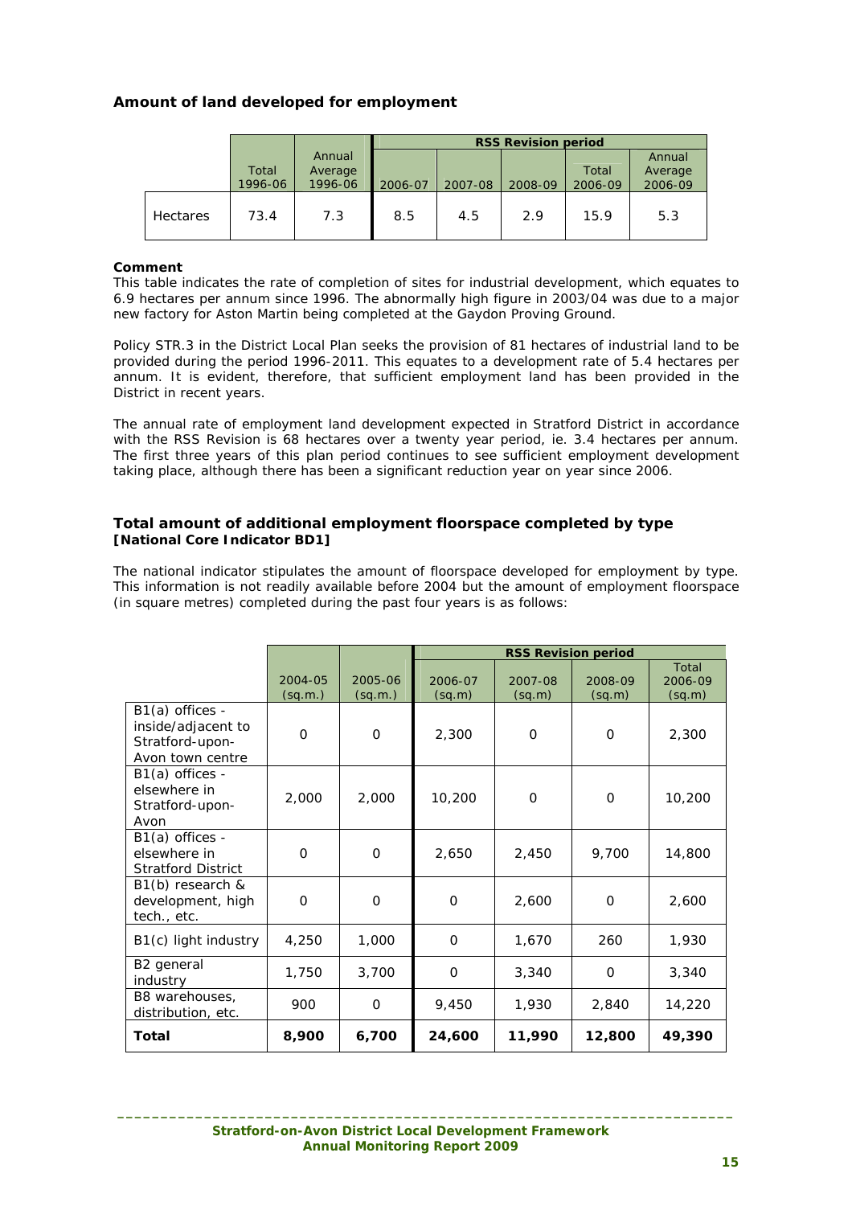### Amount of land developed for employment

| | Total 1996-06 | Annual Average 1996-06 | RSS Revision period | | | | |
|---|---|---|---|---|---|---|---|
| | | | 2006-07 | 2007-08 | 2008-09 | Total 2006-09 | Annual Average 2006-09 |
| Hectares | 73.4 | 7.3 | 8.5 | 4.5 | 2.9 | 15.9 | 5.3 |

**Comment**

This table indicates the rate of completion of sites for industrial development, which equates to 6.9 hectares per annum since 1996. The abnormally high figure in 2003/04 was due to a major new factory for Aston Martin being completed at the Gaydon Proving Ground.

Policy STR.3 in the District Local Plan seeks the provision of 81 hectares of industrial land to be provided during the period 1996-2011. This equates to a development rate of 5.4 hectares per annum. It is evident, therefore, that sufficient employment land has been provided in the District in recent years.

The annual rate of employment land development expected in Stratford District in accordance with the RSS Revision is 68 hectares over a twenty year period, ie. 3.4 hectares per annum. The first three years of this plan period continues to see sufficient employment development taking place, although there has been a significant reduction year on year since 2006.

### Total amount of additional employment floorspace completed by type
**[National Core Indicator BD1]**

The national indicator stipulates the amount of floorspace developed for employment by type. This information is not readily available before 2004 but the amount of employment floorspace (in square metres) completed during the past four years is as follows:

| | 2004-05 (sq.m.) | 2005-06 (sq.m.) | RSS Revision period | | | |
|---|---|---|---|---|---|---|
| | | | 2006-07 (sq.m) | 2007-08 (sq.m) | 2008-09 (sq.m) | Total 2006-09 (sq.m) |
| B1(a) offices - inside/adjacent to Stratford-upon-Avon town centre | 0 | 0 | 2,300 | 0 | 0 | 2,300 |
| B1(a) offices - elsewhere in Stratford-upon-Avon | 2,000 | 2,000 | 10,200 | 0 | 0 | 10,200 |
| B1(a) offices - elsewhere in Stratford District | 0 | 0 | 2,650 | 2,450 | 9,700 | 14,800 |
| B1(b) research & development, high tech., etc. | 0 | 0 | 0 | 2,600 | 0 | 2,600 |
| B1(c) light industry | 4,250 | 1,000 | 0 | 1,670 | 260 | 1,930 |
| B2 general industry | 1,750 | 3,700 | 0 | 3,340 | 0 | 3,340 |
| B8 warehouses, distribution, etc. | 900 | 0 | 9,450 | 1,930 | 2,840 | 14,220 |
| **Total** | **8,900** | **6,700** | **24,600** | **11,990** | **12,800** | **49,390** |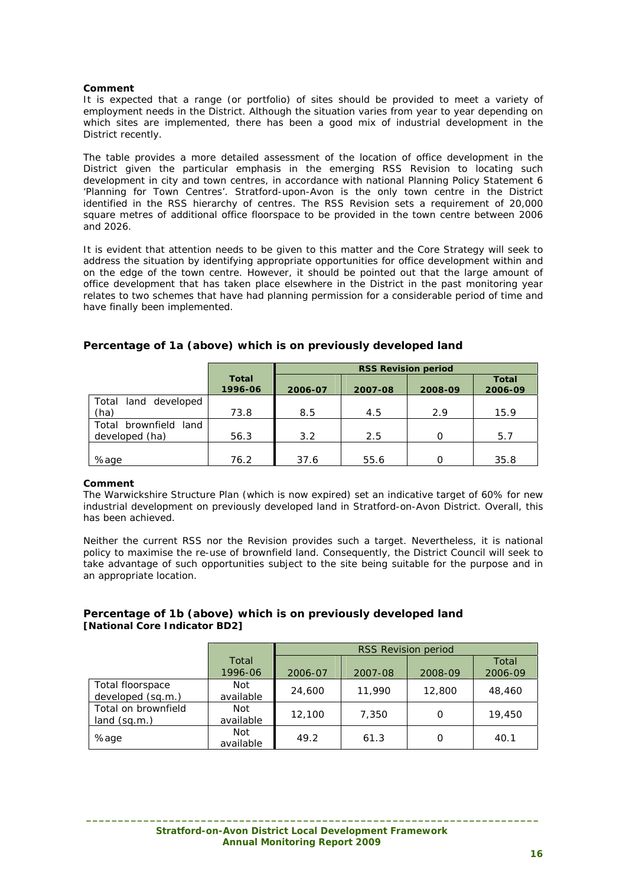**Comment**
It is expected that a range (or portfolio) of sites should be provided to meet a variety of employment needs in the District. Although the situation varies from year to year depending on which sites are implemented, there has been a good mix of industrial development in the District recently.

The table provides a more detailed assessment of the location of office development in the District given the particular emphasis in the emerging RSS Revision to locating such development in city and town centres, in accordance with national Planning Policy Statement 6 'Planning for Town Centres'. Stratford-upon-Avon is the only town centre in the District identified in the RSS hierarchy of centres. The RSS Revision sets a requirement of 20,000 square metres of additional office floorspace to be provided in the town centre between 2006 and 2026.

It is evident that attention needs to be given to this matter and the Core Strategy will seek to address the situation by identifying appropriate opportunities for office development within and on the edge of the town centre. However, it should be pointed out that the large amount of office development that has taken place elsewhere in the District in the past monitoring year relates to two schemes that have had planning permission for a considerable period of time and have finally been implemented.

### Percentage of 1a (above) which is on previously developed land

| | | **RSS Revision period** | | | |
|---|---|---|---|---|---|
| | **Total 1996-06** | **2006-07** | **2007-08** | **2008-09** | **Total 2006-09** |
| Total land developed (ha) | 73.8 | 8.5 | 4.5 | 2.9 | 15.9 |
| Total brownfield land developed (ha) | 56.3 | 3.2 | 2.5 | 0 | 5.7 |
| %age | 76.2 | 37.6 | 55.6 | 0 | 35.8 |

**Comment**
The Warwickshire Structure Plan (which is now expired) set an indicative target of 60% for new industrial development on previously developed land in Stratford-on-Avon District. Overall, this has been achieved.

Neither the current RSS nor the Revision provides such a target. Nevertheless, it is national policy to maximise the re-use of brownfield land. Consequently, the District Council will seek to take advantage of such opportunities subject to the site being suitable for the purpose and in an appropriate location.

### Percentage of 1b (above) which is on previously developed land
**[National Core Indicator BD2]**

| | | RSS Revision period | | | |
|---|---|---|---|---|---|
| | Total 1996-06 | 2006-07 | 2007-08 | 2008-09 | Total 2006-09 |
| Total floorspace developed (sq.m.) | Not available | 24,600 | 11,990 | 12,800 | 48,460 |
| Total on brownfield land (sq.m.) | Not available | 12,100 | 7,350 | 0 | 19,450 |
| %age | Not available | 49.2 | 61.3 | 0 | 40.1 |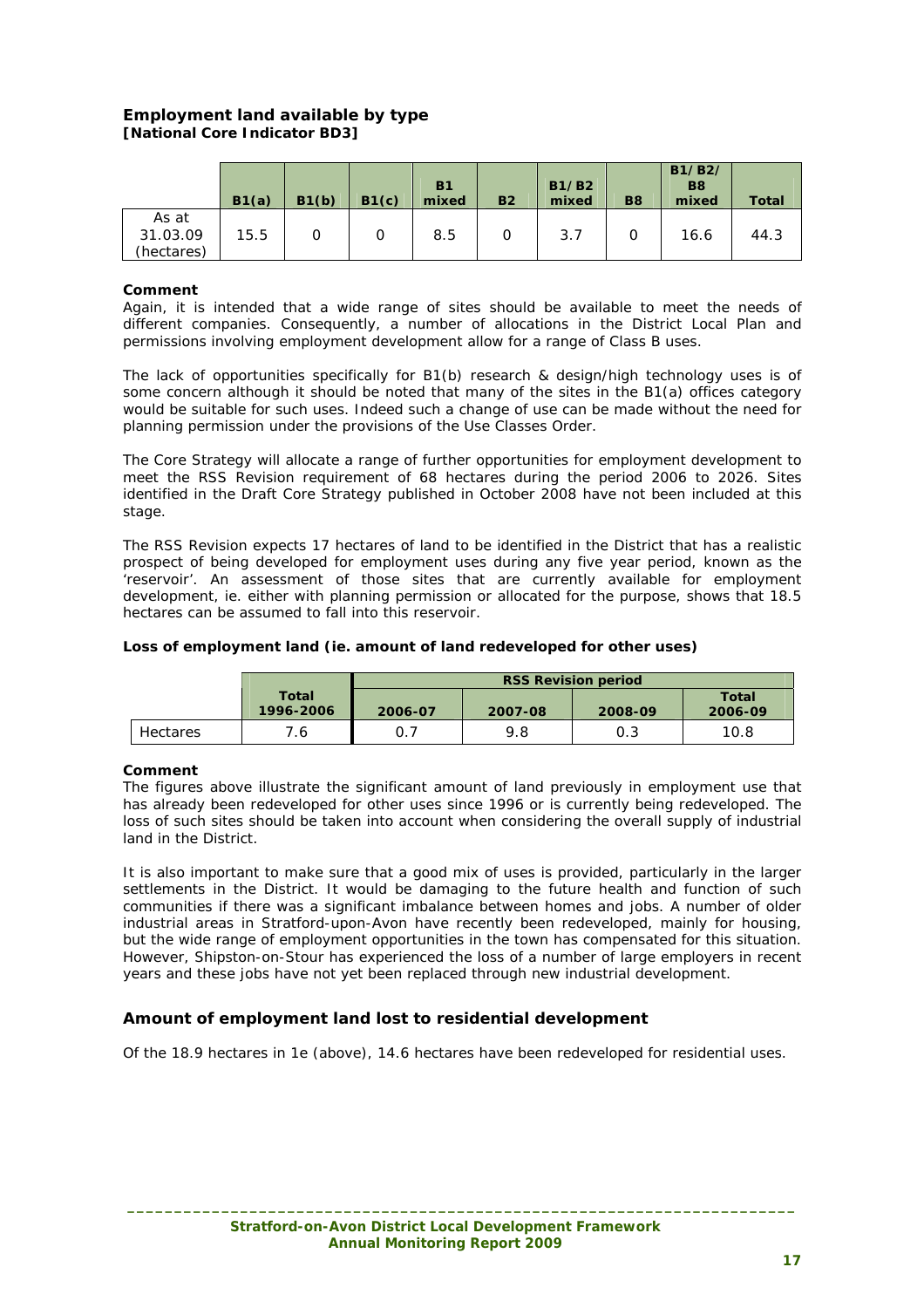### Employment land available by type
**[National Core Indicator BD3]**

| | B1(a) | B1(b) | B1(c) | B1 mixed | B2 | B1/B2 mixed | B8 | B1/B2/ B8 mixed | Total |
|---|---|---|---|---|---|---|---|---|---|
| As at 31.03.09 (hectares) | 15.5 | 0 | 0 | 8.5 | 0 | 3.7 | 0 | 16.6 | 44.3 |

**Comment**

Again, it is intended that a wide range of sites should be available to meet the needs of different companies. Consequently, a number of allocations in the District Local Plan and permissions involving employment development allow for a range of Class B uses.

The lack of opportunities specifically for B1(b) research & design/high technology uses is of some concern although it should be noted that many of the sites in the B1(a) offices category would be suitable for such uses. Indeed such a change of use can be made without the need for planning permission under the provisions of the Use Classes Order.

The Core Strategy will allocate a range of further opportunities for employment development to meet the RSS Revision requirement of 68 hectares during the period 2006 to 2026. Sites identified in the Draft Core Strategy published in October 2008 have not been included at this stage.

The RSS Revision expects 17 hectares of land to be identified in the District that has a realistic prospect of being developed for employment uses during any five year period, known as the 'reservoir'. An assessment of those sites that are currently available for employment development, ie. either with planning permission or allocated for the purpose, shows that 18.5 hectares can be assumed to fall into this reservoir.

**Loss of employment land (ie. amount of land redeveloped for other uses)**

| | Total 1996-2006 | RSS Revision period | | | |
|---|---|---|---|---|---|
| | | 2006-07 | 2007-08 | 2008-09 | Total 2006-09 |
| Hectares | 7.6 | 0.7 | 9.8 | 0.3 | 10.8 |

**Comment**

The figures above illustrate the significant amount of land previously in employment use that has already been redeveloped for other uses since 1996 or is currently being redeveloped. The loss of such sites should be taken into account when considering the overall supply of industrial land in the District.

It is also important to make sure that a good mix of uses is provided, particularly in the larger settlements in the District. It would be damaging to the future health and function of such communities if there was a significant imbalance between homes and jobs. A number of older industrial areas in Stratford-upon-Avon have recently been redeveloped, mainly for housing, but the wide range of employment opportunities in the town has compensated for this situation. However, Shipston-on-Stour has experienced the loss of a number of large employers in recent years and these jobs have not yet been replaced through new industrial development.

### Amount of employment land lost to residential development

Of the 18.9 hectares in 1e (above), 14.6 hectares have been redeveloped for residential uses.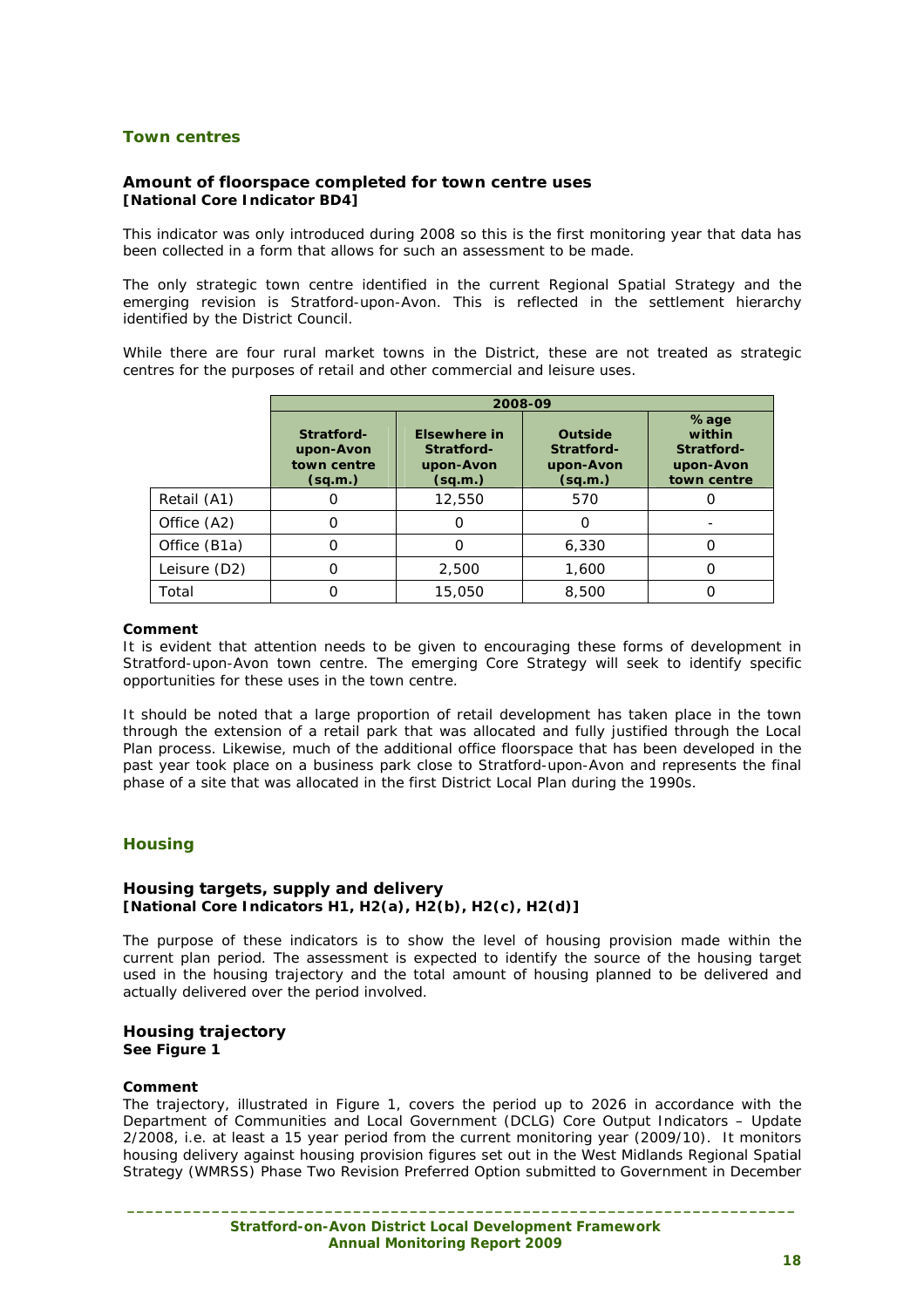## Town centres

### Amount of floorspace completed for town centre uses
**[National Core Indicator BD4]**

This indicator was only introduced during 2008 so this is the first monitoring year that data has been collected in a form that allows for such an assessment to be made.

The only strategic town centre identified in the current Regional Spatial Strategy and the emerging revision is Stratford-upon-Avon. This is reflected in the settlement hierarchy identified by the District Council.

While there are four rural market towns in the District, these are not treated as strategic centres for the purposes of retail and other commercial and leisure uses.

| | 2008-09 | | | |
|---|---|---|---|---|
| | Stratford-upon-Avon town centre (sq.m.) | Elsewhere in Stratford-upon-Avon (sq.m.) | Outside Stratford-upon-Avon (sq.m.) | % age within Stratford-upon-Avon town centre |
| Retail (A1) | 0 | 12,550 | 570 | 0 |
| Office (A2) | 0 | 0 | 0 | - |
| Office (B1a) | 0 | 0 | 6,330 | 0 |
| Leisure (D2) | 0 | 2,500 | 1,600 | 0 |
| Total | 0 | 15,050 | 8,500 | 0 |

**Comment**
It is evident that attention needs to be given to encouraging these forms of development in Stratford-upon-Avon town centre. The emerging Core Strategy will seek to identify specific opportunities for these uses in the town centre.

It should be noted that a large proportion of retail development has taken place in the town through the extension of a retail park that was allocated and fully justified through the Local Plan process. Likewise, much of the additional office floorspace that has been developed in the past year took place on a business park close to Stratford-upon-Avon and represents the final phase of a site that was allocated in the first District Local Plan during the 1990s.

## Housing

### Housing targets, supply and delivery
**[National Core Indicators H1, H2(a), H2(b), H2(c), H2(d)]**

The purpose of these indicators is to show the level of housing provision made within the current plan period. The assessment is expected to identify the source of the housing target used in the housing trajectory and the total amount of housing planned to be delivered and actually delivered over the period involved.

### Housing trajectory
**See Figure 1**

**Comment**
The trajectory, illustrated in Figure 1, covers the period up to 2026 in accordance with the Department of Communities and Local Government (DCLG) Core Output Indicators – Update 2/2008, i.e. at least a 15 year period from the current monitoring year (2009/10). It monitors housing delivery against housing provision figures set out in the West Midlands Regional Spatial Strategy (WMRSS) Phase Two Revision Preferred Option submitted to Government in December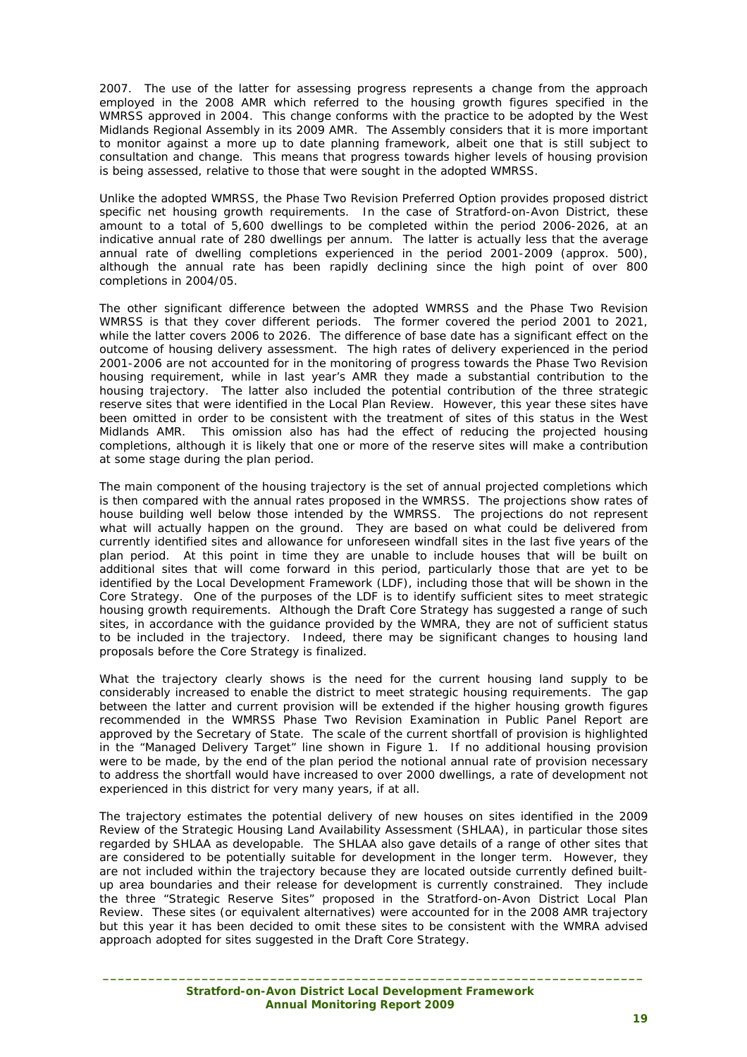2007. The use of the latter for assessing progress represents a change from the approach employed in the 2008 AMR which referred to the housing growth figures specified in the WMRSS approved in 2004. This change conforms with the practice to be adopted by the West Midlands Regional Assembly in its 2009 AMR. The Assembly considers that it is more important to monitor against a more up to date planning framework, albeit one that is still subject to consultation and change. This means that progress towards higher levels of housing provision is being assessed, relative to those that were sought in the adopted WMRSS.

Unlike the adopted WMRSS, the Phase Two Revision Preferred Option provides proposed district specific net housing growth requirements. In the case of Stratford-on-Avon District, these amount to a total of 5,600 dwellings to be completed within the period 2006-2026, at an indicative annual rate of 280 dwellings per annum. The latter is actually less that the average annual rate of dwelling completions experienced in the period 2001-2009 (approx. 500), although the annual rate has been rapidly declining since the high point of over 800 completions in 2004/05.

The other significant difference between the adopted WMRSS and the Phase Two Revision WMRSS is that they cover different periods. The former covered the period 2001 to 2021, while the latter covers 2006 to 2026. The difference of base date has a significant effect on the outcome of housing delivery assessment. The high rates of delivery experienced in the period 2001-2006 are not accounted for in the monitoring of progress towards the Phase Two Revision housing requirement, while in last year's AMR they made a substantial contribution to the housing trajectory. The latter also included the potential contribution of the three strategic reserve sites that were identified in the Local Plan Review. However, this year these sites have been omitted in order to be consistent with the treatment of sites of this status in the West Midlands AMR. This omission also has had the effect of reducing the projected housing completions, although it is likely that one or more of the reserve sites will make a contribution at some stage during the plan period.

The main component of the housing trajectory is the set of annual projected completions which is then compared with the annual rates proposed in the WMRSS. The projections show rates of house building well below those intended by the WMRSS. The projections do not represent what will actually happen on the ground. They are based on what could be delivered from currently identified sites and allowance for unforeseen windfall sites in the last five years of the plan period. At this point in time they are unable to include houses that will be built on additional sites that will come forward in this period, particularly those that are yet to be identified by the Local Development Framework (LDF), including those that will be shown in the Core Strategy. One of the purposes of the LDF is to identify sufficient sites to meet strategic housing growth requirements. Although the Draft Core Strategy has suggested a range of such sites, in accordance with the guidance provided by the WMRA, they are not of sufficient status to be included in the trajectory. Indeed, there may be significant changes to housing land proposals before the Core Strategy is finalized.

What the trajectory clearly shows is the need for the current housing land supply to be considerably increased to enable the district to meet strategic housing requirements. The gap between the latter and current provision will be extended if the higher housing growth figures recommended in the WMRSS Phase Two Revision Examination in Public Panel Report are approved by the Secretary of State. The scale of the current shortfall of provision is highlighted in the "Managed Delivery Target" line shown in Figure 1. If no additional housing provision were to be made, by the end of the plan period the notional annual rate of provision necessary to address the shortfall would have increased to over 2000 dwellings, a rate of development not experienced in this district for very many years, if at all.

The trajectory estimates the potential delivery of new houses on sites identified in the 2009 Review of the Strategic Housing Land Availability Assessment (SHLAA), in particular those sites regarded by SHLAA as developable. The SHLAA also gave details of a range of other sites that are considered to be potentially suitable for development in the longer term. However, they are not included within the trajectory because they are located outside currently defined built-up area boundaries and their release for development is currently constrained. They include the three "Strategic Reserve Sites" proposed in the Stratford-on-Avon District Local Plan Review. These sites (or equivalent alternatives) were accounted for in the 2008 AMR trajectory but this year it has been decided to omit these sites to be consistent with the WMRA advised approach adopted for sites suggested in the Draft Core Strategy.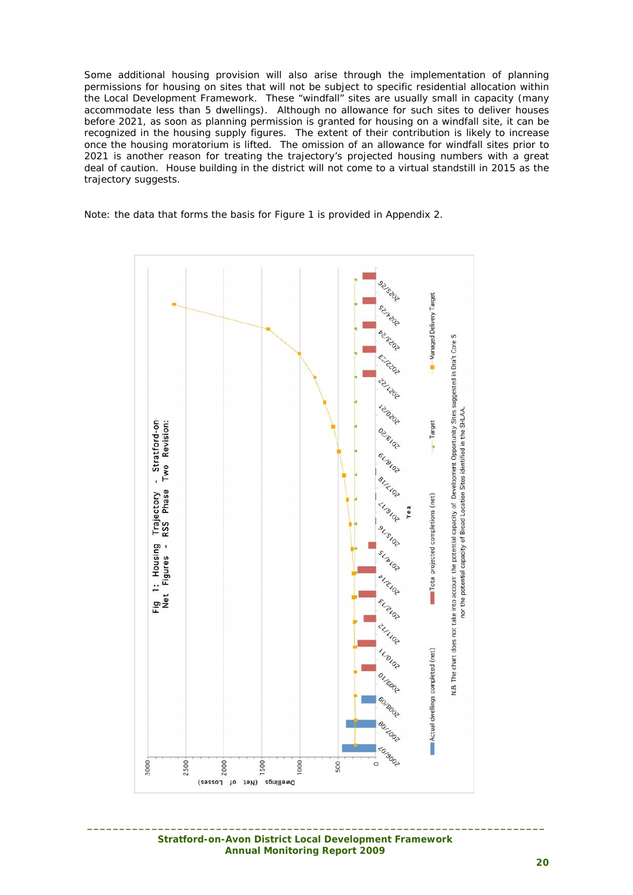Some additional housing provision will also arise through the implementation of planning permissions for housing on sites that will not be subject to specific residential allocation within the Local Development Framework. These "windfall" sites are usually small in capacity (many accommodate less than 5 dwellings). Although no allowance for such sites to deliver houses before 2021, as soon as planning permission is granted for housing on a windfall site, it can be recognized in the housing supply figures. The extent of their contribution is likely to increase once the housing moratorium is lifted. The omission of an allowance for windfall sites prior to 2021 is another reason for treating the trajectory's projected housing numbers with a great deal of caution. House building in the district will not come to a virtual standstill in 2015 as the trajectory suggests.

Note: the data that forms the basis for Figure 1 is provided in Appendix 2.

Fig 1: Housing Trajectory - Stratford-on Net Figures - RSS Phase Two Revision:

N.B. The chart does not take into account the potential capacity of Development Opportunity Sites suggested in Draft Core S nor the potential capacity of Broad Location Sites identified in the SHLAA.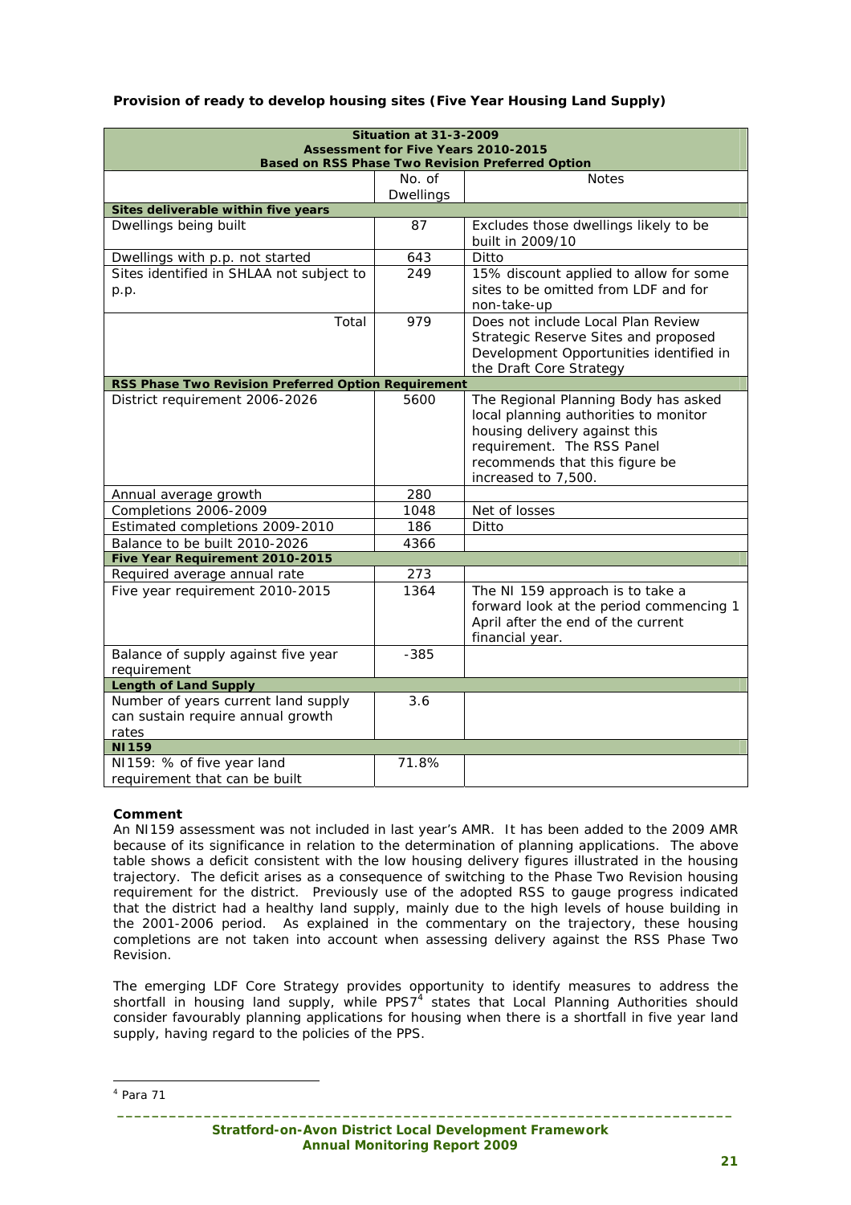**Provision of ready to develop housing sites (Five Year Housing Land Supply)**

| Situation at 31-3-2009<br>Assessment for Five Years 2010-2015<br>Based on RSS Phase Two Revision Preferred Option | | |
|---|---|---|
| | No. of Dwellings | Notes |
| **Sites deliverable within five years** | | |
| Dwellings being built | 87 | Excludes those dwellings likely to be built in 2009/10 |
| Dwellings with p.p. not started | 643 | Ditto |
| Sites identified in SHLAA not subject to p.p. | 249 | 15% discount applied to allow for some sites to be omitted from LDF and for non-take-up |
| Total | 979 | Does not include Local Plan Review Strategic Reserve Sites and proposed Development Opportunities identified in the Draft Core Strategy |
| **RSS Phase Two Revision Preferred Option Requirement** | | |
| District requirement 2006-2026 | 5600 | The Regional Planning Body has asked local planning authorities to monitor housing delivery against this requirement. The RSS Panel recommends that this figure be increased to 7,500. |
| Annual average growth | 280 | |
| Completions 2006-2009 | 1048 | Net of losses |
| Estimated completions 2009-2010 | 186 | Ditto |
| Balance to be built 2010-2026 | 4366 | |
| **Five Year Requirement 2010-2015** | | |
| Required average annual rate | 273 | |
| Five year requirement 2010-2015 | 1364 | The NI 159 approach is to take a forward look at the period commencing 1 April after the end of the current financial year. |
| Balance of supply against five year requirement | -385 | |
| **Length of Land Supply** | | |
| Number of years current land supply can sustain require annual growth rates | 3.6 | |
| **NI159** | | |
| NI159: % of five year land requirement that can be built | 71.8% | |

**Comment**

An NI159 assessment was not included in last year's AMR. It has been added to the 2009 AMR because of its significance in relation to the determination of planning applications. The above table shows a deficit consistent with the low housing delivery figures illustrated in the housing trajectory. The deficit arises as a consequence of switching to the Phase Two Revision housing requirement for the district. Previously use of the adopted RSS to gauge progress indicated that the district had a healthy land supply, mainly due to the high levels of house building in the 2001-2006 period. As explained in the commentary on the trajectory, these housing completions are not taken into account when assessing delivery against the RSS Phase Two Revision.

The emerging LDF Core Strategy provides opportunity to identify measures to address the shortfall in housing land supply, while PPS7[4] states that Local Planning Authorities should consider favourably planning applications for housing when there is a shortfall in five year land supply, having regard to the policies of the PPS.

[4] Para 71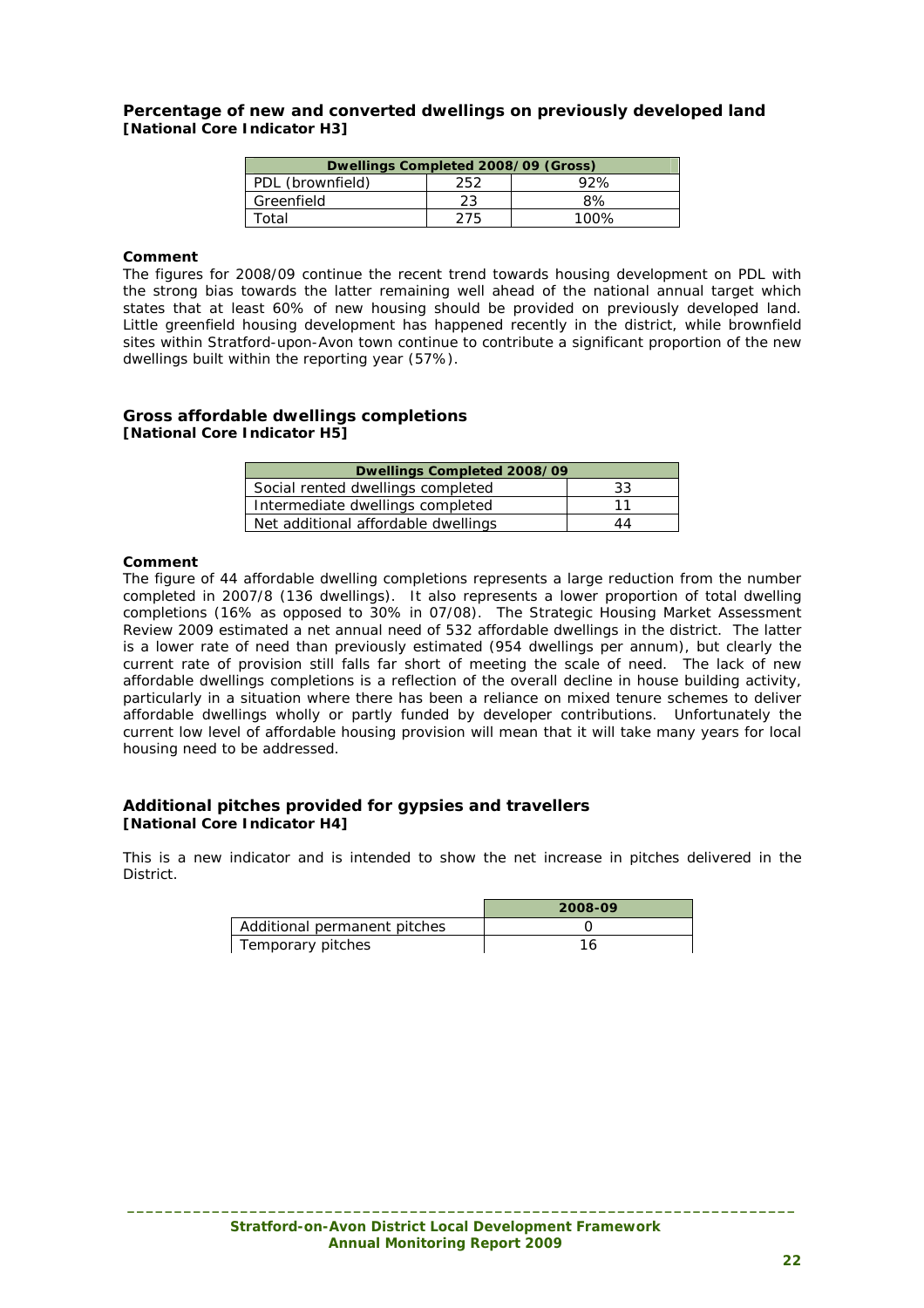## Percentage of new and converted dwellings on previously developed land

**[National Core Indicator H3]**

| Dwellings Completed 2008/09 (Gross) | | |
|---|---|---|
| PDL (brownfield) | 252 | 92% |
| Greenfield | 23 | 8% |
| Total | 275 | 100% |

**Comment**

The figures for 2008/09 continue the recent trend towards housing development on PDL with the strong bias towards the latter remaining well ahead of the national annual target which states that at least 60% of new housing should be provided on previously developed land. Little greenfield housing development has happened recently in the district, while brownfield sites within Stratford-upon-Avon town continue to contribute a significant proportion of the new dwellings built within the reporting year (57%).

## Gross affordable dwellings completions

**[National Core Indicator H5]**

| Dwellings Completed 2008/09 | |
|---|---|
| Social rented dwellings completed | 33 |
| Intermediate dwellings completed | 11 |
| Net additional affordable dwellings | 44 |

**Comment**

The figure of 44 affordable dwelling completions represents a large reduction from the number completed in 2007/8 (136 dwellings). It also represents a lower proportion of total dwelling completions (16% as opposed to 30% in 07/08). The Strategic Housing Market Assessment Review 2009 estimated a net annual need of 532 affordable dwellings in the district. The latter is a lower rate of need than previously estimated (954 dwellings per annum), but clearly the current rate of provision still falls far short of meeting the scale of need. The lack of new affordable dwellings completions is a reflection of the overall decline in house building activity, particularly in a situation where there has been a reliance on mixed tenure schemes to deliver affordable dwellings wholly or partly funded by developer contributions. Unfortunately the current low level of affordable housing provision will mean that it will take many years for local housing need to be addressed.

## Additional pitches provided for gypsies and travellers

**[National Core Indicator H4]**

This is a new indicator and is intended to show the net increase in pitches delivered in the District.

| | 2008-09 |
|---|---|
| Additional permanent pitches | 0 |
| Temporary pitches | 16 |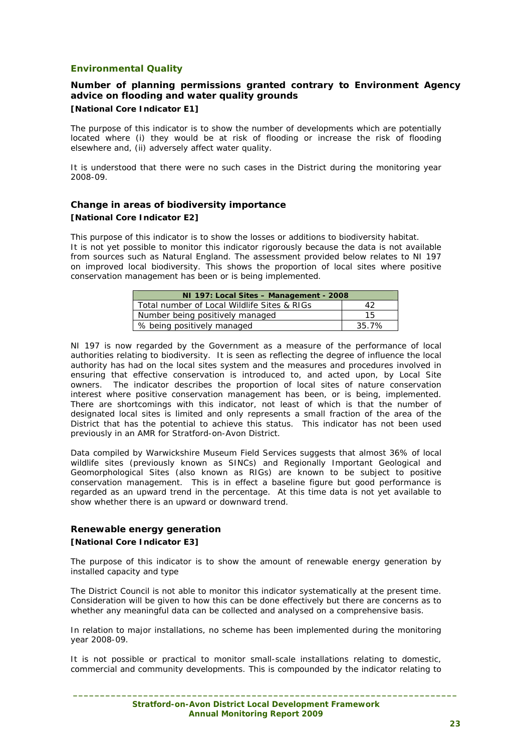## Environmental Quality

### Number of planning permissions granted contrary to Environment Agency advice on flooding and water quality grounds

**[National Core Indicator E1]**

The purpose of this indicator is to show the number of developments which are potentially located where (i) they would be at risk of flooding or increase the risk of flooding elsewhere and, (ii) adversely affect water quality.

It is understood that there were no such cases in the District during the monitoring year 2008-09.

### Change in areas of biodiversity importance

**[National Core Indicator E2]**

This purpose of this indicator is to show the losses or additions to biodiversity habitat. It is not yet possible to monitor this indicator rigorously because the data is not available from sources such as Natural England. The assessment provided below relates to NI 197 on improved local biodiversity. This shows the proportion of local sites where positive conservation management has been or is being implemented.

| NI 197: Local Sites – Management - 2008 | |
|---|---|
| Total number of Local Wildlife Sites & RIGs | 42 |
| Number being positively managed | 15 |
| % being positively managed | 35.7% |

NI 197 is now regarded by the Government as a measure of the performance of local authorities relating to biodiversity. It is seen as reflecting the degree of influence the local authority has had on the local sites system and the measures and procedures involved in ensuring that effective conservation is introduced to, and acted upon, by Local Site owners. The indicator describes the proportion of local sites of nature conservation interest where positive conservation management has been, or is being, implemented. There are shortcomings with this indicator, not least of which is that the number of designated local sites is limited and only represents a small fraction of the area of the District that has the potential to achieve this status. This indicator has not been used previously in an AMR for Stratford-on-Avon District.

Data compiled by Warwickshire Museum Field Services suggests that almost 36% of local wildlife sites (previously known as SINCs) and Regionally Important Geological and Geomorphological Sites (also known as RIGs) are known to be subject to positive conservation management. This is in effect a baseline figure but good performance is regarded as an upward trend in the percentage. At this time data is not yet available to show whether there is an upward or downward trend.

### Renewable energy generation

**[National Core Indicator E3]**

The purpose of this indicator is to show the amount of renewable energy generation by installed capacity and type

The District Council is not able to monitor this indicator systematically at the present time. Consideration will be given to how this can be done effectively but there are concerns as to whether any meaningful data can be collected and analysed on a comprehensive basis.

In relation to major installations, no scheme has been implemented during the monitoring year 2008-09.

It is not possible or practical to monitor small-scale installations relating to domestic, commercial and community developments. This is compounded by the indicator relating to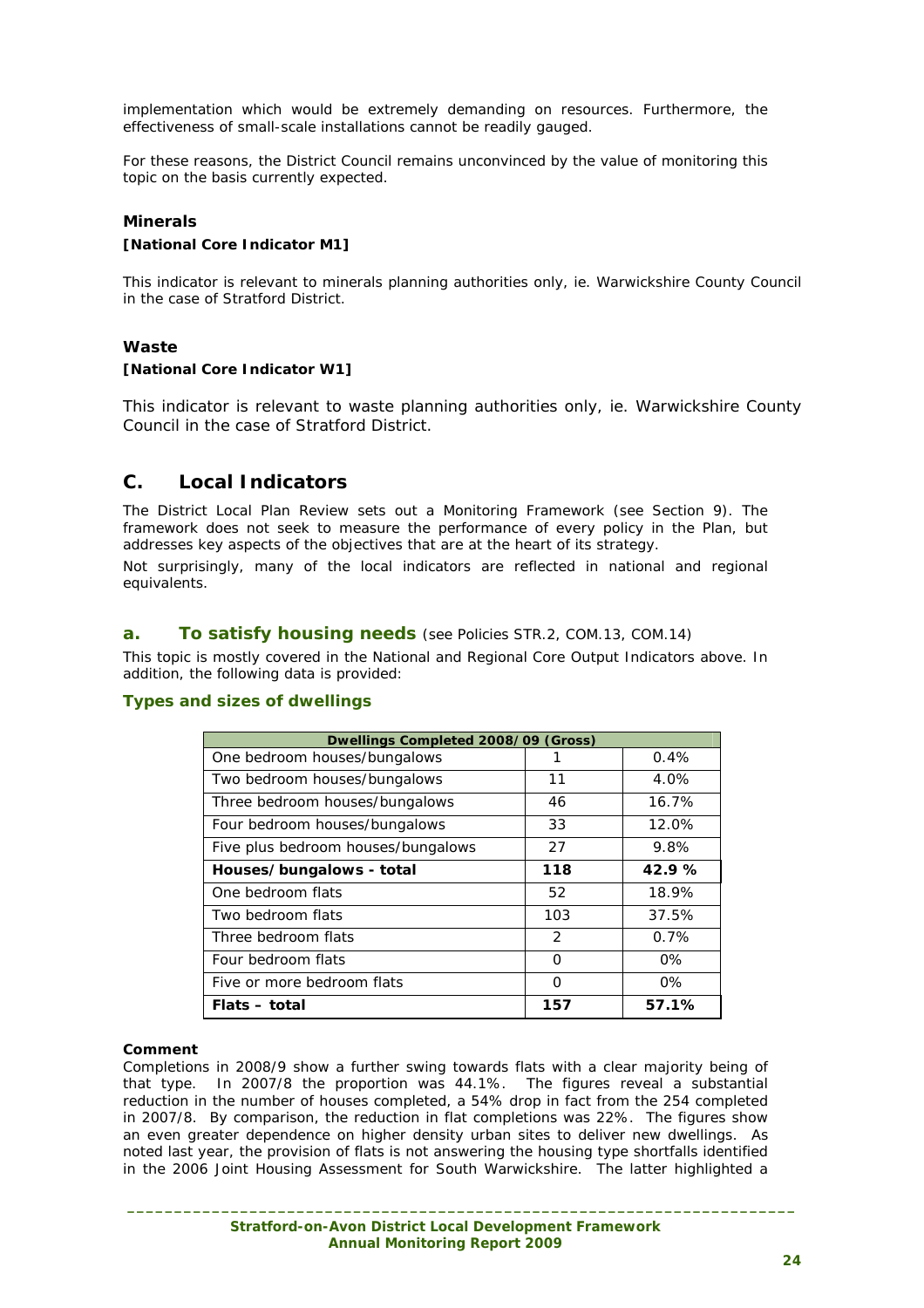implementation which would be extremely demanding on resources. Furthermore, the effectiveness of small-scale installations cannot be readily gauged.

For these reasons, the District Council remains unconvinced by the value of monitoring this topic on the basis currently expected.

### Minerals

**[National Core Indicator M1]**

This indicator is relevant to minerals planning authorities only, ie. Warwickshire County Council in the case of Stratford District.

### Waste

**[National Core Indicator W1]**

This indicator is relevant to waste planning authorities only, ie. Warwickshire County Council in the case of Stratford District.

## C. Local Indicators

The District Local Plan Review sets out a Monitoring Framework (see Section 9). The framework does not seek to measure the performance of every policy in the Plan, but addresses key aspects of the objectives that are at the heart of its strategy.

Not surprisingly, many of the local indicators are reflected in national and regional equivalents.

### a. To satisfy housing needs (see Policies STR.2, COM.13, COM.14)

This topic is mostly covered in the National and Regional Core Output Indicators above. In addition, the following data is provided:

#### Types and sizes of dwellings

| Dwellings Completed 2008/09 (Gross) | | |
|---|---|---|
| One bedroom houses/bungalows | 1 | 0.4% |
| Two bedroom houses/bungalows | 11 | 4.0% |
| Three bedroom houses/bungalows | 46 | 16.7% |
| Four bedroom houses/bungalows | 33 | 12.0% |
| Five plus bedroom houses/bungalows | 27 | 9.8% |
| **Houses/bungalows - total** | **118** | **42.9 %** |
| One bedroom flats | 52 | 18.9% |
| Two bedroom flats | 103 | 37.5% |
| Three bedroom flats | 2 | 0.7% |
| Four bedroom flats | 0 | 0% |
| Five or more bedroom flats | 0 | 0% |
| **Flats – total** | **157** | **57.1%** |

**Comment**

Completions in 2008/9 show a further swing towards flats with a clear majority being of that type. In 2007/8 the proportion was 44.1%. The figures reveal a substantial reduction in the number of houses completed, a 54% drop in fact from the 254 completed in 2007/8. By comparison, the reduction in flat completions was 22%. The figures show an even greater dependence on higher density urban sites to deliver new dwellings. As noted last year, the provision of flats is not answering the housing type shortfalls identified in the 2006 Joint Housing Assessment for South Warwickshire. The latter highlighted a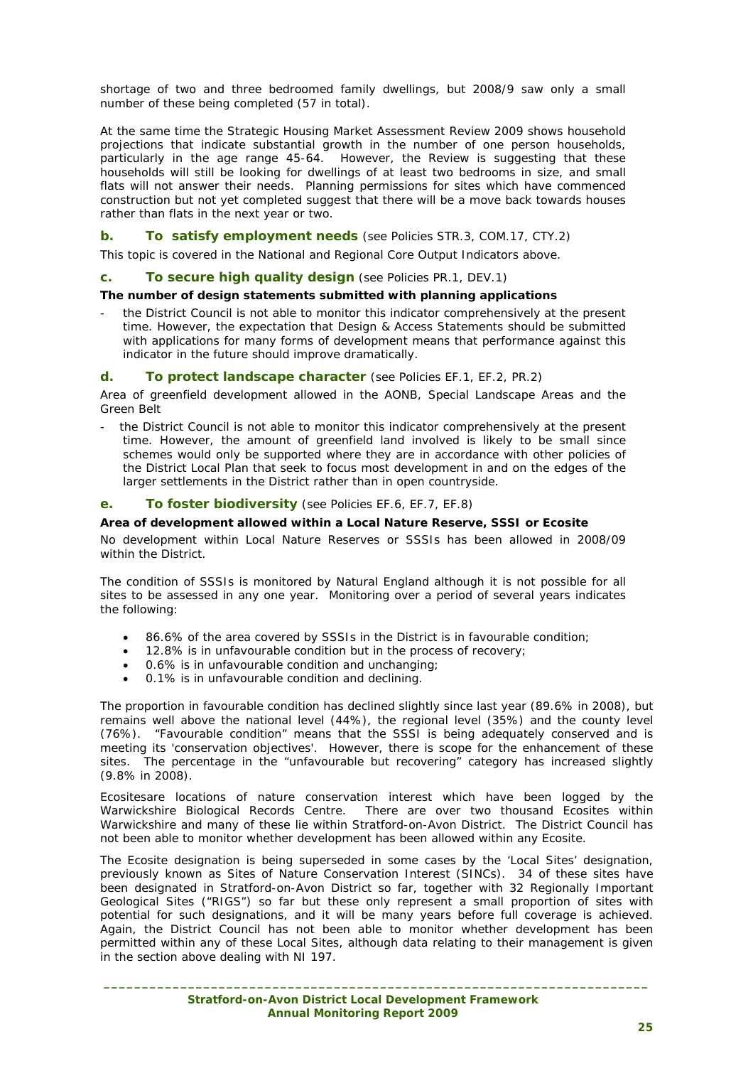shortage of two and three bedroomed family dwellings, but 2008/9 saw only a small number of these being completed (57 in total).

At the same time the Strategic Housing Market Assessment Review 2009 shows household projections that indicate substantial growth in the number of one person households, particularly in the age range 45-64. However, the Review is suggesting that these households will still be looking for dwellings of at least two bedrooms in size, and small flats will not answer their needs. Planning permissions for sites which have commenced construction but not yet completed suggest that there will be a move back towards houses rather than flats in the next year or two.

### b. To satisfy employment needs (see Policies STR.3, COM.17, CTY.2)

This topic is covered in the National and Regional Core Output Indicators above.

### c. To secure high quality design (see Policies PR.1, DEV.1)

**The number of design statements submitted with planning applications**

- the District Council is not able to monitor this indicator comprehensively at the present time. However, the expectation that Design & Access Statements should be submitted with applications for many forms of development means that performance against this indicator in the future should improve dramatically.

### d. To protect landscape character (see Policies EF.1, EF.2, PR.2)

Area of greenfield development allowed in the AONB, Special Landscape Areas and the Green Belt

- the District Council is not able to monitor this indicator comprehensively at the present time. However, the amount of greenfield land involved is likely to be small since schemes would only be supported where they are in accordance with other policies of the District Local Plan that seek to focus most development in and on the edges of the larger settlements in the District rather than in open countryside.

### e. To foster biodiversity (see Policies EF.6, EF.7, EF.8)

**Area of development allowed within a Local Nature Reserve, SSSI or Ecosite**

No development within Local Nature Reserves or SSSIs has been allowed in 2008/09 within the District.

The condition of SSSIs is monitored by Natural England although it is not possible for all sites to be assessed in any one year. Monitoring over a period of several years indicates the following:

- 86.6% of the area covered by SSSIs in the District is in favourable condition;
- 12.8% is in unfavourable condition but in the process of recovery;
- 0.6% is in unfavourable condition and unchanging;
- 0.1% is in unfavourable condition and declining.

The proportion in favourable condition has declined slightly since last year (89.6% in 2008), but remains well above the national level (44%), the regional level (35%) and the county level (76%). "Favourable condition" means that the SSSI is being adequately conserved and is meeting its 'conservation objectives'. However, there is scope for the enhancement of these sites. The percentage in the "unfavourable but recovering" category has increased slightly (9.8% in 2008).

Ecositesare locations of nature conservation interest which have been logged by the Warwickshire Biological Records Centre. There are over two thousand Ecosites within Warwickshire and many of these lie within Stratford-on-Avon District. The District Council has not been able to monitor whether development has been allowed within any Ecosite.

The Ecosite designation is being superseded in some cases by the 'Local Sites' designation, previously known as Sites of Nature Conservation Interest (SINCs). 34 of these sites have been designated in Stratford-on-Avon District so far, together with 32 Regionally Important Geological Sites ("RIGS") so far but these only represent a small proportion of sites with potential for such designations, and it will be many years before full coverage is achieved. Again, the District Council has not been able to monitor whether development has been permitted within any of these Local Sites, although data relating to their management is given in the section above dealing with NI 197.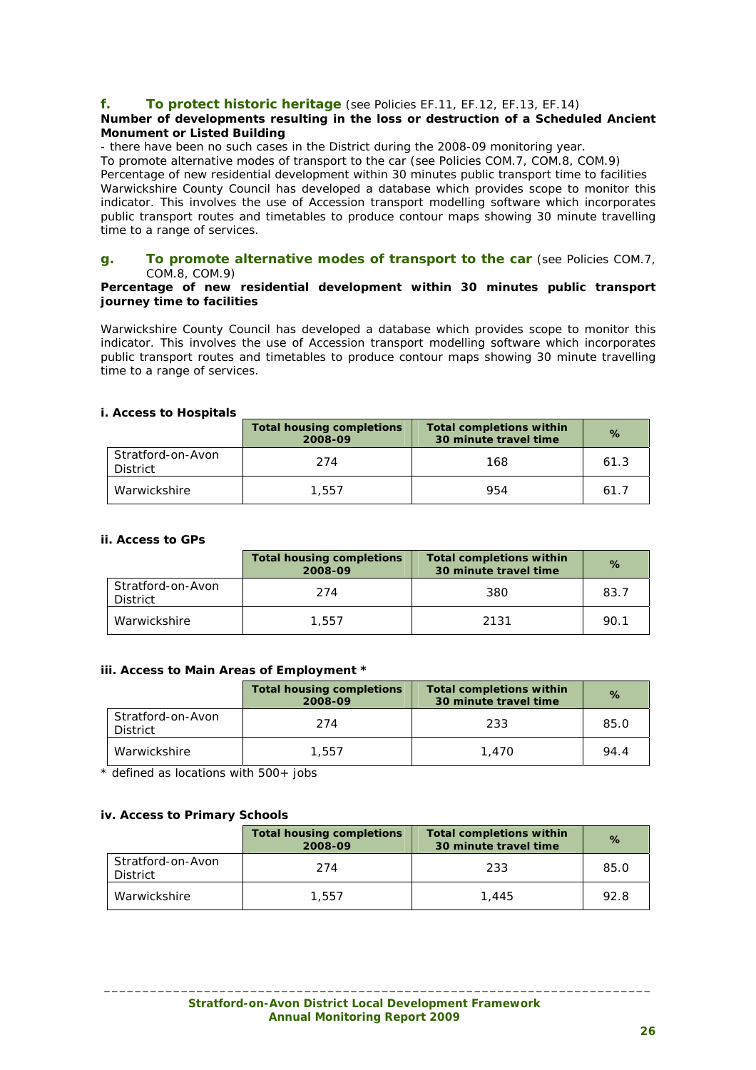### f. To protect historic heritage (see Policies EF.11, EF.12, EF.13, EF.14)

**Number of developments resulting in the loss or destruction of a Scheduled Ancient Monument or Listed Building**

- there have been no such cases in the District during the 2008-09 monitoring year.

To promote alternative modes of transport to the car (see Policies COM.7, COM.8, COM.9)

Percentage of new residential development within 30 minutes public transport time to facilities

Warwickshire County Council has developed a database which provides scope to monitor this indicator. This involves the use of Accession transport modelling software which incorporates public transport routes and timetables to produce contour maps showing 30 minute travelling time to a range of services.

### g. To promote alternative modes of transport to the car (see Policies COM.7, COM.8, COM.9)

**Percentage of new residential development within 30 minutes public transport journey time to facilities**

Warwickshire County Council has developed a database which provides scope to monitor this indicator. This involves the use of Accession transport modelling software which incorporates public transport routes and timetables to produce contour maps showing 30 minute travelling time to a range of services.

**i. Access to Hospitals**

| | Total housing completions 2008-09 | Total completions within 30 minute travel time | % |
|---|---|---|---|
| Stratford-on-Avon District | 274 | 168 | 61.3 |
| Warwickshire | 1,557 | 954 | 61.7 |

**ii. Access to GPs**

| | Total housing completions 2008-09 | Total completions within 30 minute travel time | % |
|---|---|---|---|
| Stratford-on-Avon District | 274 | 380 | 83.7 |
| Warwickshire | 1,557 | 2131 | 90.1 |

**iii. Access to Main Areas of Employment ***

| | Total housing completions 2008-09 | Total completions within 30 minute travel time | % |
|---|---|---|---|
| Stratford-on-Avon District | 274 | 233 | 85.0 |
| Warwickshire | 1,557 | 1,470 | 94.4 |

* defined as locations with 500+ jobs

**iv. Access to Primary Schools**

| | Total housing completions 2008-09 | Total completions within 30 minute travel time | % |
|---|---|---|---|
| Stratford-on-Avon District | 274 | 233 | 85.0 |
| Warwickshire | 1,557 | 1,445 | 92.8 |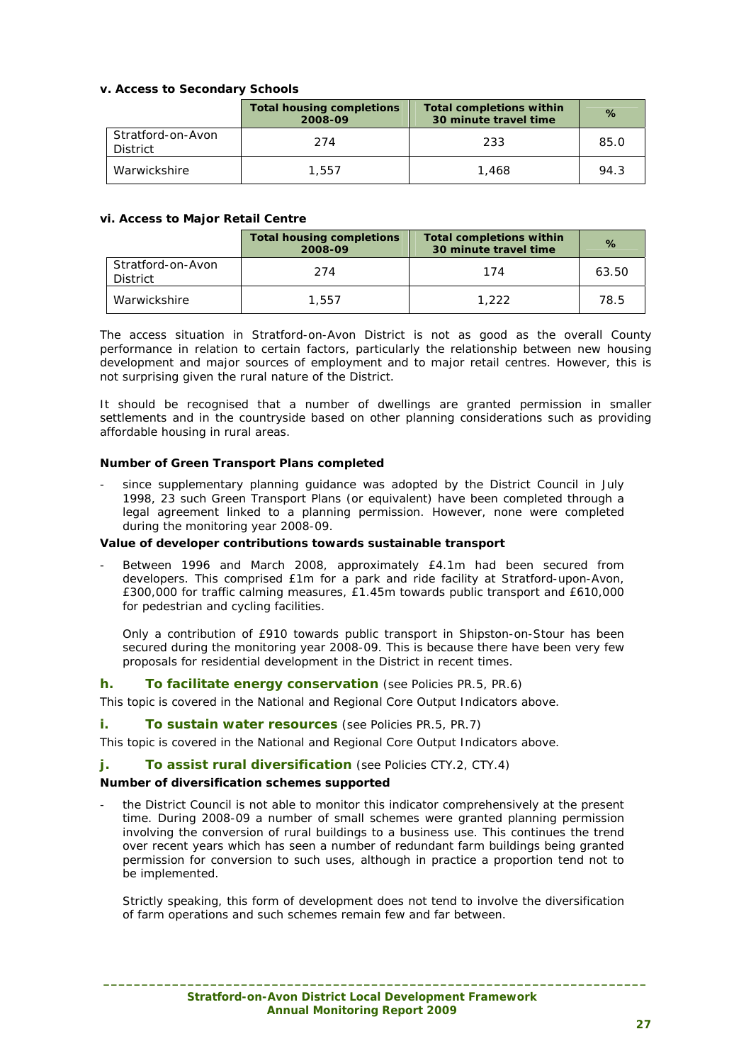**v. Access to Secondary Schools**

| | Total housing completions 2008-09 | Total completions within 30 minute travel time | % |
|---|---|---|---|
| Stratford-on-Avon District | 274 | 233 | 85.0 |
| Warwickshire | 1,557 | 1,468 | 94.3 |

**vi. Access to Major Retail Centre**

| | Total housing completions 2008-09 | Total completions within 30 minute travel time | % |
|---|---|---|---|
| Stratford-on-Avon District | 274 | 174 | 63.50 |
| Warwickshire | 1,557 | 1,222 | 78.5 |

The access situation in Stratford-on-Avon District is not as good as the overall County performance in relation to certain factors, particularly the relationship between new housing development and major sources of employment and to major retail centres. However, this is not surprising given the rural nature of the District.

It should be recognised that a number of dwellings are granted permission in smaller settlements and in the countryside based on other planning considerations such as providing affordable housing in rural areas.

**Number of Green Transport Plans completed**

- since supplementary planning guidance was adopted by the District Council in July 1998, 23 such Green Transport Plans (or equivalent) have been completed through a legal agreement linked to a planning permission. However, none were completed during the monitoring year 2008-09.

**Value of developer contributions towards sustainable transport**

- Between 1996 and March 2008, approximately £4.1m had been secured from developers. This comprised £1m for a park and ride facility at Stratford-upon-Avon, £300,000 for traffic calming measures, £1.45m towards public transport and £610,000 for pedestrian and cycling facilities.

  Only a contribution of £910 towards public transport in Shipston-on-Stour has been secured during the monitoring year 2008-09. This is because there have been very few proposals for residential development in the District in recent times.

### h. To facilitate energy conservation (see Policies PR.5, PR.6)

This topic is covered in the National and Regional Core Output Indicators above.

### i. To sustain water resources (see Policies PR.5, PR.7)

This topic is covered in the National and Regional Core Output Indicators above.

### j. To assist rural diversification (see Policies CTY.2, CTY.4)

**Number of diversification schemes supported**

- the District Council is not able to monitor this indicator comprehensively at the present time. During 2008-09 a number of small schemes were granted planning permission involving the conversion of rural buildings to a business use. This continues the trend over recent years which has seen a number of redundant farm buildings being granted permission for conversion to such uses, although in practice a proportion tend not to be implemented.

  Strictly speaking, this form of development does not tend to involve the diversification of farm operations and such schemes remain few and far between.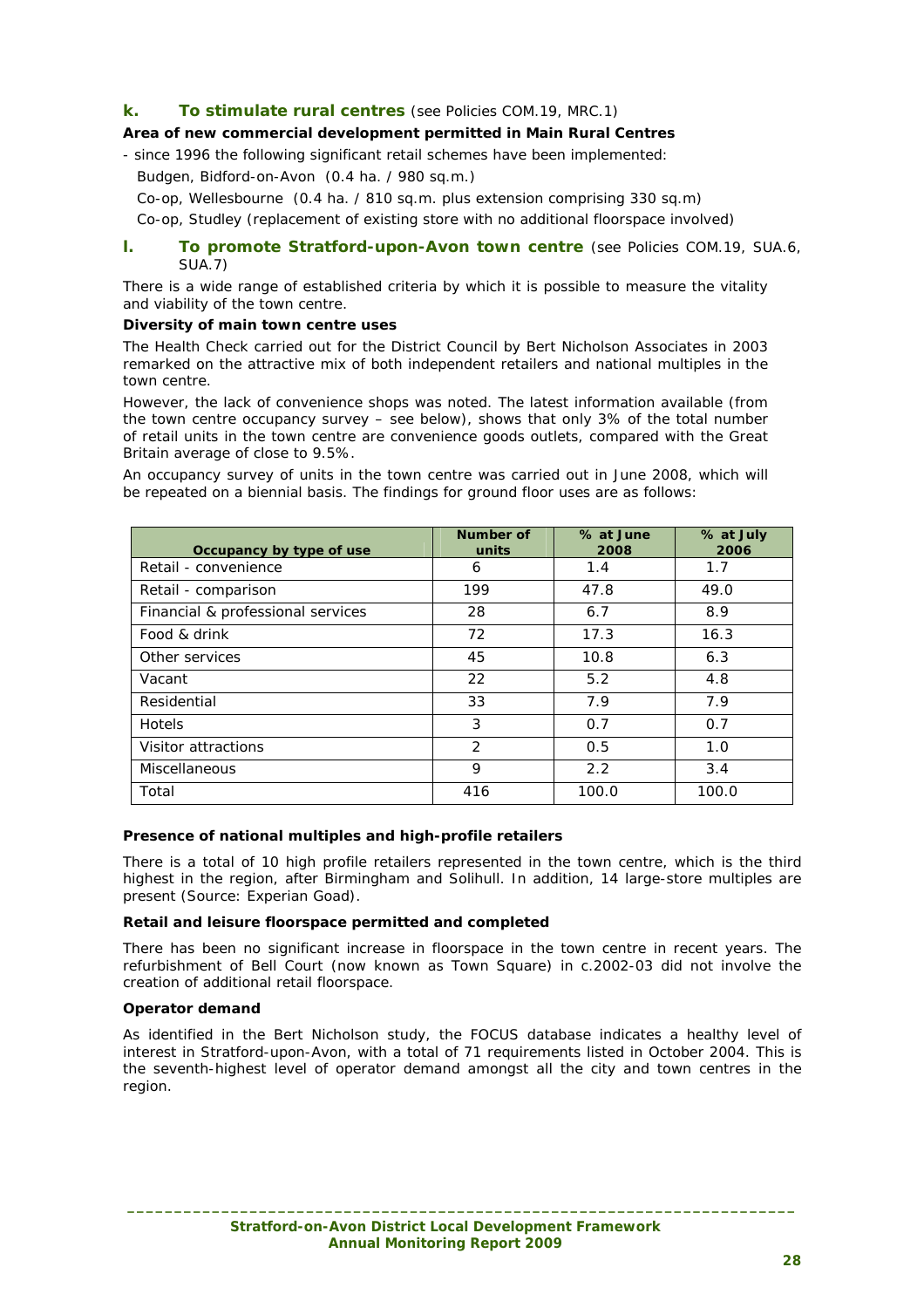## k. To stimulate rural centres (see Policies COM.19, MRC.1)

**Area of new commercial development permitted in Main Rural Centres**

- since 1996 the following significant retail schemes have been implemented:

Budgen, Bidford-on-Avon (0.4 ha. / 980 sq.m.)

Co-op, Wellesbourne (0.4 ha. / 810 sq.m. plus extension comprising 330 sq.m)

Co-op, Studley (replacement of existing store with no additional floorspace involved)

## l. To promote Stratford-upon-Avon town centre (see Policies COM.19, SUA.6, SUA.7)

There is a wide range of established criteria by which it is possible to measure the vitality and viability of the town centre.

**Diversity of main town centre uses**

The Health Check carried out for the District Council by Bert Nicholson Associates in 2003 remarked on the attractive mix of both independent retailers and national multiples in the town centre.

However, the lack of convenience shops was noted. The latest information available (from the town centre occupancy survey – see below), shows that only 3% of the total number of retail units in the town centre are convenience goods outlets, compared with the Great Britain average of close to 9.5%.

An occupancy survey of units in the town centre was carried out in June 2008, which will be repeated on a biennial basis. The findings for ground floor uses are as follows:

| Occupancy by type of use | Number of units | % at June 2008 | % at July 2006 |
|---|---|---|---|
| Retail - convenience | 6 | 1.4 | 1.7 |
| Retail - comparison | 199 | 47.8 | 49.0 |
| Financial & professional services | 28 | 6.7 | 8.9 |
| Food & drink | 72 | 17.3 | 16.3 |
| Other services | 45 | 10.8 | 6.3 |
| Vacant | 22 | 5.2 | 4.8 |
| Residential | 33 | 7.9 | 7.9 |
| Hotels | 3 | 0.7 | 0.7 |
| Visitor attractions | 2 | 0.5 | 1.0 |
| Miscellaneous | 9 | 2.2 | 3.4 |
| Total | 416 | 100.0 | 100.0 |

**Presence of national multiples and high-profile retailers**

There is a total of 10 high profile retailers represented in the town centre, which is the third highest in the region, after Birmingham and Solihull. In addition, 14 large-store multiples are present (Source: Experian Goad).

**Retail and leisure floorspace permitted and completed**

There has been no significant increase in floorspace in the town centre in recent years. The refurbishment of Bell Court (now known as Town Square) in c.2002-03 did not involve the creation of additional retail floorspace.

**Operator demand**

As identified in the Bert Nicholson study, the FOCUS database indicates a healthy level of interest in Stratford-upon-Avon, with a total of 71 requirements listed in October 2004. This is the seventh-highest level of operator demand amongst all the city and town centres in the region.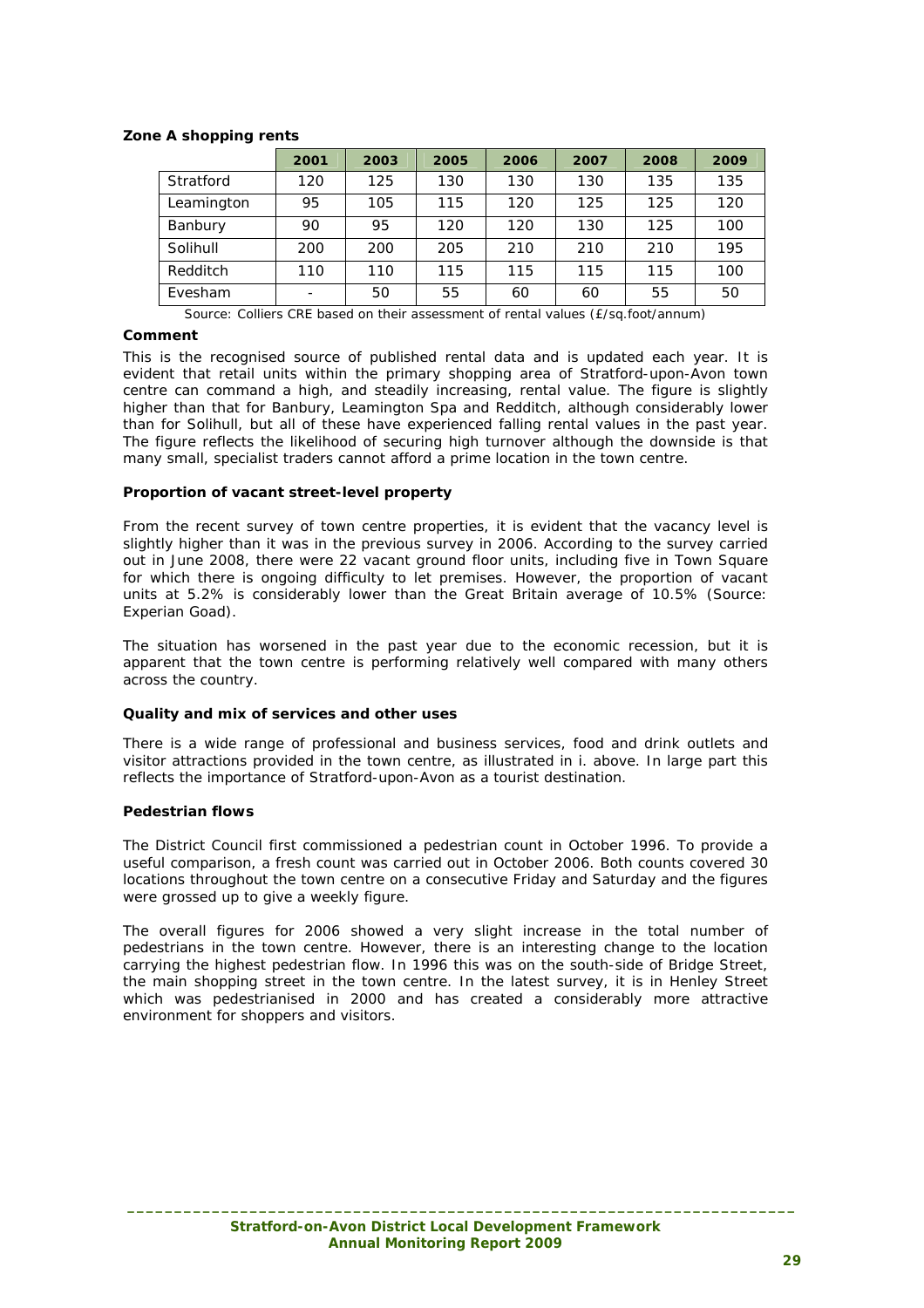**Zone A shopping rents**

| | 2001 | 2003 | 2005 | 2006 | 2007 | 2008 | 2009 |
|---|---|---|---|---|---|---|---|
| Stratford | 120 | 125 | 130 | 130 | 130 | 135 | 135 |
| Leamington | 95 | 105 | 115 | 120 | 125 | 125 | 120 |
| Banbury | 90 | 95 | 120 | 120 | 130 | 125 | 100 |
| Solihull | 200 | 200 | 205 | 210 | 210 | 210 | 195 |
| Redditch | 110 | 110 | 115 | 115 | 115 | 115 | 100 |
| Evesham | - | 50 | 55 | 60 | 60 | 55 | 50 |

Source: Colliers CRE based on their assessment of rental values (£/sq.foot/annum)

**Comment**

This is the recognised source of published rental data and is updated each year. It is evident that retail units within the primary shopping area of Stratford-upon-Avon town centre can command a high, and steadily increasing, rental value. The figure is slightly higher than that for Banbury, Leamington Spa and Redditch, although considerably lower than for Solihull, but all of these have experienced falling rental values in the past year. The figure reflects the likelihood of securing high turnover although the downside is that many small, specialist traders cannot afford a prime location in the town centre.

**Proportion of vacant street-level property**

From the recent survey of town centre properties, it is evident that the vacancy level is slightly higher than it was in the previous survey in 2006. According to the survey carried out in June 2008, there were 22 vacant ground floor units, including five in Town Square for which there is ongoing difficulty to let premises. However, the proportion of vacant units at 5.2% is considerably lower than the Great Britain average of 10.5% (Source: Experian Goad).

The situation has worsened in the past year due to the economic recession, but it is apparent that the town centre is performing relatively well compared with many others across the country.

**Quality and mix of services and other uses**

There is a wide range of professional and business services, food and drink outlets and visitor attractions provided in the town centre, as illustrated in i. above. In large part this reflects the importance of Stratford-upon-Avon as a tourist destination.

**Pedestrian flows**

The District Council first commissioned a pedestrian count in October 1996. To provide a useful comparison, a fresh count was carried out in October 2006. Both counts covered 30 locations throughout the town centre on a consecutive Friday and Saturday and the figures were grossed up to give a weekly figure.

The overall figures for 2006 showed a very slight increase in the total number of pedestrians in the town centre. However, there is an interesting change to the location carrying the highest pedestrian flow. In 1996 this was on the south-side of Bridge Street, the main shopping street in the town centre. In the latest survey, it is in Henley Street which was pedestrianised in 2000 and has created a considerably more attractive environment for shoppers and visitors.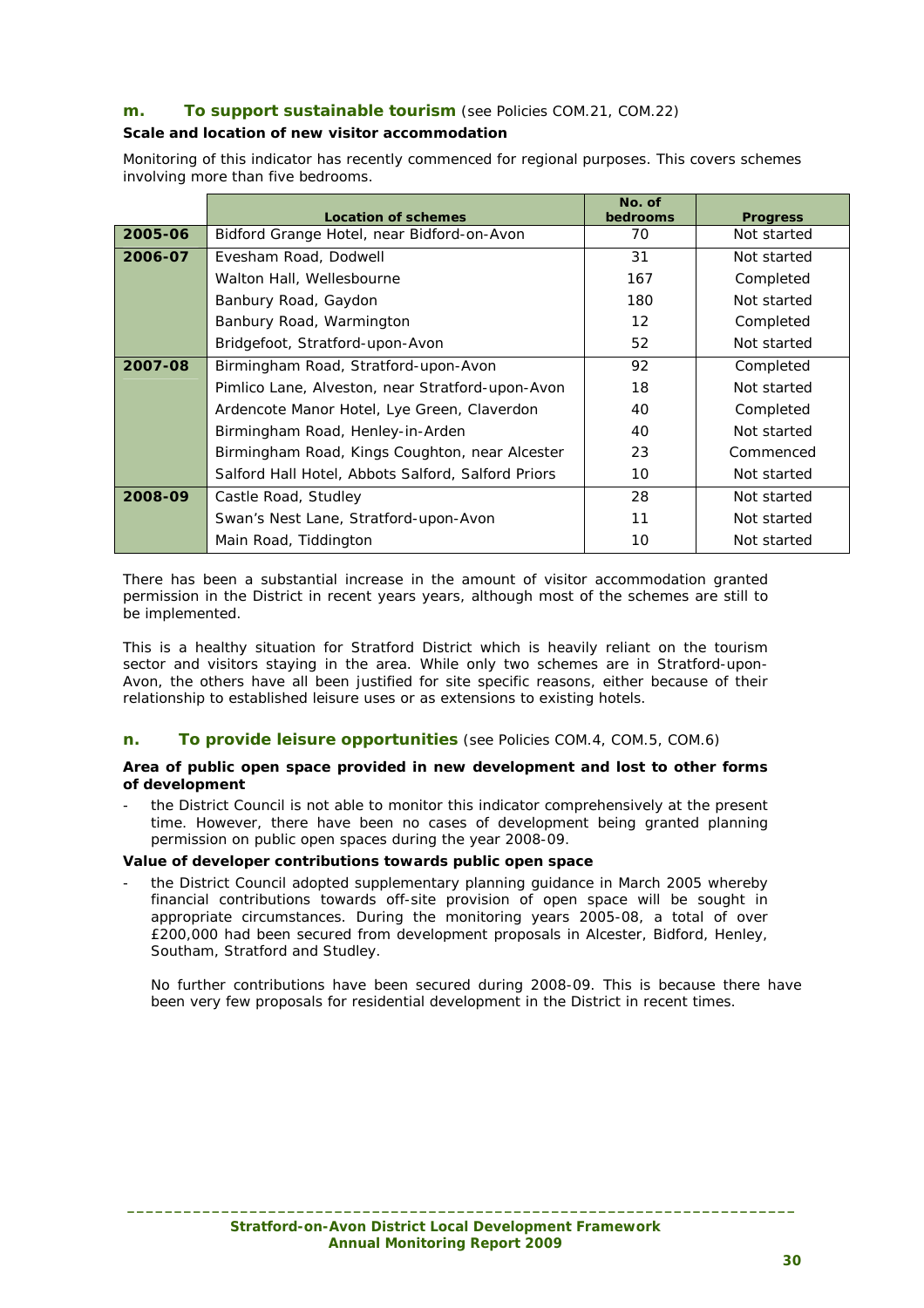### m. To support sustainable tourism (see Policies COM.21, COM.22)

**Scale and location of new visitor accommodation**

Monitoring of this indicator has recently commenced for regional purposes. This covers schemes involving more than five bedrooms.

| | Location of schemes | No. of bedrooms | Progress |
|---|---|---|---|
| **2005-06** | Bidford Grange Hotel, near Bidford-on-Avon | 70 | Not started |
| **2006-07** | Evesham Road, Dodwell | 31 | Not started |
| | Walton Hall, Wellesbourne | 167 | Completed |
| | Banbury Road, Gaydon | 180 | Not started |
| | Banbury Road, Warmington | 12 | Completed |
| | Bridgefoot, Stratford-upon-Avon | 52 | Not started |
| **2007-08** | Birmingham Road, Stratford-upon-Avon | 92 | Completed |
| | Pimlico Lane, Alveston, near Stratford-upon-Avon | 18 | Not started |
| | Ardencote Manor Hotel, Lye Green, Claverdon | 40 | Completed |
| | Birmingham Road, Henley-in-Arden | 40 | Not started |
| | Birmingham Road, Kings Coughton, near Alcester | 23 | Commenced |
| | Salford Hall Hotel, Abbots Salford, Salford Priors | 10 | Not started |
| **2008-09** | Castle Road, Studley | 28 | Not started |
| | Swan's Nest Lane, Stratford-upon-Avon | 11 | Not started |
| | Main Road, Tiddington | 10 | Not started |

There has been a substantial increase in the amount of visitor accommodation granted permission in the District in recent years years, although most of the schemes are still to be implemented.

This is a healthy situation for Stratford District which is heavily reliant on the tourism sector and visitors staying in the area. While only two schemes are in Stratford-upon-Avon, the others have all been justified for site specific reasons, either because of their relationship to established leisure uses or as extensions to existing hotels.

### n. To provide leisure opportunities (see Policies COM.4, COM.5, COM.6)

**Area of public open space provided in new development and lost to other forms of development**

- the District Council is not able to monitor this indicator comprehensively at the present time. However, there have been no cases of development being granted planning permission on public open spaces during the year 2008-09.

**Value of developer contributions towards public open space**

- the District Council adopted supplementary planning guidance in March 2005 whereby financial contributions towards off-site provision of open space will be sought in appropriate circumstances. During the monitoring years 2005-08, a total of over £200,000 had been secured from development proposals in Alcester, Bidford, Henley, Southam, Stratford and Studley.

  No further contributions have been secured during 2008-09. This is because there have been very few proposals for residential development in the District in recent times.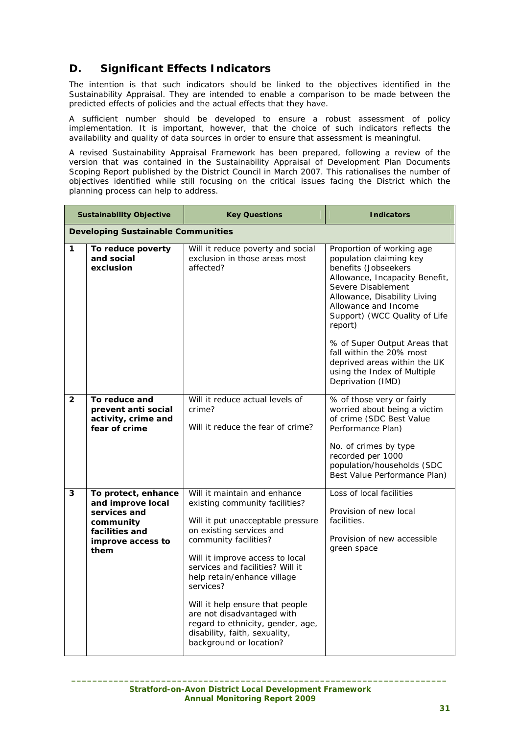## D. Significant Effects Indicators

The intention is that such indicators should be linked to the objectives identified in the Sustainability Appraisal. They are intended to enable a comparison to be made between the predicted effects of policies and the actual effects that they have.

A sufficient number should be developed to ensure a robust assessment of policy implementation. It is important, however, that the choice of such indicators reflects the availability and quality of data sources in order to ensure that assessment is meaningful.

A revised Sustainability Appraisal Framework has been prepared, following a review of the version that was contained in the Sustainability Appraisal of Development Plan Documents Scoping Report published by the District Council in March 2007. This rationalises the number of objectives identified while still focusing on the critical issues facing the District which the planning process can help to address.

| Sustainability Objective | | Key Questions | Indicators |
|---|---|---|---|
| **Developing Sustainable Communities** | | | |
| **1** | **To reduce poverty and social exclusion** | Will it reduce poverty and social exclusion in those areas most affected? | Proportion of working age population claiming key benefits (Jobseekers Allowance, Incapacity Benefit, Severe Disablement Allowance, Disability Living Allowance and Income Support) (WCC Quality of Life report)<br><br>% of Super Output Areas that fall within the 20% most deprived areas within the UK using the Index of Multiple Deprivation (IMD) |
| **2** | **To reduce and prevent anti social activity, crime and fear of crime** | Will it reduce actual levels of crime?<br><br>Will it reduce the fear of crime? | % of those very or fairly worried about being a victim of crime (SDC Best Value Performance Plan)<br><br>No. of crimes by type recorded per 1000 population/households (SDC Best Value Performance Plan) |
| **3** | **To protect, enhance and improve local services and community facilities and improve access to them** | Will it maintain and enhance existing community facilities?<br><br>Will it put unacceptable pressure on existing services and community facilities?<br><br>Will it improve access to local services and facilities? Will it help retain/enhance village services?<br><br>Will it help ensure that people are not disadvantaged with regard to ethnicity, gender, age, disability, faith, sexuality, background or location? | Loss of local facilities<br><br>Provision of new local facilities.<br><br>Provision of new accessible green space |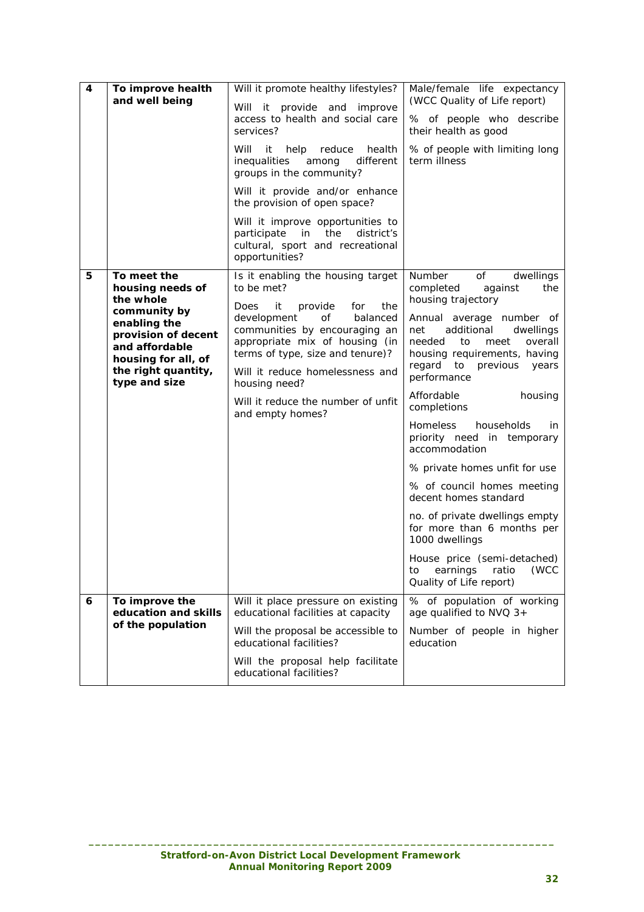| 4 | **To improve health and well being** | Will it promote healthy lifestyles?<br><br>Will it provide and improve access to health and social care services?<br><br>Will it help reduce health inequalities among different groups in the community?<br><br>Will it provide and/or enhance the provision of open space?<br><br>Will it improve opportunities to participate in the district's cultural, sport and recreational opportunities? | Male/female life expectancy (WCC Quality of Life report)<br><br>% of people who describe their health as good<br><br>% of people with limiting long term illness |
|---|---|---|---|
| 5 | **To meet the housing needs of the whole community by enabling the provision of decent and affordable housing for all, of the right quantity, type and size** | Is it enabling the housing target to be met?<br><br>Does it provide for the development of balanced communities by encouraging an appropriate mix of housing (in terms of type, size and tenure)?<br><br>Will it reduce homelessness and housing need?<br><br>Will it reduce the number of unfit and empty homes? | Number of dwellings completed against the housing trajectory<br><br>Annual average number of net additional dwellings needed to meet overall housing requirements, having regard to previous years performance<br><br>Affordable housing completions<br><br>Homeless households in priority need in temporary accommodation<br><br>% private homes unfit for use<br><br>% of council homes meeting decent homes standard<br><br>no. of private dwellings empty for more than 6 months per 1000 dwellings<br><br>House price (semi-detached) to earnings ratio (WCC Quality of Life report) |
| 6 | **To improve the education and skills of the population** | Will it place pressure on existing educational facilities at capacity<br><br>Will the proposal be accessible to educational facilities?<br><br>Will the proposal help facilitate educational facilities? | % of population of working age qualified to NVQ 3+<br><br>Number of people in higher education |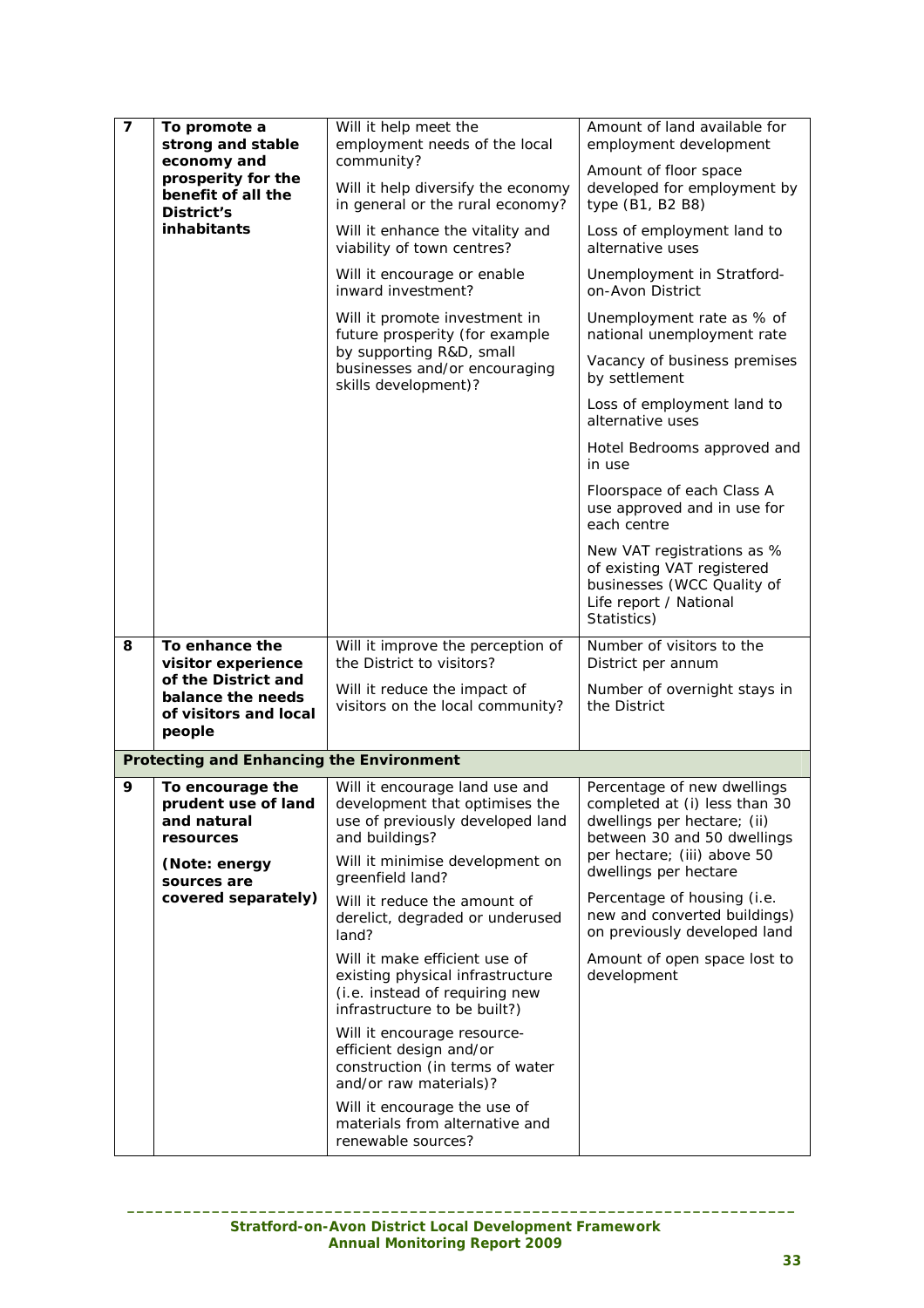| | | | |
|---|---|---|---|
| **7** | **To promote a strong and stable economy and prosperity for the benefit of all the District's inhabitants** | Will it help meet the employment needs of the local community?<br><br>Will it help diversify the economy in general or the rural economy?<br><br>Will it enhance the vitality and viability of town centres?<br><br>Will it encourage or enable inward investment?<br><br>Will it promote investment in future prosperity (for example by supporting R&D, small businesses and/or encouraging skills development)? | Amount of land available for employment development<br><br>Amount of floor space developed for employment by type (B1, B2 B8)<br><br>Loss of employment land to alternative uses<br><br>Unemployment in Stratford-on-Avon District<br><br>Unemployment rate as % of national unemployment rate<br><br>Vacancy of business premises by settlement<br><br>Loss of employment land to alternative uses<br><br>Hotel Bedrooms approved and in use<br><br>Floorspace of each Class A use approved and in use for each centre<br><br>New VAT registrations as % of existing VAT registered businesses (WCC Quality of Life report / National Statistics) |
| **8** | **To enhance the visitor experience of the District and balance the needs of visitors and local people** | Will it improve the perception of the District to visitors?<br><br>Will it reduce the impact of visitors on the local community? | Number of visitors to the District per annum<br><br>Number of overnight stays in the District |
| **Protecting and Enhancing the Environment** | | | |
| **9** | **To encourage the prudent use of land and natural resources**<br><br>**(Note: energy sources are covered separately)** | Will it encourage land use and development that optimises the use of previously developed land and buildings?<br><br>Will it minimise development on greenfield land?<br><br>Will it reduce the amount of derelict, degraded or underused land?<br><br>Will it make efficient use of existing physical infrastructure (i.e. instead of requiring new infrastructure to be built?)<br><br>Will it encourage resource-efficient design and/or construction (in terms of water and/or raw materials)?<br><br>Will it encourage the use of materials from alternative and renewable sources? | Percentage of new dwellings completed at (i) less than 30 dwellings per hectare; (ii) between 30 and 50 dwellings per hectare; (iii) above 50 dwellings per hectare<br><br>Percentage of housing (i.e. new and converted buildings) on previously developed land<br><br>Amount of open space lost to development |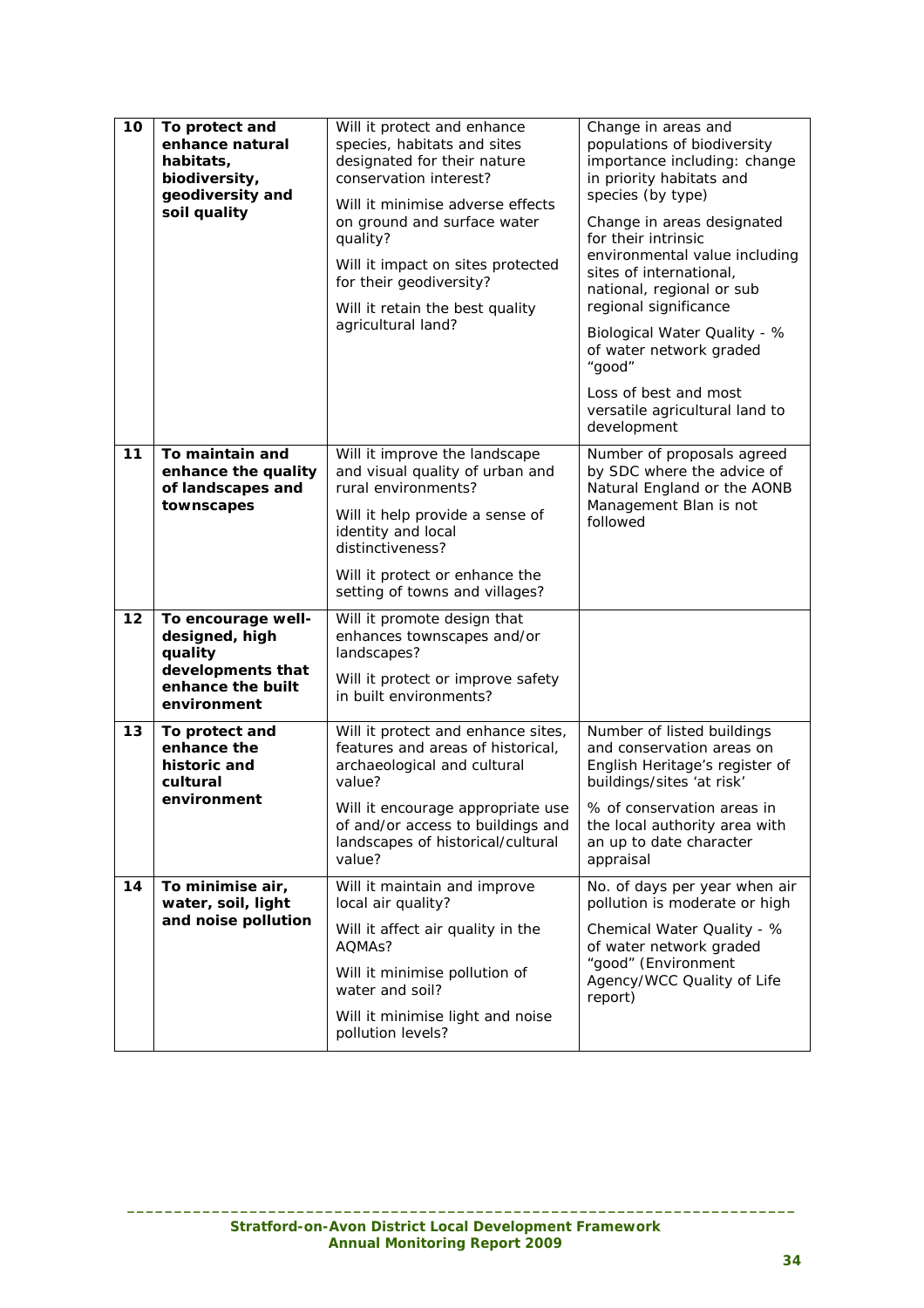| | | | |
|---|---|---|---|
| 10 | **To protect and enhance natural habitats, biodiversity, geodiversity and soil quality** | Will it protect and enhance species, habitats and sites designated for their nature conservation interest?<br><br>Will it minimise adverse effects on ground and surface water quality?<br><br>Will it impact on sites protected for their geodiversity?<br><br>Will it retain the best quality agricultural land? | Change in areas and populations of biodiversity importance including: change in priority habitats and species (by type)<br><br>Change in areas designated for their intrinsic environmental value including sites of international, national, regional or sub regional significance<br><br>Biological Water Quality - % of water network graded "good"<br><br>Loss of best and most versatile agricultural land to development |
| 11 | **To maintain and enhance the quality of landscapes and townscapes** | Will it improve the landscape and visual quality of urban and rural environments?<br><br>Will it help provide a sense of identity and local distinctiveness?<br><br>Will it protect or enhance the setting of towns and villages? | Number of proposals agreed by SDC where the advice of Natural England or the AONB Management Blan is not followed |
| 12 | **To encourage well-designed, high quality developments that enhance the built environment** | Will it promote design that enhances townscapes and/or landscapes?<br><br>Will it protect or improve safety in built environments? | |
| 13 | **To protect and enhance the historic and cultural environment** | Will it protect and enhance sites, features and areas of historical, archaeological and cultural value?<br><br>Will it encourage appropriate use of and/or access to buildings and landscapes of historical/cultural value? | Number of listed buildings and conservation areas on English Heritage's register of buildings/sites 'at risk'<br><br>% of conservation areas in the local authority area with an up to date character appraisal |
| 14 | **To minimise air, water, soil, light and noise pollution** | Will it maintain and improve local air quality?<br><br>Will it affect air quality in the AQMAs?<br><br>Will it minimise pollution of water and soil?<br><br>Will it minimise light and noise pollution levels? | No. of days per year when air pollution is moderate or high<br><br>Chemical Water Quality - % of water network graded "good" (Environment Agency/WCC Quality of Life report) |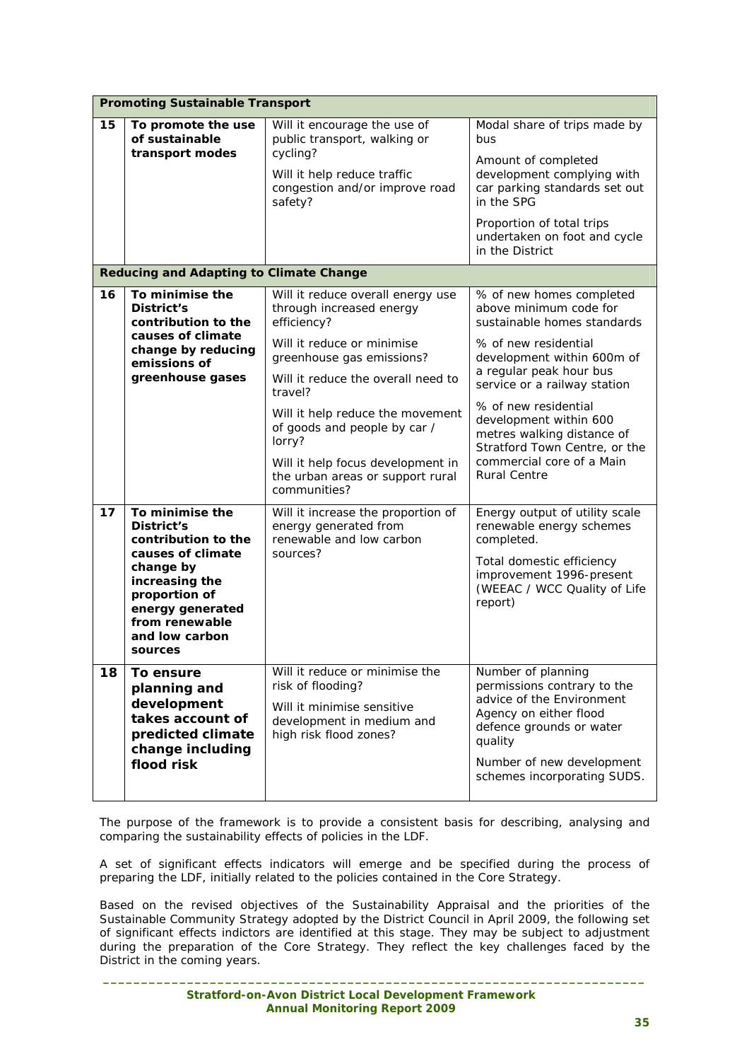| | | | |
|---|---|---|---|
| **Promoting Sustainable Transport** | | | |
| **15** | **To promote the use of sustainable transport modes** | Will it encourage the use of public transport, walking or cycling?<br><br>Will it help reduce traffic congestion and/or improve road safety? | Modal share of trips made by bus<br><br>Amount of completed development complying with car parking standards set out in the SPG<br><br>Proportion of total trips undertaken on foot and cycle in the District |
| **Reducing and Adapting to Climate Change** | | | |
| **16** | **To minimise the District's contribution to the causes of climate change by reducing emissions of greenhouse gases** | Will it reduce overall energy use through increased energy efficiency?<br><br>Will it reduce or minimise greenhouse gas emissions?<br><br>Will it reduce the overall need to travel?<br><br>Will it help reduce the movement of goods and people by car / lorry?<br><br>Will it help focus development in the urban areas or support rural communities? | % of new homes completed above minimum code for sustainable homes standards<br><br>% of new residential development within 600m of a regular peak hour bus service or a railway station<br><br>% of new residential development within 600 metres walking distance of Stratford Town Centre, or the commercial core of a Main Rural Centre |
| **17** | **To minimise the District's contribution to the causes of climate change by increasing the proportion of energy generated from renewable and low carbon sources** | Will it increase the proportion of energy generated from renewable and low carbon sources? | Energy output of utility scale renewable energy schemes completed.<br><br>Total domestic efficiency improvement 1996-present (WEEAC / WCC Quality of Life report) |
| **18** | **To ensure planning and development takes account of predicted climate change including flood risk** | Will it reduce or minimise the risk of flooding?<br><br>Will it minimise sensitive development in medium and high risk flood zones? | Number of planning permissions contrary to the advice of the Environment Agency on either flood defence grounds or water quality<br><br>Number of new development schemes incorporating SUDS. |

The purpose of the framework is to provide a consistent basis for describing, analysing and comparing the sustainability effects of policies in the LDF.

A set of significant effects indicators will emerge and be specified during the process of preparing the LDF, initially related to the policies contained in the Core Strategy.

Based on the revised objectives of the Sustainability Appraisal and the priorities of the Sustainable Community Strategy adopted by the District Council in April 2009, the following set of significant effects indictors are identified at this stage. They may be subject to adjustment during the preparation of the Core Strategy. They reflect the key challenges faced by the District in the coming years.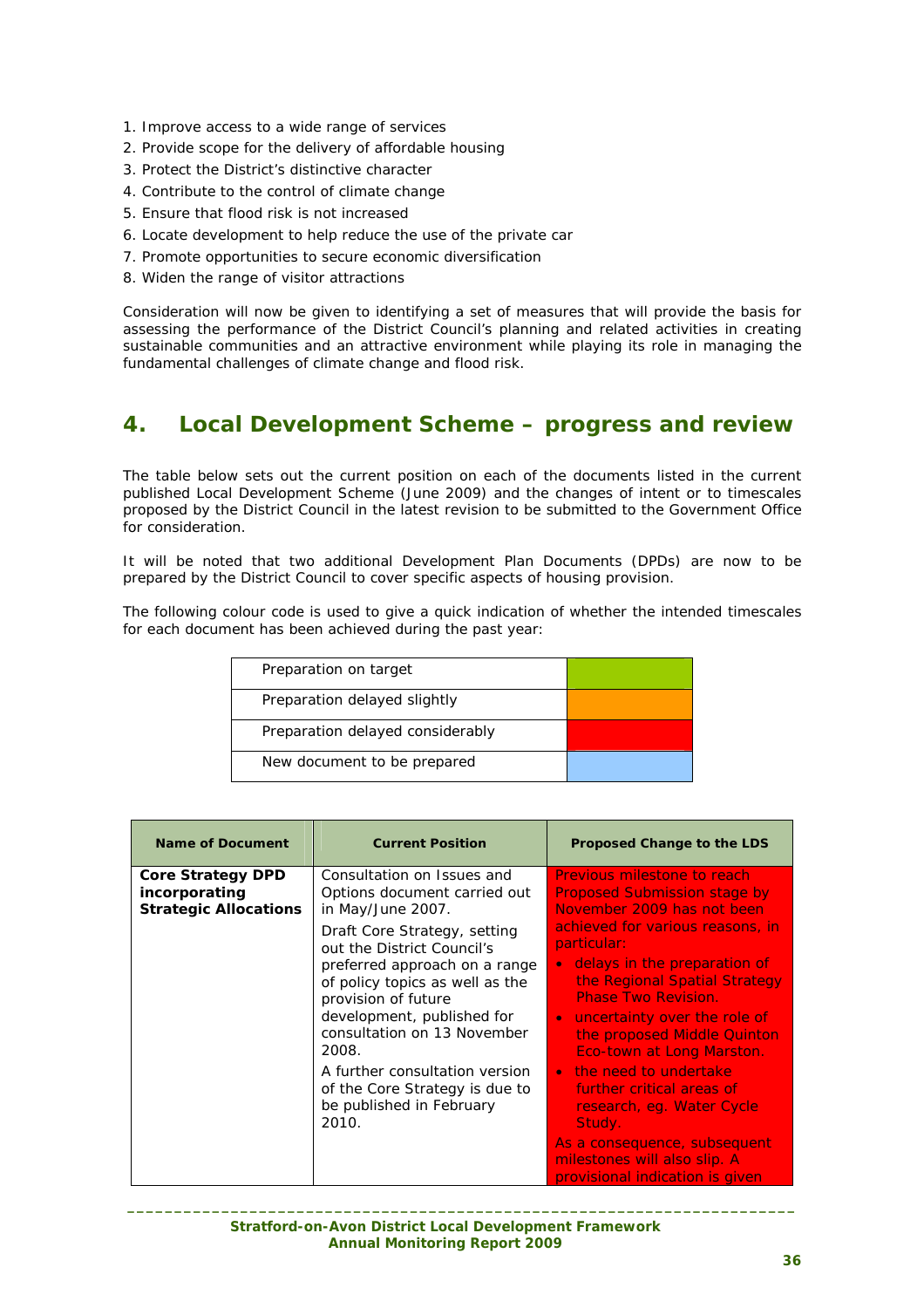1. Improve access to a wide range of services
2. Provide scope for the delivery of affordable housing
3. Protect the District's distinctive character
4. Contribute to the control of climate change
5. Ensure that flood risk is not increased
6. Locate development to help reduce the use of the private car
7. Promote opportunities to secure economic diversification
8. Widen the range of visitor attractions

Consideration will now be given to identifying a set of measures that will provide the basis for assessing the performance of the District Council's planning and related activities in creating sustainable communities and an attractive environment while playing its role in managing the fundamental challenges of climate change and flood risk.

## 4. Local Development Scheme – progress and review

The table below sets out the current position on each of the documents listed in the current published Local Development Scheme (June 2009) and the changes of intent or to timescales proposed by the District Council in the latest revision to be submitted to the Government Office for consideration.

It will be noted that two additional Development Plan Documents (DPDs) are now to be prepared by the District Council to cover specific aspects of housing provision.

The following colour code is used to give a quick indication of whether the intended timescales for each document has been achieved during the past year:

| | Colour |
|---|---|
| Preparation on target | Green |
| Preparation delayed slightly | Orange |
| Preparation delayed considerably | Red |
| New document to be prepared | Blue |

| Name of Document | Current Position | Proposed Change to the LDS |
|---|---|---|
| **Core Strategy DPD incorporating Strategic Allocations** | Consultation on Issues and Options document carried out in May/June 2007.<br><br>Draft Core Strategy, setting out the District Council's preferred approach on a range of policy topics as well as the provision of future development, published for consultation on 13 November 2008.<br><br>A further consultation version of the Core Strategy is due to be published in February 2010. | Previous milestone to reach Proposed Submission stage by November 2009 has not been achieved for various reasons, in particular:<br>• delays in the preparation of the Regional Spatial Strategy Phase Two Revision.<br>• uncertainty over the role of the proposed Middle Quinton Eco-town at Long Marston.<br>• the need to undertake further critical areas of research, eg. Water Cycle Study.<br><br>As a consequence, subsequent milestones will also slip. A provisional indication is given |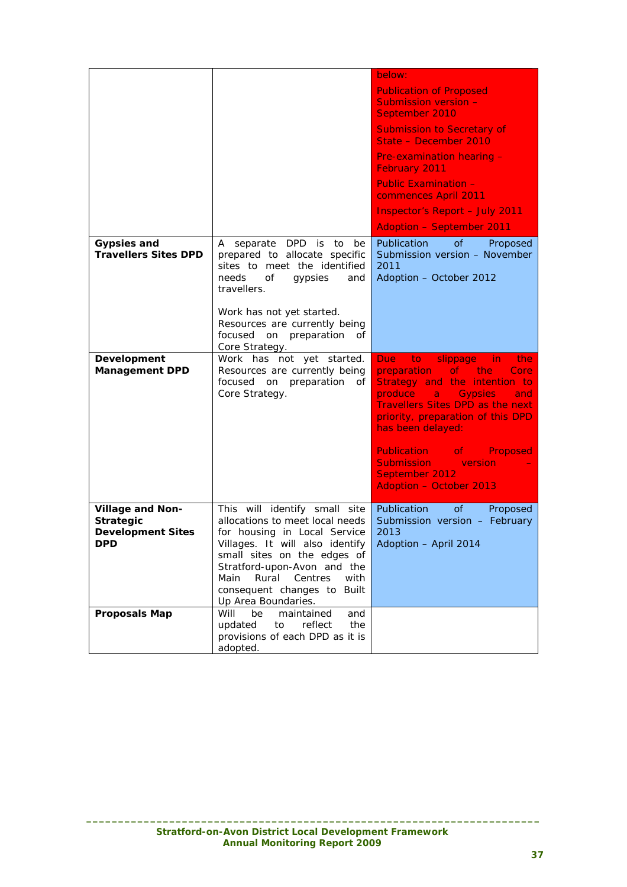| | | |
|---|---|---|
| | | below:<br><br>Publication of Proposed Submission version – September 2010<br><br>Submission to Secretary of State – December 2010<br><br>Pre-examination hearing – February 2011<br><br>Public Examination – commences April 2011<br><br>Inspector's Report – July 2011<br><br>Adoption – September 2011 |
| **Gypsies and Travellers Sites DPD** | A separate DPD is to be prepared to allocate specific sites to meet the identified needs of gypsies and travellers.<br><br>Work has not yet started. Resources are currently being focused on preparation of Core Strategy. | Publication of Proposed Submission version – November 2011<br>Adoption – October 2012 |
| **Development Management DPD** | Work has not yet started. Resources are currently being focused on preparation of Core Strategy. | Due to slippage in the preparation of the Core Strategy and the intention to produce a Gypsies and Travellers Sites DPD as the next priority, preparation of this DPD has been delayed:<br><br>Publication of Proposed Submission version – September 2012<br>Adoption – October 2013 |
| **Village and Non-Strategic Development Sites DPD** | This will identify small site allocations to meet local needs for housing in Local Service Villages. It will also identify small sites on the edges of Stratford-upon-Avon and the Main Rural Centres with consequent changes to Built Up Area Boundaries. | Publication of Proposed Submission version – February 2013<br>Adoption – April 2014 |
| **Proposals Map** | Will be maintained and updated to reflect the provisions of each DPD as it is adopted. | |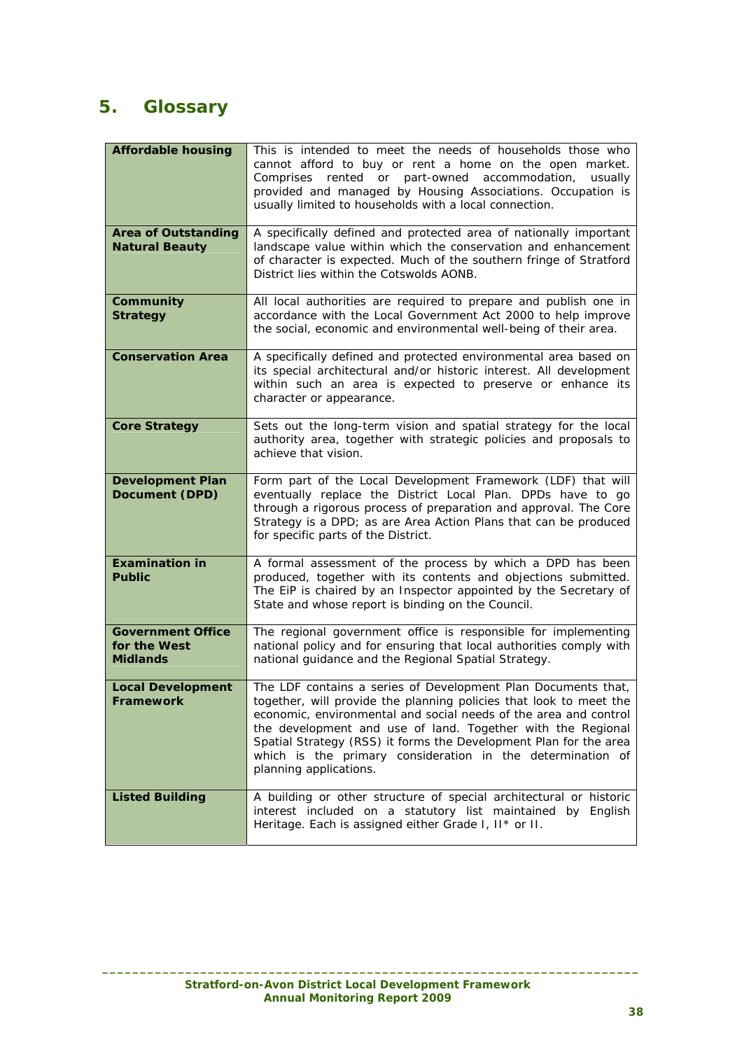# 5. Glossary

| | |
|---|---|
| **Affordable housing** | This is intended to meet the needs of households those who cannot afford to buy or rent a home on the open market. Comprises rented or part-owned accommodation, usually provided and managed by Housing Associations. Occupation is usually limited to households with a local connection. |
| **Area of Outstanding Natural Beauty** | A specifically defined and protected area of nationally important landscape value within which the conservation and enhancement of character is expected. Much of the southern fringe of Stratford District lies within the Cotswolds AONB. |
| **Community Strategy** | All local authorities are required to prepare and publish one in accordance with the Local Government Act 2000 to help improve the social, economic and environmental well-being of their area. |
| **Conservation Area** | A specifically defined and protected environmental area based on its special architectural and/or historic interest. All development within such an area is expected to preserve or enhance its character or appearance. |
| **Core Strategy** | Sets out the long-term vision and spatial strategy for the local authority area, together with strategic policies and proposals to achieve that vision. |
| **Development Plan Document (DPD)** | Form part of the Local Development Framework (LDF) that will eventually replace the District Local Plan. DPDs have to go through a rigorous process of preparation and approval. The Core Strategy is a DPD; as are Area Action Plans that can be produced for specific parts of the District. |
| **Examination in Public** | A formal assessment of the process by which a DPD has been produced, together with its contents and objections submitted. The EiP is chaired by an Inspector appointed by the Secretary of State and whose report is binding on the Council. |
| **Government Office for the West Midlands** | The regional government office is responsible for implementing national policy and for ensuring that local authorities comply with national guidance and the Regional Spatial Strategy. |
| **Local Development Framework** | The LDF contains a series of Development Plan Documents that, together, will provide the planning policies that look to meet the economic, environmental and social needs of the area and control the development and use of land. Together with the Regional Spatial Strategy (RSS) it forms the Development Plan for the area which is the primary consideration in the determination of planning applications. |
| **Listed Building** | A building or other structure of special architectural or historic interest included on a statutory list maintained by English Heritage. Each is assigned either Grade I, II* or II. |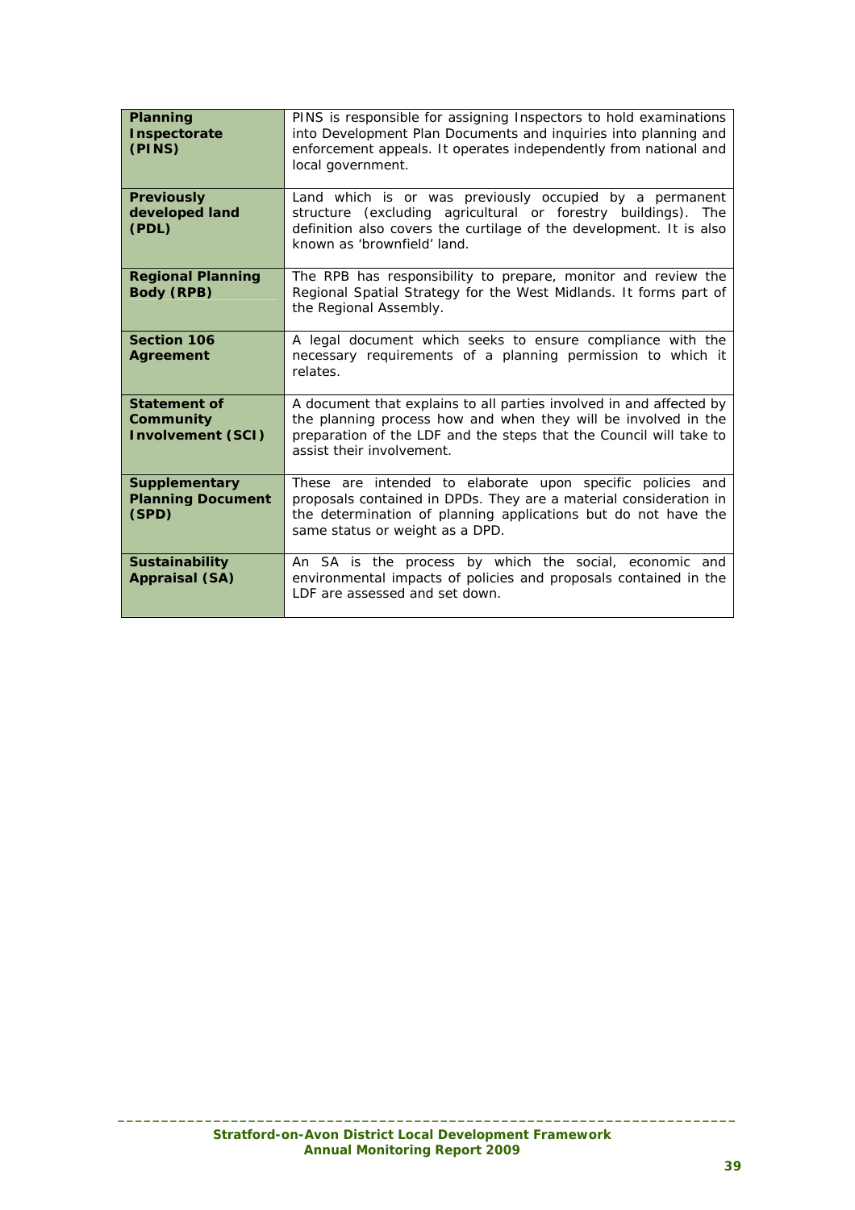| | |
|---|---|
| **Planning Inspectorate (PINS)** | PINS is responsible for assigning Inspectors to hold examinations into Development Plan Documents and inquiries into planning and enforcement appeals. It operates independently from national and local government. |
| **Previously developed land (PDL)** | Land which is or was previously occupied by a permanent structure (excluding agricultural or forestry buildings). The definition also covers the curtilage of the development. It is also known as 'brownfield' land. |
| **Regional Planning Body (RPB)** | The RPB has responsibility to prepare, monitor and review the Regional Spatial Strategy for the West Midlands. It forms part of the Regional Assembly. |
| **Section 106 Agreement** | A legal document which seeks to ensure compliance with the necessary requirements of a planning permission to which it relates. |
| **Statement of Community Involvement (SCI)** | A document that explains to all parties involved in and affected by the planning process how and when they will be involved in the preparation of the LDF and the steps that the Council will take to assist their involvement. |
| **Supplementary Planning Document (SPD)** | These are intended to elaborate upon specific policies and proposals contained in DPDs. They are a material consideration in the determination of planning applications but do not have the same status or weight as a DPD. |
| **Sustainability Appraisal (SA)** | An SA is the process by which the social, economic and environmental impacts of policies and proposals contained in the LDF are assessed and set down. |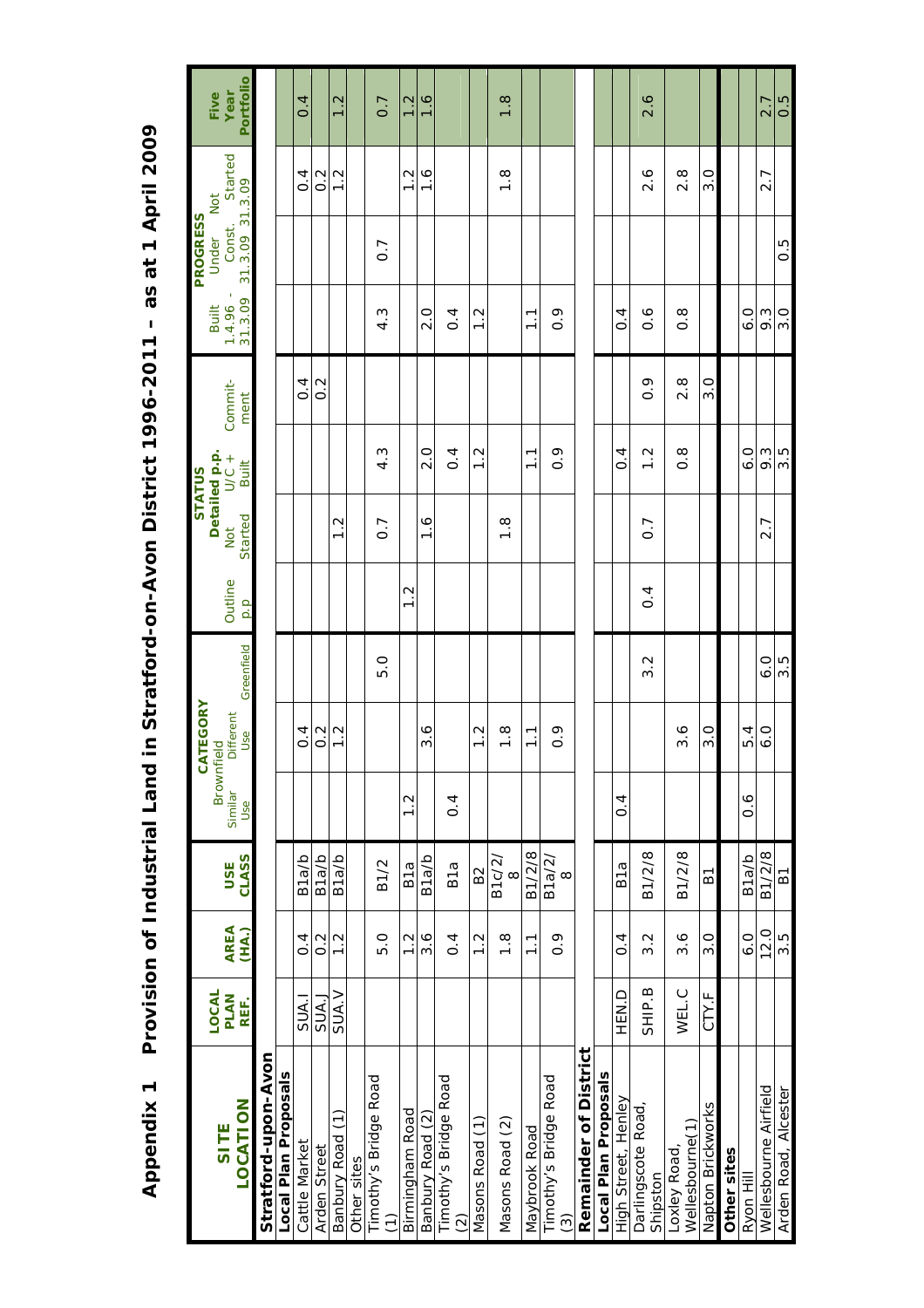# Appendix 1 Provision of Industrial Land in Stratford-on-Avon District 1996-2011 – as at 1 April 2009

| SITE LOCATION | LOCAL PLAN REF. | AREA (HA.) | USE CLASS | CATEGORY | | | STATUS | | | | PROGRESS | | | Five Year Portfolio |
|---|---|---|---|---|---|---|---|---|---|---|---|---|---|---|
| | | | | Brownfield Similar Use | Brownfield Different Use | Greenfield | Outline p.p | Detailed p.p. Not Started | Detailed p.p. U/C + Built | Commit-ment | Built 1.4.96 - 31.3.09 | Under Const. 31.3.09 | Not Started 31.3.09 | |
| **Stratford-upon-Avon** | | | | | | | | | | | | | | |
| **Local Plan Proposals** | | | | | | | | | | | | | | |
| Cattle Market | SUA.I | 0.4 | B1a/b | | 0.4 | | | | | 0.4 | | | 0.4 | 0.4 |
| Arden Street | SUA.J | 0.2 | B1a/b | | 0.2 | | | | | 0.2 | | | 0.2 | |
| Banbury Road (1) | SUA.V | 1.2 | B1a/b | | 1.2 | | | 1.2 | | | | | 1.2 | 1.2 |
| Other sites | | | | | | | | | | | | | | |
| Timothy's Bridge Road (1) | | 5.0 | B1/2 | | | 5.0 | | 0.7 | 4.3 | | 4.3 | 0.7 | | 0.7 |
| Birmingham Road | | 1.2 | B1a | 1.2 | | | 1.2 | | | | | | 1.2 | 1.2 |
| Banbury Road (2) | | 3.6 | B1a/b | | 3.6 | | | 1.6 | 2.0 | | 2.0 | | 1.6 | 1.6 |
| Timothy's Bridge Road (2) | | 0.4 | B1a | 0.4 | | | | | 0.4 | | 0.4 | | | |
| Masons Road (1) | | 1.2 | B2 | | 1.2 | | | | 1.2 | | 1.2 | | | |
| Masons Road (2) | | 1.8 | B1c/2/8 | | 1.8 | | | 1.8 | | | | | 1.8 | 1.8 |
| Maybrook Road | | 1.1 | B1/2/8 | | 1.1 | | | | 1.1 | | 1.1 | | | |
| Timothy's Bridge Road (3) | | 0.9 | B1a/2/8 | | 0.9 | | | | 0.9 | | 0.9 | | | |
| **Remainder of District** | | | | | | | | | | | | | | |
| **Local Plan Proposals** | | | | | | | | | | | | | | |
| High Street, Henley | HEN.D | 0.4 | B1a | 0.4 | | | | | 0.4 | | 0.4 | | | |
| Darlingscote Road, Shipston | SHIP.B | 3.2 | B1/2/8 | | | 3.2 | 0.4 | 0.7 | 1.2 | 0.9 | 0.6 | | 2.6 | 2.6 |
| Loxley Road, Wellesbourne(1) | WEL.C | 3.6 | B1/2/8 | | 3.6 | | | | 0.8 | 2.8 | 0.8 | | 2.8 | |
| Napton Brickworks | CTY.F | 3.0 | B1 | | 3.0 | | | | | 3.0 | | | 3.0 | |
| **Other sites** | | | | | | | | | | | | | | |
| Ryon Hill | | 6.0 | B1a/b | 0.6 | 5.4 | | | | 6.0 | | 6.0 | | | |
| Wellesbourne Airfield | | 12.0 | B1/2/8 | | 6.0 | 6.0 | | 2.7 | 9.3 | | 9.3 | | 2.7 | 2.7 |
| Arden Road, Alcester | | 3.5 | B1 | | | 3.5 | | | 3.5 | | 3.0 | 0.5 | | 0.5 |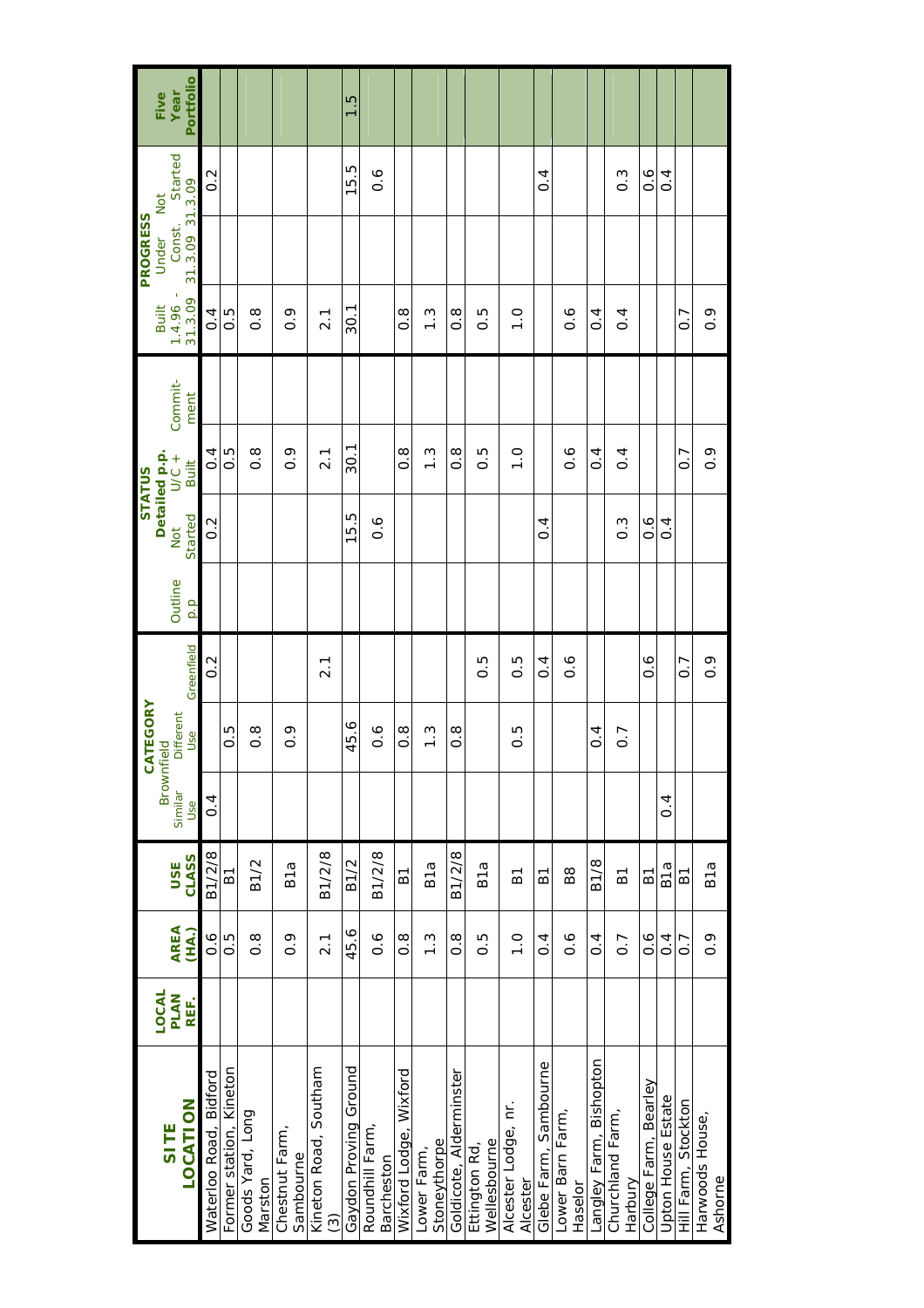| SITE LOCATION | LOCAL PLAN REF. | AREA (HA.) | USE CLASS | CATEGORY | | | STATUS | | | | PROGRESS | | | Five Year Portfolio |
|---|---|---|---|---|---|---|---|---|---|---|---|---|---|---|
| | | | | Brownfield Similar Use | Brownfield Different Use | Greenfield | Outline p.p | Detailed p.p. Not Started | Detailed p.p. U/C + Built | Commit-ment | Built 1.4.96 - 31.3.09 | Under Const. 31.3.09 | Not Started 31.3.09 | |
| Waterloo Road, Bidford | | 0.6 | B1/2/8 | 0.4 | | 0.2 | | 0.2 | 0.4 | | 0.4 | | 0.2 | |
| Former station, Kineton | | 0.5 | B1 | | 0.5 | | | | 0.5 | | 0.5 | | | |
| Goods Yard, Long Marston | | 0.8 | B1/2 | | 0.8 | | | | 0.8 | | 0.8 | | | |
| Chestnut Farm, Sambourne | | 0.9 | B1a | | 0.9 | | | | 0.9 | | 0.9 | | | |
| Kineton Road, Southam (3) | | 2.1 | B1/2/8 | | | 2.1 | | | 2.1 | | 2.1 | | | |
| Gaydon Proving Ground | | 45.6 | B1/2 | | 45.6 | | | 15.5 | 30.1 | | 30.1 | | 15.5 | 1.5 |
| Roundhill Farm, Barcheston | | 0.6 | B1/2/8 | | 0.6 | | | 0.6 | | | | | 0.6 | |
| Wixford Lodge, Wixford | | 0.8 | B1 | | 0.8 | | | | 0.8 | | 0.8 | | | |
| Lower Farm, Stoneythorpe | | 1.3 | B1a | | 1.3 | | | | 1.3 | | 1.3 | | | |
| Goldicote, Alderminster | | 0.8 | B1/2/8 | | 0.8 | | | | 0.8 | | 0.8 | | | |
| Ettington Rd, Wellesbourne | | 0.5 | B1a | | | 0.5 | | | 0.5 | | 0.5 | | | |
| Alcester Lodge, nr. Alcester | | 1.0 | B1 | | 0.5 | 0.5 | | | 1.0 | | 1.0 | | | |
| Glebe Farm, Sambourne | | 0.4 | B1 | | | 0.4 | | 0.4 | | | | | 0.4 | |
| Lower Barn Farm, Haselor | | 0.6 | B8 | | | 0.6 | | | 0.6 | | 0.6 | | | |
| Langley Farm, Bishopton | | 0.4 | B1/8 | | 0.4 | | | | 0.4 | | 0.4 | | | |
| Churchland Farm, Harbury | | 0.7 | B1 | | 0.7 | | | 0.3 | 0.4 | | 0.4 | | 0.3 | |
| College Farm, Bearley | | 0.6 | B1 | | | 0.6 | | 0.6 | | | | | 0.6 | |
| Upton House Estate | | 0.4 | B1a | 0.4 | | | | 0.4 | | | | | 0.4 | |
| Hill Farm, Stockton | | 0.7 | B1 | | | 0.7 | | | 0.7 | | 0.7 | | | |
| Harwoods House, Ashorne | | 0.9 | B1a | | | 0.9 | | | 0.9 | | 0.9 | | | |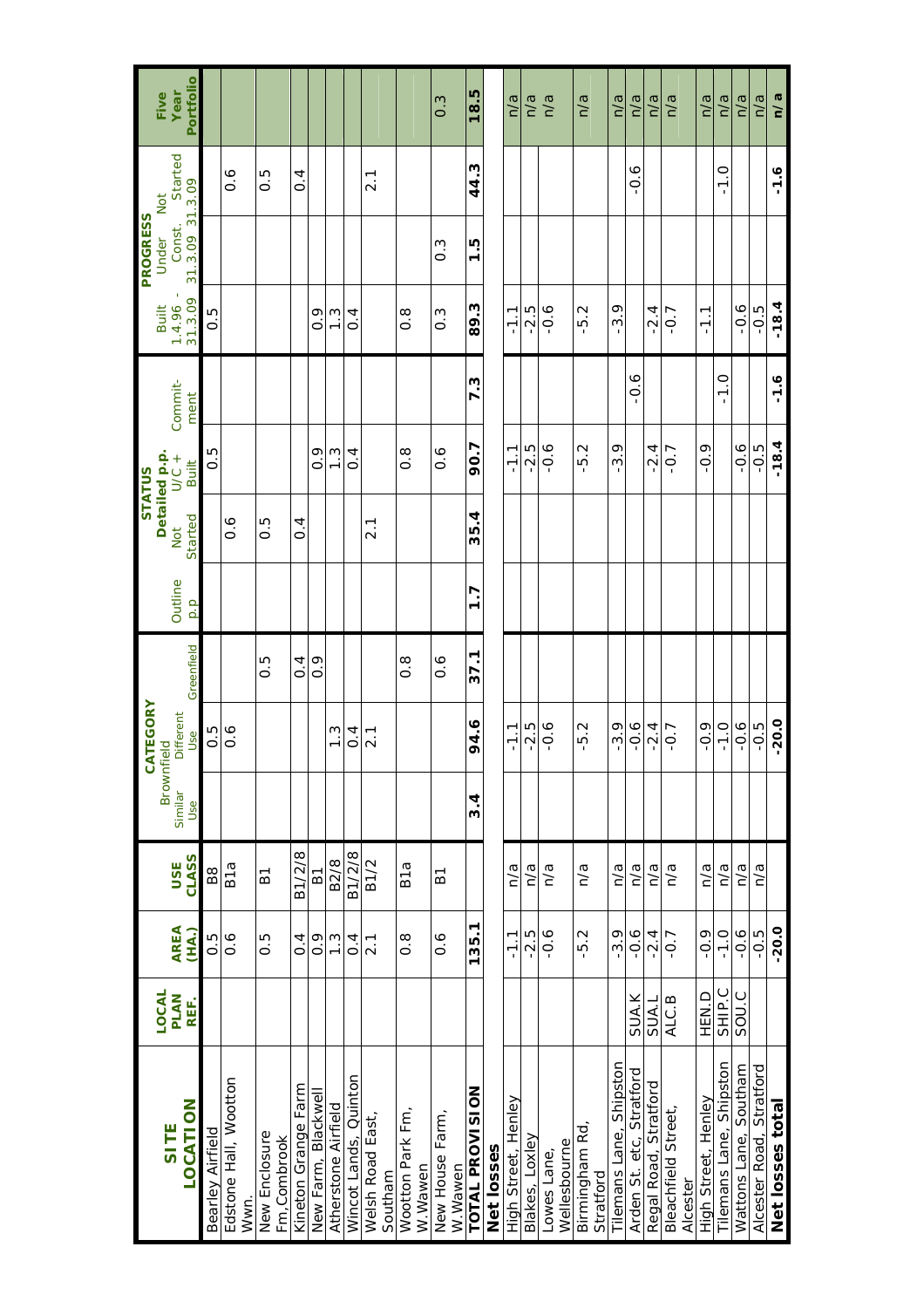| SITE LOCATION | LOCAL PLAN REF. | AREA (HA.) | USE CLASS | CATEGORY | | | STATUS | | | | PROGRESS | | | Five Year Portfolio |
|---|---|---|---|---|---|---|---|---|---|---|---|---|---|---|
| | | | | Brownfield Similar Use | Brownfield Different Use | Greenfield | Outline p.p | Detailed p.p. Not Started | Detailed p.p. U/C + Built | Commit-ment | Built 1.4.96 - 31.3.09 | Under Const. 31.3.09 | Not Started 31.3.09 | |
| Bearley Airfield | | 0.5 | B8 | | 0.5 | | | | 0.5 | | 0.5 | | | |
| Edstone Hall, Wootton Wwn. | | 0.6 | B1a | | 0.6 | | | 0.6 | | | | | 0.6 | |
| New Enclosure Fm, Combrook | | 0.5 | B1 | | | 0.5 | | 0.5 | | | | | 0.5 | |
| Kineton Grange Farm | | 0.4 | B1/2/8 | | | 0.4 | | 0.4 | | | | | 0.4 | |
| New Farm, Blackwell | | 0.9 | B1 | | | 0.9 | | | 0.9 | | 0.9 | | | |
| Atherstone Airfield | | 1.3 | B2/8 | | 1.3 | | | | 1.3 | | 1.3 | | | |
| Wincot Lands, Quinton | | 0.4 | B1/2/8 | | 0.4 | | | | 0.4 | | 0.4 | | | |
| Welsh Road East, Southam | | 2.1 | B1/2 | | 2.1 | | | 2.1 | | | | | 2.1 | |
| Wootton Park Fm, W.Wawen | | 0.8 | B1a | | | 0.8 | | | 0.8 | | 0.8 | | | |
| New House Farm, W.Wawen | | 0.6 | B1 | | | 0.6 | | | 0.6 | | 0.3 | 0.3 | | 0.3 |
| **TOTAL PROVISION** | | **135.1** | | **3.4** | **94.6** | **37.1** | **1.7** | **35.4** | **90.7** | **7.3** | **89.3** | **1.5** | **44.3** | **18.5** |
| **Net losses** | | | | | | | | | | | | | | |
| High Street, Henley | | -1.1 | n/a | | -1.1 | | | | -1.1 | | -1.1 | | | n/a |
| Blakes, Loxley | | -2.5 | n/a | | -2.5 | | | | -2.5 | | -2.5 | | | n/a |
| Lowes Lane, Wellesbourne | | -0.6 | n/a | | -0.6 | | | | -0.6 | | -0.6 | | | n/a |
| Birmingham Rd, Stratford | | -5.2 | n/a | | -5.2 | | | | -5.2 | | -5.2 | | | n/a |
| Tilemans Lane, Shipston | | -3.9 | n/a | | -3.9 | | | | -3.9 | | -3.9 | | | n/a |
| Arden St. etc, Stratford | SUA.K | -0.6 | n/a | | -0.6 | | | | | -0.6 | | | -0.6 | n/a |
| Regal Road, Stratford | SUA.L | -2.4 | n/a | | -2.4 | | | | -2.4 | | -2.4 | | | n/a |
| Bleachfield Street, Alcester | ALC.B | -0.7 | n/a | | -0.7 | | | | -0.7 | | -0.7 | | | n/a |
| High Street, Henley | HEN.D | -0.9 | n/a | | -0.9 | | | | -0.9 | | -1.1 | | | n/a |
| Tilemans Lane, Shipston | SHIP.C | -1.0 | n/a | | -1.0 | | | | | -1.0 | | | -1.0 | n/a |
| Wattons Lane, Southam | SOU.C | -0.6 | n/a | | -0.6 | | | | -0.6 | | -0.6 | | | n/a |
| Alcester Road, Stratford | | -0.5 | n/a | | -0.5 | | | | -0.5 | | -0.5 | | | n/a |
| **Net losses total** | | **-20.0** | | | **-20.0** | | | | **-18.4** | **-1.6** | **-18.4** | | **-1.6** | **n/ a** |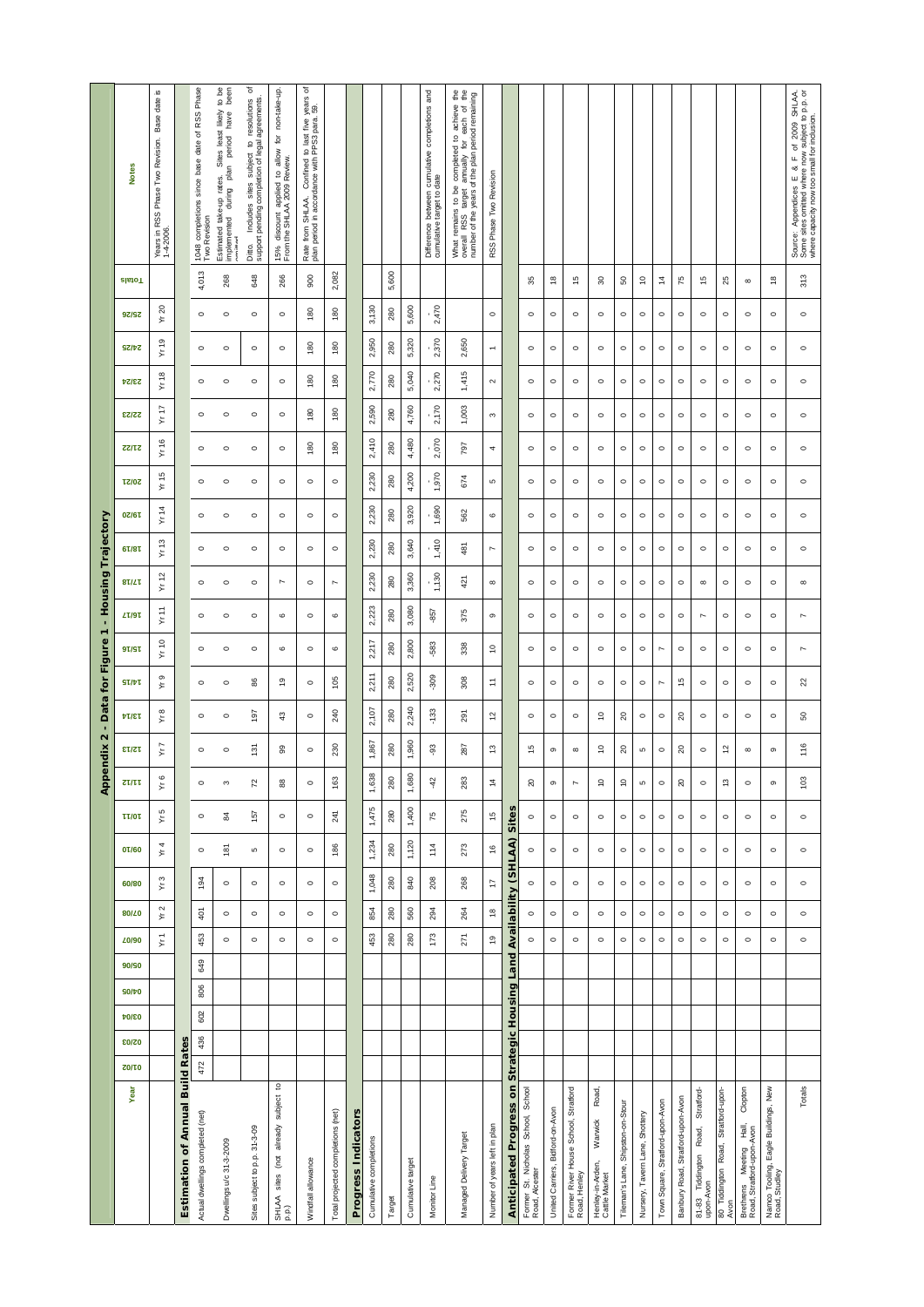# Appendix 2 - Data for Figure 1 - Housing Trajectory

| Year | 01/02 | 02/03 | 03/04 | 04/05 | 05/06 | 06/07 | 07/08 | 08/09 | 09/10 | 10/11 | 11/12 | 12/13 | 13/14 | 14/15 | 15/16 | 16/17 | 17/18 | 18/19 | 19/20 | 20/21 | 21/22 | 22/23 | 23/24 | 24/25 | 25/26 | Totals | Notes |
|---|---|---|---|---|---|---|---|---|---|---|---|---|---|---|---|---|---|---|---|---|---|---|---|---|---|---|---|
| | | | | | | Yr 1 | Yr 2 | Yr 3 | Yr 4 | Yr 5 | Yr 6 | Yr 7 | Yr 8 | Yr 9 | Yr 10 | Yr 11 | Yr 12 | Yr 13 | Yr 14 | Yr 15 | Yr 16 | Yr 17 | Yr 18 | Yr 19 | Yr 20 | | Years in RSS Phase Two Revision. Base date is 1-4-2006. |
| **Estimation of Annual Build Rates** | | | | | | | | | | | | | | | | | | | | | | | | | | | |
| Actual dwellings completed (net) | 472 | 436 | 602 | 806 | 649 | 453 | 401 | 194 | 0 | 0 | 0 | 0 | 0 | 0 | 0 | 0 | 0 | 0 | 0 | 0 | 0 | 0 | 0 | 0 | 0 | 4,013 | 1048 completions since base date of RSS Phase Two Revision |
| Dwellings u/c 31-3-2009 | | | | | | 0 | 0 | 0 | 181 | 84 | 3 | 0 | 0 | 0 | 0 | 0 | 0 | 0 | 0 | 0 | 0 | 0 | 0 | 0 | 0 | 268 | Estimated take-up rates. Sites least likely to be implemented during plan period have been omitted |
| Sites subject to p.p. 31-3-09 | | | | | | 0 | 0 | 0 | 5 | 157 | 72 | 131 | 197 | 86 | 0 | 0 | 0 | 0 | 0 | 0 | 0 | 0 | 0 | 0 | 0 | 648 | Ditto. Includes sites subject to resolutions of support pending completion of legal agreements. |
| SHLAA sites (not already subject to p.p.) | | | | | | 0 | 0 | 0 | 0 | 0 | 88 | 99 | 43 | 19 | 6 | 6 | 7 | 0 | 0 | 0 | 0 | 0 | 0 | 0 | 0 | 266 | 15% discount applied to allow for non-take-up. From the SHLAA 2009 Review. |
| Windfall allowance | | | | | | 0 | 0 | 0 | 0 | 0 | 0 | 0 | 0 | 0 | 0 | 0 | 0 | 0 | 0 | 0 | 180 | 180 | 180 | 180 | 180 | 900 | Rate from SHLAA. Confined to last five years of plan period in accordance with PPS3 para. 59. |
| Total projected completions (net) | | | | | | 0 | 0 | 0 | 186 | 241 | 163 | 230 | 240 | 105 | 6 | 6 | 7 | 0 | 0 | 0 | 180 | 180 | 180 | 180 | 180 | 2,082 | |
| **Progress Indicators** | | | | | | | | | | | | | | | | | | | | | | | | | | | |
| Cumulative completions | | | | | | 453 | 854 | 1,048 | 1,234 | 1,475 | 1,638 | 1,867 | 2,107 | 2,211 | 2,217 | 2,223 | 2,230 | 2,230 | 2,230 | 2,230 | 2,410 | 2,590 | 2,770 | 2,950 | 3,130 | | |
| Target | | | | | | 280 | 280 | 280 | 280 | 280 | 280 | 280 | 280 | 280 | 280 | 280 | 280 | 280 | 280 | 280 | 280 | 280 | 280 | 280 | 280 | 5,600 | |
| Cumulative target | | | | | | 280 | 560 | 840 | 1,120 | 1,400 | 1,680 | 1,960 | 2,240 | 2,520 | 2,800 | 3,080 | 3,360 | 3,640 | 3,920 | 4,200 | 4,480 | 4,760 | 5,040 | 5,320 | 5,600 | | |
| Monitor Line | | | | | | 173 | 294 | 208 | 114 | 75 | -42 | -93 | -133 | -309 | -583 | -857 | -1,130 | -1,410 | -1,690 | -1,970 | -2,070 | -2,170 | -2,270 | -2,370 | -2,470 | | Difference between cumulative completions and cumulative target to date |
| Managed Delivery Target | | | | | | 271 | 264 | 268 | 273 | 275 | 283 | 287 | 291 | 308 | 338 | 375 | 421 | 481 | 562 | 674 | 797 | 1,003 | 1,415 | 2,650 | | | What remains to be completed to achieve the overall RSS target annually for each of the number of the years of the plan period remaining |
| Number of years left in plan | | | | | | 19 | 18 | 17 | 16 | 15 | 14 | 13 | 12 | 11 | 10 | 9 | 8 | 7 | 6 | 5 | 4 | 3 | 2 | 1 | 0 | | RSS Phase Two Revision |
| **Anticipated Progress on Strategic Housing Land Availability (SHLAA) Sites** | | | | | | | | | | | | | | | | | | | | | | | | | | | |
| Former St. Nicholas School, School Road, Alcester | | | | | | 0 | 0 | 0 | 0 | 0 | 20 | 15 | 0 | 0 | 0 | 0 | 0 | 0 | 0 | 0 | 0 | 0 | 0 | 0 | 0 | 35 | |
| United Carriers, Bidford-on-Avon | | | | | | 0 | 0 | 0 | 0 | 0 | 9 | 9 | 0 | 0 | 0 | 0 | 0 | 0 | 0 | 0 | 0 | 0 | 0 | 0 | 0 | 18 | |
| Former River House School, Stratford Road, Henley | | | | | | 0 | 0 | 0 | 0 | 0 | 7 | 8 | 0 | 0 | 0 | 0 | 0 | 0 | 0 | 0 | 0 | 0 | 0 | 0 | 0 | 15 | |
| Henley-in-Arden, Warwick Road, Cattle Market | | | | | | 0 | 0 | 0 | 0 | 0 | 10 | 10 | 10 | 0 | 0 | 0 | 0 | 0 | 0 | 0 | 0 | 0 | 0 | 0 | 0 | 30 | |
| Tileman's Lane, Shipston-on-Stour | | | | | | 0 | 0 | 0 | 0 | 0 | 10 | 20 | 20 | 0 | 0 | 0 | 0 | 0 | 0 | 0 | 0 | 0 | 0 | 0 | 0 | 50 | |
| Nursery, Tavern Lane, Shottery | | | | | | 0 | 0 | 0 | 0 | 0 | 5 | 5 | 0 | 0 | 0 | 0 | 0 | 0 | 0 | 0 | 0 | 0 | 0 | 0 | 0 | 10 | |
| Town Square, Stratford-upon-Avon | | | | | | 0 | 0 | 0 | 0 | 0 | 0 | 0 | 0 | 7 | 7 | 0 | 0 | 0 | 0 | 0 | 0 | 0 | 0 | 0 | 0 | 14 | |
| Banbury Road, Stratford-upon-Avon | | | | | | 0 | 0 | 0 | 0 | 0 | 20 | 20 | 20 | 15 | 0 | 0 | 0 | 0 | 0 | 0 | 0 | 0 | 0 | 0 | 0 | 75 | |
| 81-83 Tiddington Road, Stratford-upon-Avon | | | | | | 0 | 0 | 0 | 0 | 0 | 0 | 0 | 0 | 0 | 0 | 7 | 8 | 0 | 0 | 0 | 0 | 0 | 0 | 0 | 0 | 15 | |
| 80 Tiddington Road, Stratford-upon-Avon | | | | | | 0 | 0 | 0 | 0 | 0 | 13 | 12 | 0 | 0 | 0 | 0 | 0 | 0 | 0 | 0 | 0 | 0 | 0 | 0 | 0 | 25 | |
| Brethrens Meeting Hall, Clopton Road, Stratford-upon-Avon | | | | | | 0 | 0 | 0 | 0 | 0 | 0 | 8 | 0 | 0 | 0 | 0 | 0 | 0 | 0 | 0 | 0 | 0 | 0 | 0 | 0 | 8 | |
| Namco Tooling, Eagle Buildings, New Road, Studley | | | | | | 0 | 0 | 0 | 0 | 0 | 9 | 9 | 0 | 0 | 0 | 0 | 0 | 0 | 0 | 0 | 0 | 0 | 0 | 0 | 0 | 18 | |
| Totals | | | | | | 0 | 0 | 0 | 0 | 0 | 103 | 116 | 50 | 22 | 7 | 7 | 8 | 0 | 0 | 0 | 0 | 0 | 0 | 0 | 0 | 313 | Source: Appendices E & F of 2009 SHLAA. Some sites omitted where now subject to p.p. or where capacity now too small for inclusion. |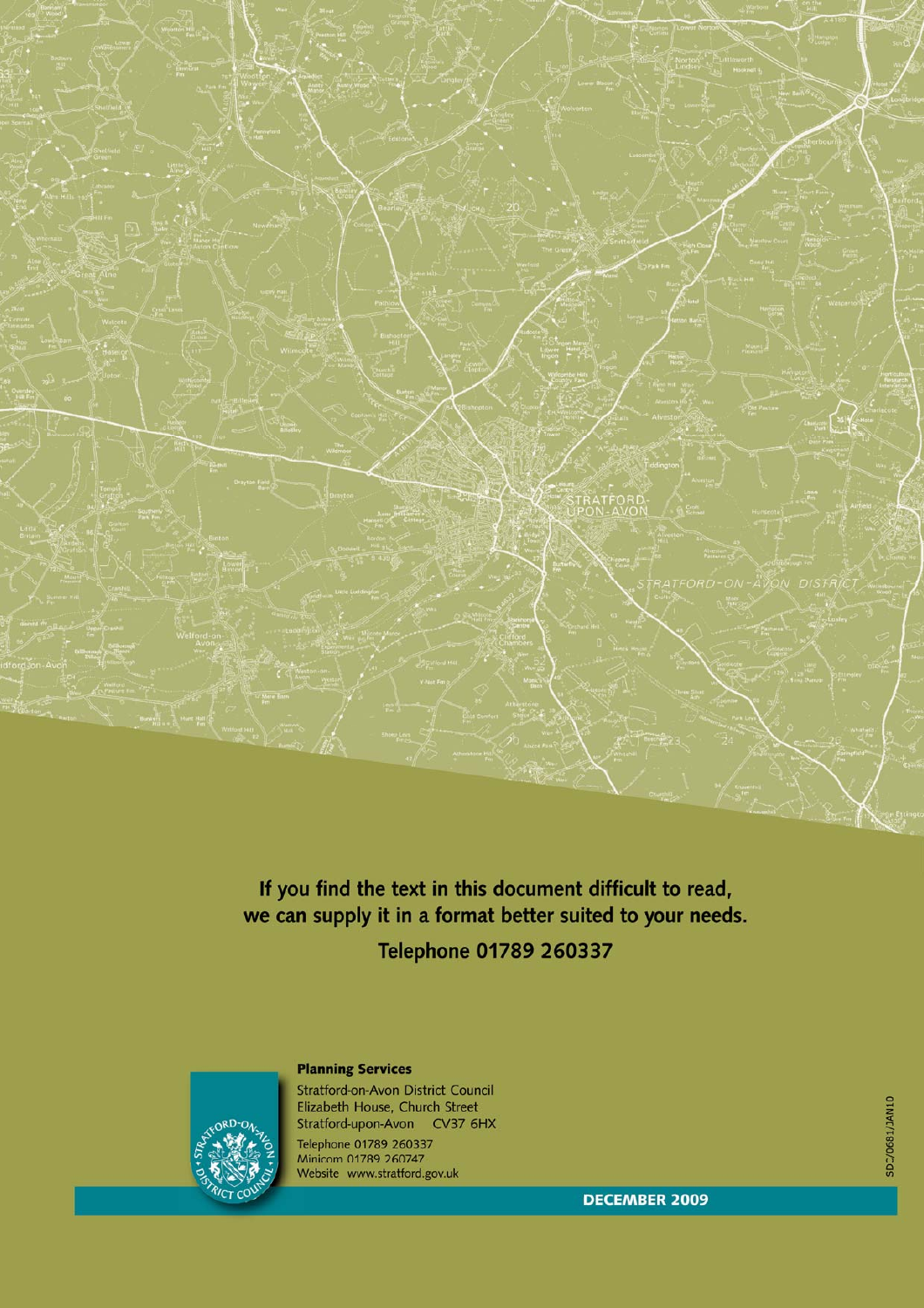**If you find the text in this document difficult to read, we can supply it in a format better suited to your needs.**

**Telephone 01789 260337**

**Planning Services**

Stratford-on-Avon District Council
Elizabeth House, Church Street
Stratford-upon-Avon CV37 6HX

Telephone 01789 260337
Minicom 01789 260747
Website www.stratford.gov.uk

**DECEMBER 2009**

SDC/0681/JAN10